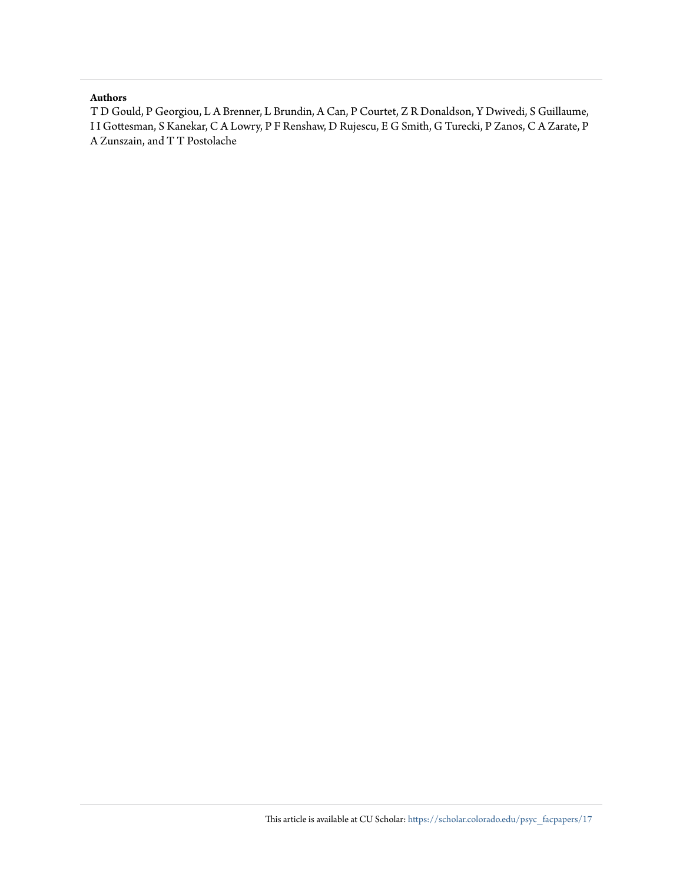**Authors**

T D Gould, P Georgiou, L A Brenner, L Brundin, A Can, P Courtet, Z R Donaldson, Y Dwivedi, S Guillaume, I I Gottesman, S Kanekar, C A Lowry, P F Renshaw, D Rujescu, E G Smith, G Turecki, P Zanos, C A Zarate, P A Zunszain, and T T Postolache

This article is available at CU Scholar: https://scholar.colorado.edu/psyc_facpapers/17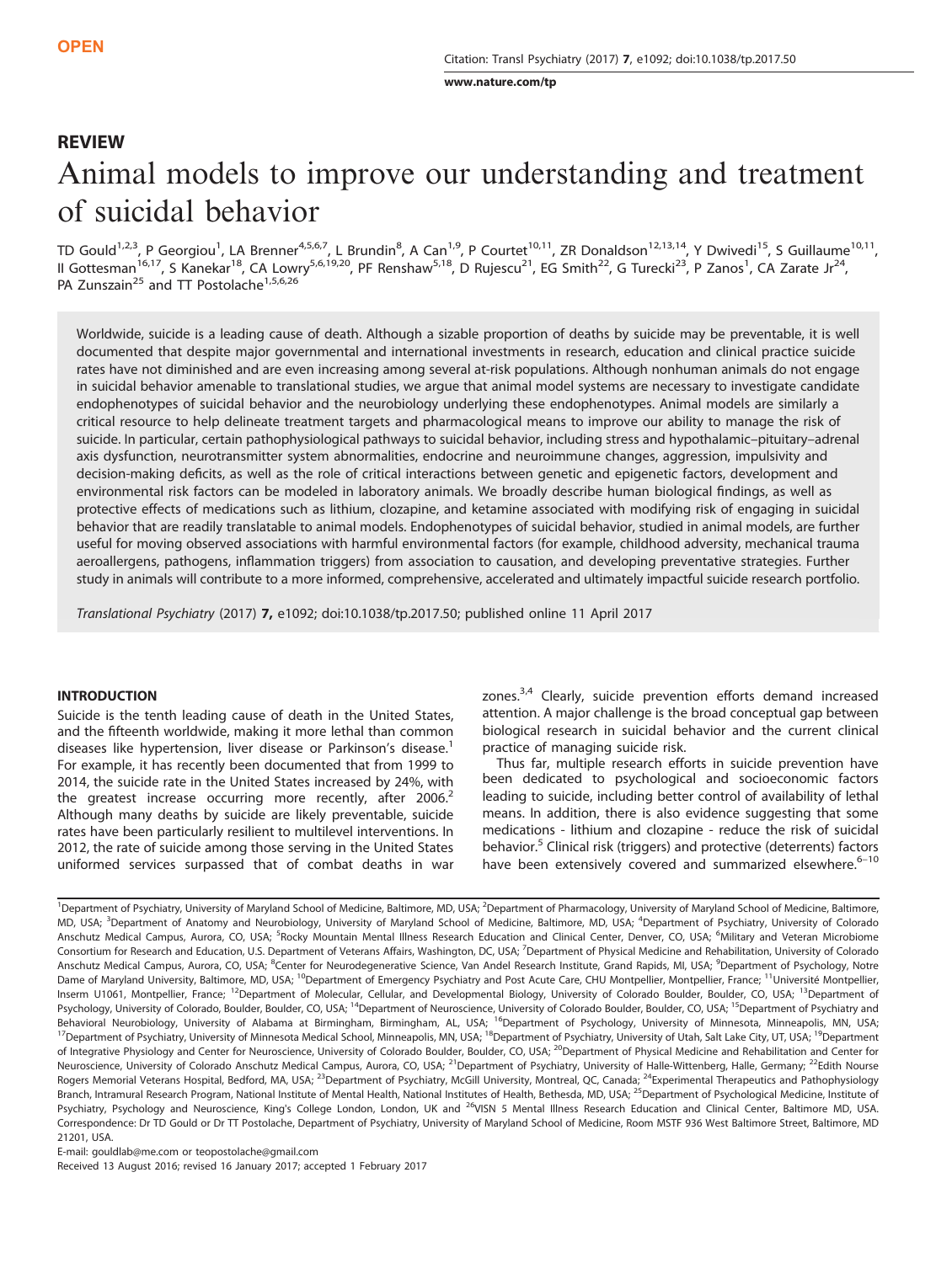OPEN

# REVIEW

# Animal models to improve our understanding and treatment of suicidal behavior

TD Gould[1,2,3], P Georgiou[1], LA Brenner[4,5,6,7], L Brundin[8], A Can[1,9], P Courtet[10,11], ZR Donaldson[12,13,14], Y Dwivedi[15], S Guillaume[10,11], II Gottesman[16,17], S Kanekar[18], CA Lowry[5,6,19,20], PF Renshaw[5,18], D Rujescu[21], EG Smith[22], G Turecki[23], P Zanos[1], CA Zarate Jr[24], PA Zunszain[25] and TT Postolache[1,5,6,26]

Worldwide, suicide is a leading cause of death. Although a sizable proportion of deaths by suicide may be preventable, it is well documented that despite major governmental and international investments in research, education and clinical practice suicide rates have not diminished and are even increasing among several at-risk populations. Although nonhuman animals do not engage in suicidal behavior amenable to translational studies, we argue that animal model systems are necessary to investigate candidate endophenotypes of suicidal behavior and the neurobiology underlying these endophenotypes. Animal models are similarly a critical resource to help delineate treatment targets and pharmacological means to improve our ability to manage the risk of suicide. In particular, certain pathophysiological pathways to suicidal behavior, including stress and hypothalamic–pituitary–adrenal axis dysfunction, neurotransmitter system abnormalities, endocrine and neuroimmune changes, aggression, impulsivity and decision-making deficits, as well as the role of critical interactions between genetic and epigenetic factors, development and environmental risk factors can be modeled in laboratory animals. We broadly describe human biological findings, as well as protective effects of medications such as lithium, clozapine, and ketamine associated with modifying risk of engaging in suicidal behavior that are readily translatable to animal models. Endophenotypes of suicidal behavior, studied in animal models, are further useful for moving observed associations with harmful environmental factors (for example, childhood adversity, mechanical trauma aeroallergens, pathogens, inflammation triggers) from association to causation, and developing preventative strategies. Further study in animals will contribute to a more informed, comprehensive, accelerated and ultimately impactful suicide research portfolio.

*Translational Psychiatry* (2017) **7,** e1092; doi:10.1038/tp.2017.50; published online 11 April 2017

## INTRODUCTION

Suicide is the tenth leading cause of death in the United States, and the fifteenth worldwide, making it more lethal than common diseases like hypertension, liver disease or Parkinson's disease.[1] For example, it has recently been documented that from 1999 to 2014, the suicide rate in the United States increased by 24%, with the greatest increase occurring more recently, after 2006.[2] Although many deaths by suicide are likely preventable, suicide rates have been particularly resilient to multilevel interventions. In 2012, the rate of suicide among those serving in the United States uniformed services surpassed that of combat deaths in war zones.[3,4] Clearly, suicide prevention efforts demand increased attention. A major challenge is the broad conceptual gap between biological research in suicidal behavior and the current clinical practice of managing suicide risk.

Thus far, multiple research efforts in suicide prevention have been dedicated to psychological and socioeconomic factors leading to suicide, including better control of availability of lethal means. In addition, there is also evidence suggesting that some medications - lithium and clozapine - reduce the risk of suicidal behavior.[5] Clinical risk (triggers) and protective (deterrents) factors have been extensively covered and summarized elsewhere.[6–10]

[1]Department of Psychiatry, University of Maryland School of Medicine, Baltimore, MD, USA; [2]Department of Pharmacology, University of Maryland School of Medicine, Baltimore, MD, USA; [3]Department of Anatomy and Neurobiology, University of Maryland School of Medicine, Baltimore, MD, USA; [4]Department of Psychiatry, University of Colorado Anschutz Medical Campus, Aurora, CO, USA; [5]Rocky Mountain Mental Illness Research Education and Clinical Center, Denver, CO, USA; [6]Military and Veteran Microbiome Consortium for Research and Education, U.S. Department of Veterans Affairs, Washington, DC, USA; [7]Department of Physical Medicine and Rehabilitation, University of Colorado Anschutz Medical Campus, Aurora, CO, USA; [8]Center for Neurodegenerative Science, Van Andel Research Institute, Grand Rapids, MI, USA; [9]Department of Psychology, Notre Dame of Maryland University, Baltimore, MD, USA; [10]Department of Emergency Psychiatry and Post Acute Care, CHU Montpellier, Montpellier, France; [11]Université Montpellier, Inserm U1061, Montpellier, France; [12]Department of Molecular, Cellular, and Developmental Biology, University of Colorado Boulder, Boulder, CO, USA; [13]Department of Psychology, University of Colorado, Boulder, Boulder, CO, USA; [14]Department of Neuroscience, University of Colorado Boulder, Boulder, CO, USA; [15]Department of Psychiatry and Behavioral Neurobiology, University of Alabama at Birmingham, Birmingham, AL, USA; [16]Department of Psychology, University of Minnesota, Minneapolis, MN, USA; [17]Department of Psychiatry, University of Minnesota Medical School, Minneapolis, MN, USA; [18]Department of Psychiatry, University of Utah, Salt Lake City, UT, USA; [19]Department of Integrative Physiology and Center for Neuroscience, University of Colorado Boulder, Boulder, CO, USA; [20]Department of Physical Medicine and Rehabilitation and Center for Neuroscience, University of Colorado Anschutz Medical Campus, Aurora, CO, USA; [21]Department of Psychiatry, University of Halle-Wittenberg, Halle, Germany; [22]Edith Nourse Rogers Memorial Veterans Hospital, Bedford, MA, USA; [23]Department of Psychiatry, McGill University, Montreal, QC, Canada; [24]Experimental Therapeutics and Pathophysiology Branch, Intramural Research Program, National Institute of Mental Health, National Institutes of Health, Bethesda, MD, USA; [25]Department of Psychological Medicine, Institute of Psychiatry, Psychology and Neuroscience, King's College London, London, UK and [26]VISN 5 Mental Illness Research Education and Clinical Center, Baltimore MD, USA. Correspondence: Dr TD Gould or Dr TT Postolache, Department of Psychiatry, University of Maryland School of Medicine, Room MSTF 936 West Baltimore Street, Baltimore, MD 21201, USA.

E-mail: gouldlab@me.com or teopostolache@gmail.com

Received 13 August 2016; revised 16 January 2017; accepted 1 February 2017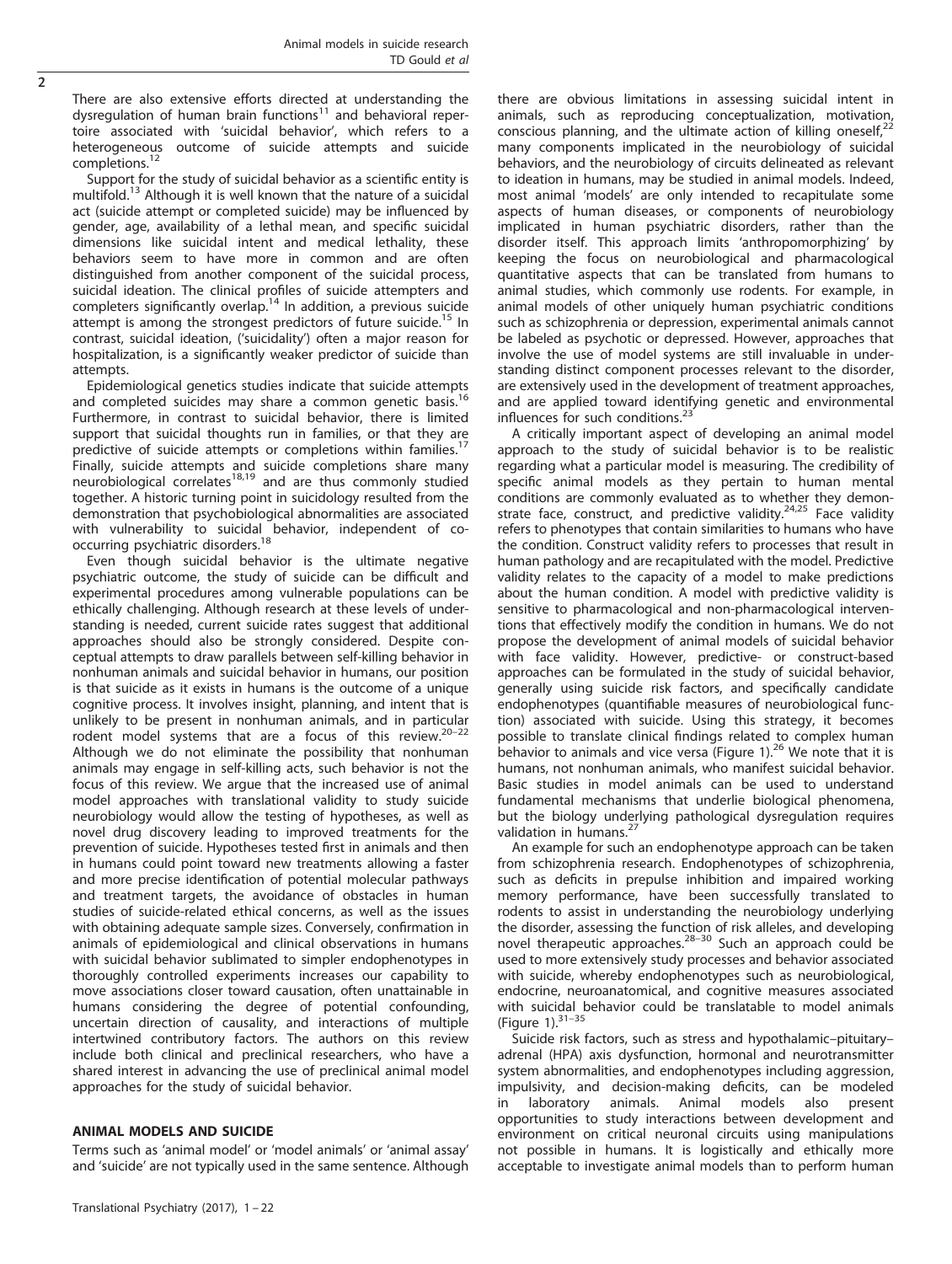There are also extensive efforts directed at understanding the dysregulation of human brain functions[11] and behavioral repertoire associated with 'suicidal behavior', which refers to a heterogeneous outcome of suicide attempts and suicide completions.[12]

Support for the study of suicidal behavior as a scientific entity is multifold.[13] Although it is well known that the nature of a suicidal act (suicide attempt or completed suicide) may be influenced by gender, age, availability of a lethal mean, and specific suicidal dimensions like suicidal intent and medical lethality, these behaviors seem to have more in common and are often distinguished from another component of the suicidal process, suicidal ideation. The clinical profiles of suicide attempters and completers significantly overlap.[14] In addition, a previous suicide attempt is among the strongest predictors of future suicide.[15] In contrast, suicidal ideation, ('suicidality') often a major reason for hospitalization, is a significantly weaker predictor of suicide than attempts.

Epidemiological genetics studies indicate that suicide attempts and completed suicides may share a common genetic basis.[16] Furthermore, in contrast to suicidal behavior, there is limited support that suicidal thoughts run in families, or that they are predictive of suicide attempts or completions within families.[17] Finally, suicide attempts and suicide completions share many neurobiological correlates[18,19] and are thus commonly studied together. A historic turning point in suicidology resulted from the demonstration that psychobiological abnormalities are associated with vulnerability to suicidal behavior, independent of co-occurring psychiatric disorders.[18]

Even though suicidal behavior is the ultimate negative psychiatric outcome, the study of suicide can be difficult and experimental procedures among vulnerable populations can be ethically challenging. Although research at these levels of understanding is needed, current suicide rates suggest that additional approaches should also be strongly considered. Despite conceptual attempts to draw parallels between self-killing behavior in nonhuman animals and suicidal behavior in humans, our position is that suicide as it exists in humans is the outcome of a unique cognitive process. It involves insight, planning, and intent that is unlikely to be present in nonhuman animals, and in particular rodent model systems that are a focus of this review.[20–22] Although we do not eliminate the possibility that nonhuman animals may engage in self-killing acts, such behavior is not the focus of this review. We argue that the increased use of animal model approaches with translational validity to study suicide neurobiology would allow the testing of hypotheses, as well as novel drug discovery leading to improved treatments for the prevention of suicide. Hypotheses tested first in animals and then in humans could point toward new treatments allowing a faster and more precise identification of potential molecular pathways and treatment targets, the avoidance of obstacles in human studies of suicide-related ethical concerns, as well as the issues with obtaining adequate sample sizes. Conversely, confirmation in animals of epidemiological and clinical observations in humans with suicidal behavior sublimated to simpler endophenotypes in thoroughly controlled experiments increases our capability to move associations closer toward causation, often unattainable in humans considering the degree of potential confounding, uncertain direction of causality, and interactions of multiple intertwined contributory factors. The authors on this review include both clinical and preclinical researchers, who have a shared interest in advancing the use of preclinical animal model approaches for the study of suicidal behavior.

## ANIMAL MODELS AND SUICIDE

Terms such as 'animal model' or 'model animals' or 'animal assay' and 'suicide' are not typically used in the same sentence. Although there are obvious limitations in assessing suicidal intent in animals, such as reproducing conceptualization, motivation, conscious planning, and the ultimate action of killing oneself,[22] many components implicated in the neurobiology of suicidal behaviors, and the neurobiology of circuits delineated as relevant to ideation in humans, may be studied in animal models. Indeed, most animal 'models' are only intended to recapitulate some aspects of human diseases, or components of neurobiology implicated in human psychiatric disorders, rather than the disorder itself. This approach limits 'anthropomorphizing' by keeping the focus on neurobiological and pharmacological quantitative aspects that can be translated from humans to animal studies, which commonly use rodents. For example, in animal models of other uniquely human psychiatric conditions such as schizophrenia or depression, experimental animals cannot be labeled as psychotic or depressed. However, approaches that involve the use of model systems are still invaluable in understanding distinct component processes relevant to the disorder, are extensively used in the development of treatment approaches, and are applied toward identifying genetic and environmental influences for such conditions.[23]

A critically important aspect of developing an animal model approach to the study of suicidal behavior is to be realistic regarding what a particular model is measuring. The credibility of specific animal models as they pertain to human mental conditions are commonly evaluated as to whether they demonstrate face, construct, and predictive validity.[24,25] Face validity refers to phenotypes that contain similarities to humans who have the condition. Construct validity refers to processes that result in human pathology and are recapitulated with the model. Predictive validity relates to the capacity of a model to make predictions about the human condition. A model with predictive validity is sensitive to pharmacological and non-pharmacological interventions that effectively modify the condition in humans. We do not propose the development of animal models of suicidal behavior with face validity. However, predictive- or construct-based approaches can be formulated in the study of suicidal behavior, generally using suicide risk factors, and specifically candidate endophenotypes (quantifiable measures of neurobiological function) associated with suicide. Using this strategy, it becomes possible to translate clinical findings related to complex human behavior to animals and vice versa (Figure 1).[26] We note that it is humans, not nonhuman animals, who manifest suicidal behavior. Basic studies in model animals can be used to understand fundamental mechanisms that underlie biological phenomena, but the biology underlying pathological dysregulation requires validation in humans.[27]

An example for such an endophenotype approach can be taken from schizophrenia research. Endophenotypes of schizophrenia, such as deficits in prepulse inhibition and impaired working memory performance, have been successfully translated to rodents to assist in understanding the neurobiology underlying the disorder, assessing the function of risk alleles, and developing novel therapeutic approaches.[28–30] Such an approach could be used to more extensively study processes and behavior associated with suicide, whereby endophenotypes such as neurobiological, endocrine, neuroanatomical, and cognitive measures associated with suicidal behavior could be translatable to model animals (Figure 1).[31–35]

Suicide risk factors, such as stress and hypothalamic–pituitary–adrenal (HPA) axis dysfunction, hormonal and neurotransmitter system abnormalities, and endophenotypes including aggression, impulsivity, and decision-making deficits, can be modeled in laboratory animals. Animal models also present opportunities to study interactions between development and environment on critical neuronal circuits using manipulations not possible in humans. It is logistically and ethically more acceptable to investigate animal models than to perform human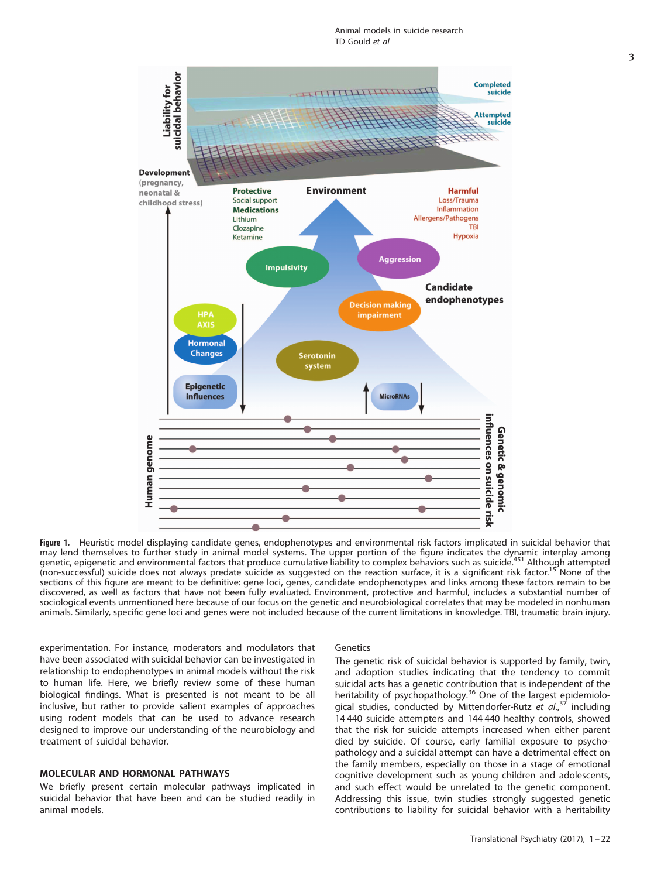Liability for suicidal behavior

Completed suicide

Attempted suicide

Development (pregnancy, neonatal & childhood stress)

Environment

Protective
Social support

Medications
Lithium
Clozapine
Ketamine

Harmful
Loss/Trauma
Inflammation
Allergens/Pathogens
TBI
Hypoxia

Impulsivity

Aggression

Candidate endophenotypes

Decision making impairment

HPA AXIS

Hormonal Changes

Serotonin system

Epigenetic influences

MicroRNAs

Human genome

Genetic & genomic influences on suicide risk

**Figure 1.** Heuristic model displaying candidate genes, endophenotypes and environmental risk factors implicated in suicidal behavior that may lend themselves to further study in animal model systems. The upper portion of the figure indicates the dynamic interplay among genetic, epigenetic and environmental factors that produce cumulative liability to complex behaviors such as suicide.[451] Although attempted (non-successful) suicide does not always predate suicide as suggested on the reaction surface, it is a significant risk factor.[15] None of the sections of this figure are meant to be definitive: gene loci, genes, candidate endophenotypes and links among these factors remain to be discovered, as well as factors that have not been fully evaluated. Environment, protective and harmful, includes a substantial number of sociological events unmentioned here because of our focus on the genetic and neurobiological correlates that may be modeled in nonhuman animals. Similarly, specific gene loci and genes were not included because of the current limitations in knowledge. TBI, traumatic brain injury.

experimentation. For instance, moderators and modulators that have been associated with suicidal behavior can be investigated in relationship to endophenotypes in animal models without the risk to human life. Here, we briefly review some of these human biological findings. What is presented is not meant to be all inclusive, but rather to provide salient examples of approaches using rodent models that can be used to advance research designed to improve our understanding of the neurobiology and treatment of suicidal behavior.

## MOLECULAR AND HORMONAL PATHWAYS

We briefly present certain molecular pathways implicated in suicidal behavior that have been and can be studied readily in animal models.

### Genetics

The genetic risk of suicidal behavior is supported by family, twin, and adoption studies indicating that the tendency to commit suicidal acts has a genetic contribution that is independent of the heritability of psychopathology.[36] One of the largest epidemiological studies, conducted by Mittendorfer-Rutz *et al.*,[37] including 14 440 suicide attempters and 144 440 healthy controls, showed that the risk for suicide attempts increased when either parent died by suicide. Of course, early familial exposure to psychopathology and a suicidal attempt can have a detrimental effect on the family members, especially on those in a stage of emotional cognitive development such as young children and adolescents, and such effect would be unrelated to the genetic component. Addressing this issue, twin studies strongly suggested genetic contributions to liability for suicidal behavior with a heritability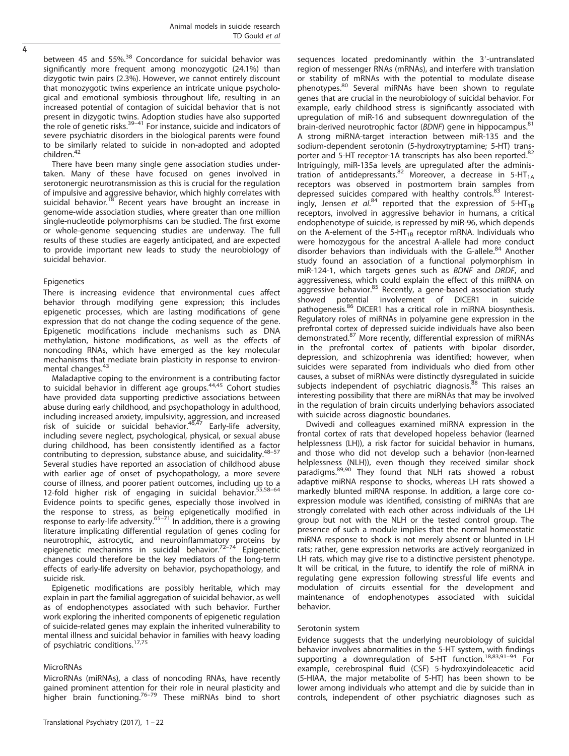between 45 and 55%.[38] Concordance for suicidal behavior was significantly more frequent among monozygotic (24.1%) than dizygotic twin pairs (2.3%). However, we cannot entirely discount that monozygotic twins experience an intricate unique psychological and emotional symbiosis throughout life, resulting in an increased potential of contagion of suicidal behavior that is not present in dizygotic twins. Adoption studies have also supported the role of genetic risks.[39–41] For instance, suicide and indicators of severe psychiatric disorders in the biological parents were found to be similarly related to suicide in non-adopted and adopted children.[42]

There have been many single gene association studies undertaken. Many of these have focused on genes involved in serotonergic neurotransmission as this is crucial for the regulation of impulsive and aggressive behavior, which highly correlates with suicidal behavior.[18] Recent years have brought an increase in genome-wide association studies, where greater than one million single-nucleotide polymorphisms can be studied. The first exome or whole-genome sequencing studies are underway. The full results of these studies are eagerly anticipated, and are expected to provide important new leads to study the neurobiology of suicidal behavior.

### Epigenetics

There is increasing evidence that environmental cues affect behavior through modifying gene expression; this includes epigenetic processes, which are lasting modifications of gene expression that do not change the coding sequence of the gene. Epigenetic modifications include mechanisms such as DNA methylation, histone modifications, as well as the effects of noncoding RNAs, which have emerged as the key molecular mechanisms that mediate brain plasticity in response to environmental changes.[43]

Maladaptive coping to the environment is a contributing factor to suicidal behavior in different age groups.[44,45] Cohort studies have provided data supporting predictive associations between abuse during early childhood, and psychopathology in adulthood, including increased anxiety, impulsivity, aggression, and increased risk of suicide or suicidal behavior.[46,47] Early-life adversity, including severe neglect, psychological, physical, or sexual abuse during childhood, has been consistently identified as a factor contributing to depression, substance abuse, and suicidality.[48–57] Several studies have reported an association of childhood abuse with earlier age of onset of psychopathology, a more severe course of illness, and poorer patient outcomes, including up to a 12-fold higher risk of engaging in suicidal behavior.[55,58–64] Evidence points to specific genes, especially those involved in the response to stress, as being epigenetically modified in response to early-life adversity.[65–71] In addition, there is a growing literature implicating differential regulation of genes coding for neurotrophic, astrocytic, and neuroinflammatory proteins by epigenetic mechanisms in suicidal behavior.[72–74] Epigenetic changes could therefore be the key mediators of the long-term effects of early-life adversity on behavior, psychopathology, and suicide risk.

Epigenetic modifications are possibly heritable, which may explain in part the familial aggregation of suicidal behavior, as well as of endophenotypes associated with such behavior. Further work exploring the inherited components of epigenetic regulation of suicide-related genes may explain the inherited vulnerability to mental illness and suicidal behavior in families with heavy loading of psychiatric conditions.[17,75]

### MicroRNAs

MicroRNAs (miRNAs), a class of noncoding RNAs, have recently gained prominent attention for their role in neural plasticity and higher brain functioning.[76–79] These miRNAs bind to short sequences located predominantly within the 3′-untranslated region of messenger RNAs (mRNAs), and interfere with translation or stability of mRNAs with the potential to modulate disease phenotypes.[80] Several miRNAs have been shown to regulate genes that are crucial in the neurobiology of suicidal behavior. For example, early childhood stress is significantly associated with upregulation of miR-16 and subsequent downregulation of the brain-derived neurotrophic factor (*BDNF*) gene in hippocampus.[81] A strong miRNA-target interaction between miR-135 and the sodium-dependent serotonin (5-hydroxytryptamine; 5-HT) transporter and 5-HT receptor-1A transcripts has also been reported.[82] Intriguingly, miR-135a levels are upregulated after the administration of antidepressants.[82] Moreover, a decrease in 5-HT$_{1A}$ receptors was observed in postmortem brain samples from depressed suicides compared with healthy controls.[83] Interestingly, Jensen *et al.*[84] reported that the expression of 5-HT$_{1B}$ receptors, involved in aggressive behavior in humans, a critical endophenotype of suicide, is repressed by miR-96, which depends on the A-element of the 5-HT$_{1B}$ receptor mRNA. Individuals who were homozygous for the ancestral A-allele had more conduct disorder behaviors than individuals with the G-allele.[84] Another study found an association of a functional polymorphism in miR-124-1, which targets genes such as *BDNF* and *DRDF*, and aggressiveness, which could explain the effect of this miRNA on aggressive behavior.[85] Recently, a gene-based association study showed potential involvement of DICER1 in suicide pathogenesis.[86] DICER1 has a critical role in miRNA biosynthesis. Regulatory roles of miRNAs in polyamine gene expression in the prefrontal cortex of depressed suicide individuals have also been demonstrated.[87] More recently, differential expression of miRNAs in the prefrontal cortex of patients with bipolar disorder, depression, and schizophrenia was identified; however, when suicides were separated from individuals who died from other causes, a subset of miRNAs were distinctly dysregulated in suicide subjects independent of psychiatric diagnosis.[88] This raises an interesting possibility that there are miRNAs that may be involved in the regulation of brain circuits underlying behaviors associated with suicide across diagnostic boundaries.

Dwivedi and colleagues examined miRNA expression in the frontal cortex of rats that developed hopeless behavior (learned helplessness (LH)), a risk factor for suicidal behavior in humans, and those who did not develop such a behavior (non-learned helplessness (NLH)), even though they received similar shock paradigms.[89,90] They found that NLH rats showed a robust adaptive miRNA response to shocks, whereas LH rats showed a markedly blunted miRNA response. In addition, a large core co-expression module was identified, consisting of miRNAs that are strongly correlated with each other across individuals of the LH group but not with the NLH or the tested control group. The presence of such a module implies that the normal homeostatic miRNA response to shock is not merely absent or blunted in LH rats; rather, gene expression networks are actively reorganized in LH rats, which may give rise to a distinctive persistent phenotype. It will be critical, in the future, to identify the role of miRNA in regulating gene expression following stressful life events and modulation of circuits essential for the development and maintenance of endophenotypes associated with suicidal behavior.

### Serotonin system

Evidence suggests that the underlying neurobiology of suicidal behavior involves abnormalities in the 5-HT system, with findings supporting a downregulation of 5-HT function.[18,83,91–94] For example, cerebrospinal fluid (CSF) 5-hydroxyindoleacetic acid (5-HIAA, the major metabolite of 5-HT) has been shown to be lower among individuals who attempt and die by suicide than in controls, independent of other psychiatric diagnoses such as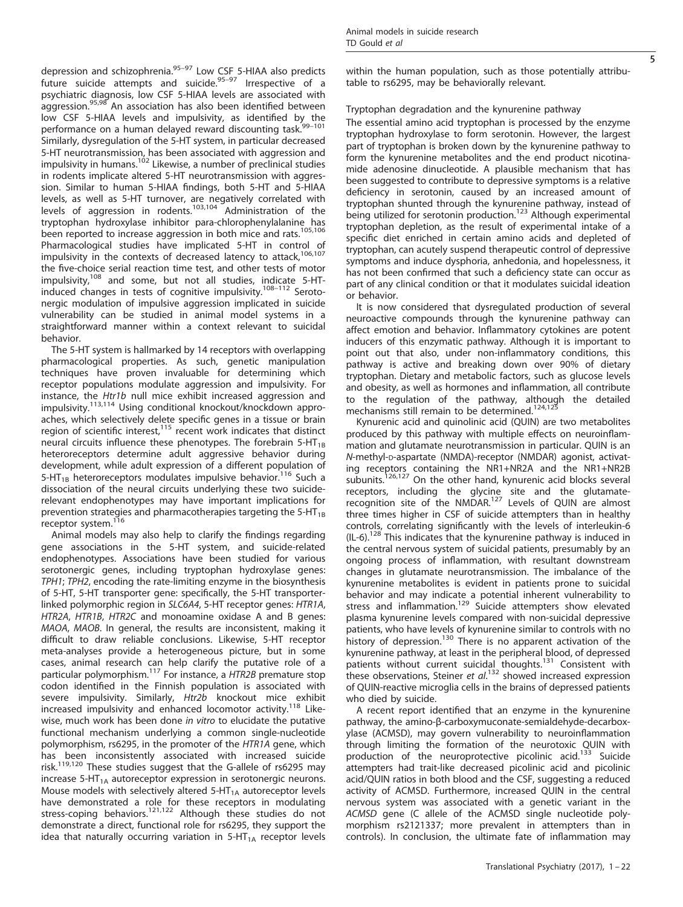depression and schizophrenia.[95–97] Low CSF 5-HIAA also predicts future suicide attempts and suicide.[95–97] Irrespective of a psychiatric diagnosis, low CSF 5-HIAA levels are associated with aggression.[95,98] An association has also been identified between low CSF 5-HIAA levels and impulsivity, as identified by the performance on a human delayed reward discounting task.[99–101] Similarly, dysregulation of the 5-HT system, in particular decreased 5-HT neurotransmission, has been associated with aggression and impulsivity in humans.[102] Likewise, a number of preclinical studies in rodents implicate altered 5-HT neurotransmission with aggression. Similar to human 5-HIAA findings, both 5-HT and 5-HIAA levels, as well as 5-HT turnover, are negatively correlated with levels of aggression in rodents.[103,104] Administration of the tryptophan hydroxylase inhibitor para-chlorophenylalanine has been reported to increase aggression in both mice and rats.[105,106] Pharmacological studies have implicated 5-HT in control of impulsivity in the contexts of decreased latency to attack,[106,107] the five-choice serial reaction time test, and other tests of motor impulsivity,[108] and some, but not all studies, indicate 5-HT-induced changes in tests of cognitive impulsivity.[108–112] Serotonergic modulation of impulsive aggression implicated in suicide vulnerability can be studied in animal model systems in a straightforward manner within a context relevant to suicidal behavior.

The 5-HT system is hallmarked by 14 receptors with overlapping pharmacological properties. As such, genetic manipulation techniques have proven invaluable for determining which receptor populations modulate aggression and impulsivity. For instance, the *Htr1b* null mice exhibit increased aggression and impulsivity.[113,114] Using conditional knockout/knockdown approaches, which selectively delete specific genes in a tissue or brain region of scientific interest,[115] recent work indicates that distinct neural circuits influence these phenotypes. The forebrain 5-HT$_{1B}$ heteroreceptors determine adult aggressive behavior during development, while adult expression of a different population of 5-HT$_{1B}$ heteroreceptors modulates impulsive behavior.[116] Such a dissociation of the neural circuits underlying these two suicide-relevant endophenotypes may have important implications for prevention strategies and pharmacotherapies targeting the 5-HT$_{1B}$ receptor system.[116]

Animal models may also help to clarify the findings regarding gene associations in the 5-HT system, and suicide-related endophenotypes. Associations have been studied for various serotonergic genes, including tryptophan hydroxylase genes: *TPH1*; *TPH2*, encoding the rate-limiting enzyme in the biosynthesis of 5-HT, 5-HT transporter gene: specifically, the 5-HT transporter-linked polymorphic region in *SLC6A4*, 5-HT receptor genes: *HTR1A*, *HTR2A*, *HTR1B*, *HTR2C* and monoamine oxidase A and B genes: *MAOA*, *MAOB*. In general, the results are inconsistent, making it difficult to draw reliable conclusions. Likewise, 5-HT receptor meta-analyses provide a heterogeneous picture, but in some cases, animal research can help clarify the putative role of a particular polymorphism.[117] For instance, a *HTR2B* premature stop codon identified in the Finnish population is associated with severe impulsivity. Similarly, *Htr2b* knockout mice exhibit increased impulsivity and enhanced locomotor activity.[118] Likewise, much work has been done *in vitro* to elucidate the putative functional mechanism underlying a common single-nucleotide polymorphism, rs6295, in the promoter of the *HTR1A* gene, which has been inconsistently associated with increased suicide risk.[119,120] These studies suggest that the G-allele of rs6295 may increase 5-HT$_{1A}$ autoreceptor expression in serotonergic neurons. Mouse models with selectively altered 5-HT$_{1A}$ autoreceptor levels have demonstrated a role for these receptors in modulating stress-coping behaviors.[121,122] Although these studies do not demonstrate a direct, functional role for rs6295, they support the idea that naturally occurring variation in 5-HT$_{1A}$ receptor levels within the human population, such as those potentially attributable to rs6295, may be behaviorally relevant.

### Tryptophan degradation and the kynurenine pathway

The essential amino acid tryptophan is processed by the enzyme tryptophan hydroxylase to form serotonin. However, the largest part of tryptophan is broken down by the kynurenine pathway to form the kynurenine metabolites and the end product nicotinamide adenosine dinucleotide. A plausible mechanism that has been suggested to contribute to depressive symptoms is a relative deficiency in serotonin, caused by an increased amount of tryptophan shunted through the kynurenine pathway, instead of being utilized for serotonin production.[123] Although experimental tryptophan depletion, as the result of experimental intake of a specific diet enriched in certain amino acids and depleted of tryptophan, can acutely suspend therapeutic control of depressive symptoms and induce dysphoria, anhedonia, and hopelessness, it has not been confirmed that such a deficiency state can occur as part of any clinical condition or that it modulates suicidal ideation or behavior.

It is now considered that dysregulated production of several neuroactive compounds through the kynurenine pathway can affect emotion and behavior. Inflammatory cytokines are potent inducers of this enzymatic pathway. Although it is important to point out that also, under non-inflammatory conditions, this pathway is active and breaking down over 90% of dietary tryptophan. Dietary and metabolic factors, such as glucose levels and obesity, as well as hormones and inflammation, all contribute to the regulation of the pathway, although the detailed mechanisms still remain to be determined.[124,125]

Kynurenic acid and quinolinic acid (QUIN) are two metabolites produced by this pathway with multiple effects on neuroinflammation and glutamate neurotransmission in particular. QUIN is an *N*-methyl-D-aspartate (NMDA)-receptor (NMDAR) agonist, activating receptors containing the NR1+NR2A and the NR1+NR2B subunits.[126,127] On the other hand, kynurenic acid blocks several receptors, including the glycine site and the glutamate-recognition site of the NMDAR.[127] Levels of QUIN are almost three times higher in CSF of suicide attempters than in healthy controls, correlating significantly with the levels of interleukin-6 (IL-6).[128] This indicates that the kynurenine pathway is induced in the central nervous system of suicidal patients, presumably by an ongoing process of inflammation, with resultant downstream changes in glutamate neurotransmission. The imbalance of the kynurenine metabolites is evident in patients prone to suicidal behavior and may indicate a potential inherent vulnerability to stress and inflammation.[129] Suicide attempters show elevated plasma kynurenine levels compared with non-suicidal depressive patients, who have levels of kynurenine similar to controls with no history of depression.[130] There is no apparent activation of the kynurenine pathway, at least in the peripheral blood, of depressed patients without current suicidal thoughts.[131] Consistent with these observations, Steiner *et al.*[132] showed increased expression of QUIN-reactive microglia cells in the brains of depressed patients who died by suicide.

A recent report identified that an enzyme in the kynurenine pathway, the amino-β-carboxymuconate-semialdehyde-decarboxylase (ACMSD), may govern vulnerability to neuroinflammation through limiting the formation of the neurotoxic QUIN with production of the neuroprotective picolinic acid.[133] Suicide attempters had trait-like decreased picolinic acid and picolinic acid/QUIN ratios in both blood and the CSF, suggesting a reduced activity of ACMSD. Furthermore, increased QUIN in the central nervous system was associated with a genetic variant in the *ACMSD* gene (C allele of the ACMSD single nucleotide polymorphism rs2121337; more prevalent in attempters than in controls). In conclusion, the ultimate fate of inflammation may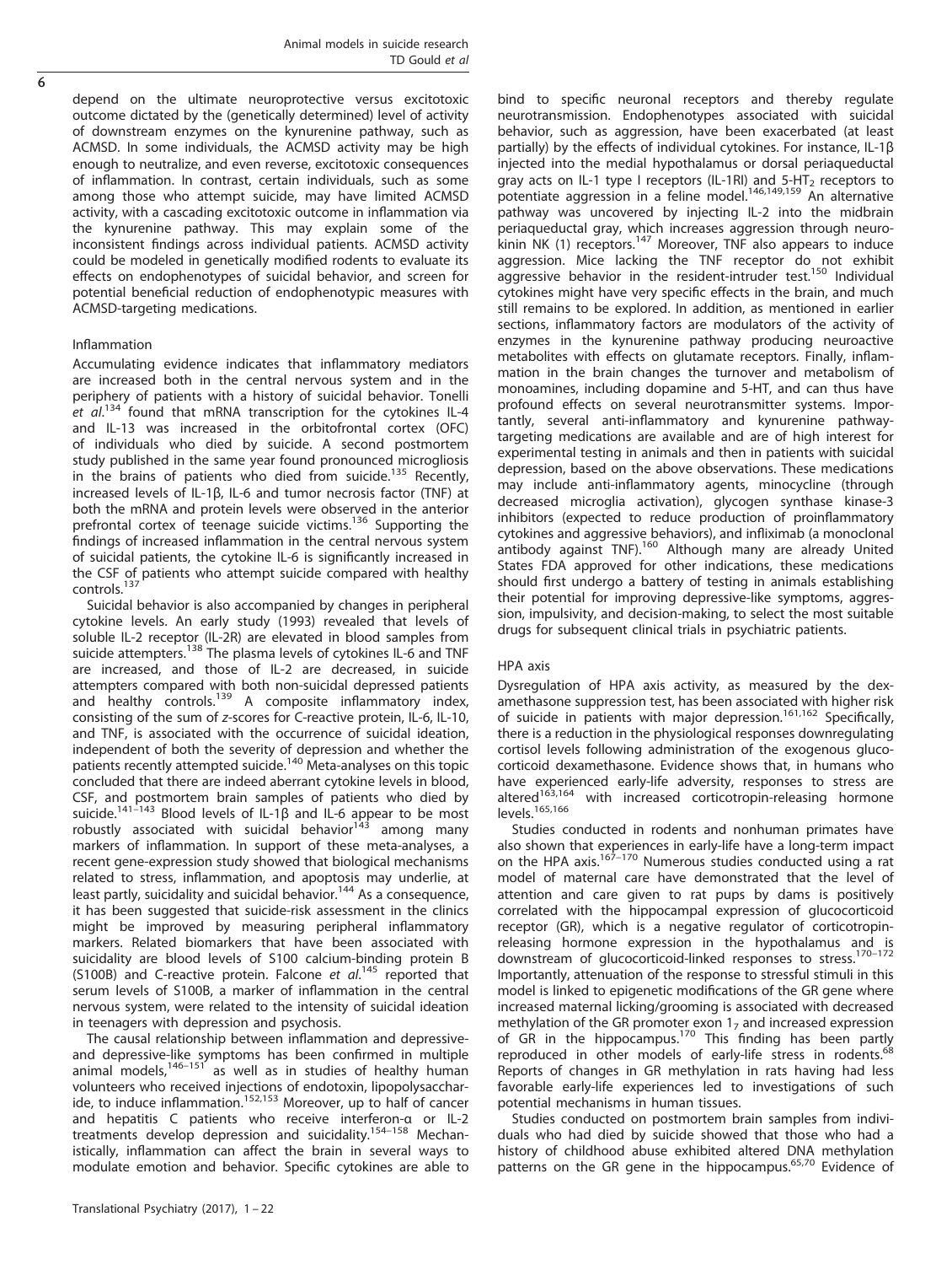depend on the ultimate neuroprotective versus excitotoxic outcome dictated by the (genetically determined) level of activity of downstream enzymes on the kynurenine pathway, such as ACMSD. In some individuals, the ACMSD activity may be high enough to neutralize, and even reverse, excitotoxic consequences of inflammation. In contrast, certain individuals, such as some among those who attempt suicide, may have limited ACMSD activity, with a cascading excitotoxic outcome in inflammation via the kynurenine pathway. This may explain some of the inconsistent findings across individual patients. ACMSD activity could be modeled in genetically modified rodents to evaluate its effects on endophenotypes of suicidal behavior, and screen for potential beneficial reduction of endophenotypic measures with ACMSD-targeting medications.

### Inflammation

Accumulating evidence indicates that inflammatory mediators are increased both in the central nervous system and in the periphery of patients with a history of suicidal behavior. Tonelli *et al.*[134] found that mRNA transcription for the cytokines IL-4 and IL-13 was increased in the orbitofrontal cortex (OFC) of individuals who died by suicide. A second postmortem study published in the same year found pronounced microgliosis in the brains of patients who died from suicide.[135] Recently, increased levels of IL-1β, IL-6 and tumor necrosis factor (TNF) at both the mRNA and protein levels were observed in the anterior prefrontal cortex of teenage suicide victims.[136] Supporting the findings of increased inflammation in the central nervous system of suicidal patients, the cytokine IL-6 is significantly increased in the CSF of patients who attempt suicide compared with healthy controls.[137]

Suicidal behavior is also accompanied by changes in peripheral cytokine levels. An early study (1993) revealed that levels of soluble IL-2 receptor (IL-2R) are elevated in blood samples from suicide attempters.[138] The plasma levels of cytokines IL-6 and TNF are increased, and those of IL-2 are decreased, in suicide attempters compared with both non-suicidal depressed patients and healthy controls.[139] A composite inflammatory index, consisting of the sum of *z*-scores for C-reactive protein, IL-6, IL-10, and TNF, is associated with the occurrence of suicidal ideation, independent of both the severity of depression and whether the patients recently attempted suicide.[140] Meta-analyses on this topic concluded that there are indeed aberrant cytokine levels in blood, CSF, and postmortem brain samples of patients who died by suicide.[141–143] Blood levels of IL-1β and IL-6 appear to be most robustly associated with suicidal behavior[143] among many markers of inflammation. In support of these meta-analyses, a recent gene-expression study showed that biological mechanisms related to stress, inflammation, and apoptosis may underlie, at least partly, suicidality and suicidal behavior.[144] As a consequence, it has been suggested that suicide-risk assessment in the clinics might be improved by measuring peripheral inflammatory markers. Related biomarkers that have been associated with suicidality are blood levels of S100 calcium-binding protein B (S100B) and C-reactive protein. Falcone *et al.*[145] reported that serum levels of S100B, a marker of inflammation in the central nervous system, were related to the intensity of suicidal ideation in teenagers with depression and psychosis.

The causal relationship between inflammation and depressive- and depressive-like symptoms has been confirmed in multiple animal models,[146–151] as well as in studies of healthy human volunteers who received injections of endotoxin, lipopolysaccharide, to induce inflammation.[152,153] Moreover, up to half of cancer and hepatitis C patients who receive interferon-α or IL-2 treatments develop depression and suicidality.[154–158] Mechanistically, inflammation can affect the brain in several ways to modulate emotion and behavior. Specific cytokines are able to bind to specific neuronal receptors and thereby regulate neurotransmission. Endophenotypes associated with suicidal behavior, such as aggression, have been exacerbated (at least partially) by the effects of individual cytokines. For instance, IL-1β injected into the medial hypothalamus or dorsal periaqueductal gray acts on IL-1 type I receptors (IL-1RI) and 5-$HT_2$ receptors to potentiate aggression in a feline model.[146,149,159] An alternative pathway was uncovered by injecting IL-2 into the midbrain periaqueductal gray, which increases aggression through neurokinin NK (1) receptors.[147] Moreover, TNF also appears to induce aggression. Mice lacking the TNF receptor do not exhibit aggressive behavior in the resident-intruder test.[150] Individual cytokines might have very specific effects in the brain, and much still remains to be explored. In addition, as mentioned in earlier sections, inflammatory factors are modulators of the activity of enzymes in the kynurenine pathway producing neuroactive metabolites with effects on glutamate receptors. Finally, inflammation in the brain changes the turnover and metabolism of monoamines, including dopamine and 5-HT, and can thus have profound effects on several neurotransmitter systems. Importantly, several anti-inflammatory and kynurenine pathway-targeting medications are available and are of high interest for experimental testing in animals and then in patients with suicidal depression, based on the above observations. These medications may include anti-inflammatory agents, minocycline (through decreased microglia activation), glycogen synthase kinase-3 inhibitors (expected to reduce production of proinflammatory cytokines and aggressive behaviors), and infliximab (a monoclonal antibody against TNF).[160] Although many are already United States FDA approved for other indications, these medications should first undergo a battery of testing in animals establishing their potential for improving depressive-like symptoms, aggression, impulsivity, and decision-making, to select the most suitable drugs for subsequent clinical trials in psychiatric patients.

### HPA axis

Dysregulation of HPA axis activity, as measured by the dexamethasone suppression test, has been associated with higher risk of suicide in patients with major depression.[161,162] Specifically, there is a reduction in the physiological responses downregulating cortisol levels following administration of the exogenous glucocorticoid dexamethasone. Evidence shows that, in humans who have experienced early-life adversity, responses to stress are altered[163,164] with increased corticotropin-releasing hormone levels.[165,166]

Studies conducted in rodents and nonhuman primates have also shown that experiences in early-life have a long-term impact on the HPA axis.[167–170] Numerous studies conducted using a rat model of maternal care have demonstrated that the level of attention and care given to rat pups by dams is positively correlated with the hippocampal expression of glucocorticoid receptor (GR), which is a negative regulator of corticotropin-releasing hormone expression in the hypothalamus and is downstream of glucocorticoid-linked responses to stress.[170–172] Importantly, attenuation of the response to stressful stimuli in this model is linked to epigenetic modifications of the GR gene where increased maternal licking/grooming is associated with decreased methylation of the GR promoter exon $1_7$ and increased expression of GR in the hippocampus.[170] This finding has been partly reproduced in other models of early-life stress in rodents.[68] Reports of changes in GR methylation in rats having had less favorable early-life experiences led to investigations of such potential mechanisms in human tissues.

Studies conducted on postmortem brain samples from individuals who had died by suicide showed that those who had a history of childhood abuse exhibited altered DNA methylation patterns on the GR gene in the hippocampus.[65,70] Evidence of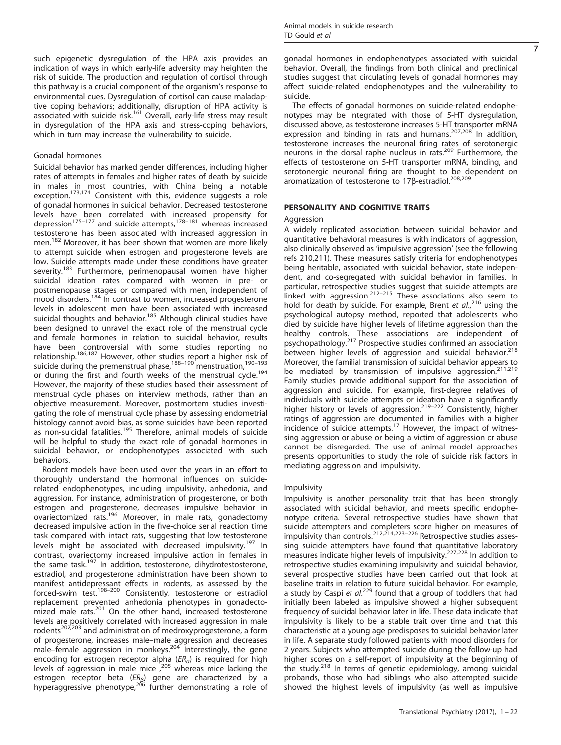such epigenetic dysregulation of the HPA axis provides an indication of ways in which early-life adversity may heighten the risk of suicide. The production and regulation of cortisol through this pathway is a crucial component of the organism's response to environmental cues. Dysregulation of cortisol can cause maladaptive coping behaviors; additionally, disruption of HPA activity is associated with suicide risk.[161] Overall, early-life stress may result in dysregulation of the HPA axis and stress-coping behaviors, which in turn may increase the vulnerability to suicide.

### Gonadal hormones

Suicidal behavior has marked gender differences, including higher rates of attempts in females and higher rates of death by suicide in males in most countries, with China being a notable exception.[173,174] Consistent with this, evidence suggests a role of gonadal hormones in suicidal behavior. Decreased testosterone levels have been correlated with increased propensity for depression[175–177] and suicide attempts,[178–181] whereas increased testosterone has been associated with increased aggression in men.[182] Moreover, it has been shown that women are more likely to attempt suicide when estrogen and progesterone levels are low. Suicide attempts made under these conditions have greater severity.[183] Furthermore, perimenopausal women have higher suicidal ideation rates compared with women in pre- or postmenopause stages or compared with men, independent of mood disorders.[184] In contrast to women, increased progesterone levels in adolescent men have been associated with increased suicidal thoughts and behavior.[185] Although clinical studies have been designed to unravel the exact role of the menstrual cycle and female hormones in relation to suicidal behavior, results have been controversial with some studies reporting no relationship.[186,187] However, other studies report a higher risk of suicide during the premenstrual phase,[188–190] menstruation,[190–193] or during the first and fourth weeks of the menstrual cycle.[194] However, the majority of these studies based their assessment of menstrual cycle phases on interview methods, rather than an objective measurement. Moreover, postmortem studies investigating the role of menstrual cycle phase by assessing endometrial histology cannot avoid bias, as some suicides have been reported as non-suicidal fatalities.[195] Therefore, animal models of suicide will be helpful to study the exact role of gonadal hormones in suicidal behavior, or endophenotypes associated with such behaviors.

Rodent models have been used over the years in an effort to thoroughly understand the hormonal influences on suicide-related endophenotypes, including impulsivity, anhedonia, and aggression. For instance, administration of progesterone, or both estrogen and progesterone, decreases impulsive behavior in ovariectomized rats.[196] Moreover, in male rats, gonadectomy decreased impulsive action in the five-choice serial reaction time task compared with intact rats, suggesting that low testosterone levels might be associated with decreased impulsivity.[197] In contrast, ovariectomy increased impulsive action in females in the same task.[197] In addition, testosterone, dihydrotestosterone, estradiol, and progesterone administration have been shown to manifest antidepressant effects in rodents, as assessed by the forced-swim test.[198–200] Consistently, testosterone or estradiol replacement prevented anhedonia phenotypes in gonadectomized male rats.[201] On the other hand, increased testosterone levels are positively correlated with increased aggression in male rodents[202,203] and administration of medroxyprogesterone, a form of progesterone, increases male–male aggression and decreases male–female aggression in monkeys.[204] Interestingly, the gene encoding for estrogen receptor alpha ($ER_{\alpha}$) is required for high levels of aggression in male mice ,[205] whereas mice lacking the estrogen receptor beta ($ER_{\beta}$) gene are characterized by a hyperaggressive phenotype,[206] further demonstrating a role of gonadal hormones in endophenotypes associated with suicidal behavior. Overall, the findings from both clinical and preclinical studies suggest that circulating levels of gonadal hormones may affect suicide-related endophenotypes and the vulnerability to suicide.

The effects of gonadal hormones on suicide-related endophenotypes may be integrated with those of 5-HT dysregulation, discussed above, as testosterone increases 5-HT transporter mRNA expression and binding in rats and humans.[207,208] In addition, testosterone increases the neuronal firing rates of serotonergic neurons in the dorsal raphe nucleus in rats.[209] Furthermore, the effects of testosterone on 5-HT transporter mRNA, binding, and serotonergic neuronal firing are thought to be dependent on aromatization of testosterone to 17β-estradiol.[208,209]

## PERSONALITY AND COGNITIVE TRAITS

### Aggression

A widely replicated association between suicidal behavior and quantitative behavioral measures is with indicators of aggression, also clinically observed as 'impulsive aggression' (see the following refs 210,211). These measures satisfy criteria for endophenotypes being heritable, associated with suicidal behavior, state independent, and co-segregated with suicidal behavior in families. In particular, retrospective studies suggest that suicide attempts are linked with aggression.[212–215] These associations also seem to hold for death by suicide. For example, Brent *et al.*,[216] using the psychological autopsy method, reported that adolescents who died by suicide have higher levels of lifetime aggression than the healthy controls. These associations are independent of psychopathology.[217] Prospective studies confirmed an association between higher levels of aggression and suicidal behavior.[218] Moreover, the familial transmission of suicidal behavior appears to be mediated by transmission of impulsive aggression.[211,219] Family studies provide additional support for the association of aggression and suicide. For example, first-degree relatives of individuals with suicide attempts or ideation have a significantly higher history or levels of aggression.[219–222] Consistently, higher ratings of aggression are documented in families with a higher incidence of suicide attempts.[17] However, the impact of witnessing aggression or abuse or being a victim of aggression or abuse cannot be disregarded. The use of animal model approaches presents opportunities to study the role of suicide risk factors in mediating aggression and impulsivity.

### Impulsivity

Impulsivity is another personality trait that has been strongly associated with suicidal behavior, and meets specific endophenotype criteria. Several retrospective studies have shown that suicide attempters and completers score higher on measures of impulsivity than controls.[212,214,223–226] Retrospective studies assessing suicide attempters have found that quantitative laboratory measures indicate higher levels of impulsivity.[227,228] In addition to retrospective studies examining impulsivity and suicidal behavior, several prospective studies have been carried out that look at baseline traits in relation to future suicidal behavior. For example, a study by Caspi *et al.*[229] found that a group of toddlers that had initially been labeled as impulsive showed a higher subsequent frequency of suicidal behavior later in life. These data indicate that impulsivity is likely to be a stable trait over time and that this characteristic at a young age predisposes to suicidal behavior later in life. A separate study followed patients with mood disorders for 2 years. Subjects who attempted suicide during the follow-up had higher scores on a self-report of impulsivity at the beginning of the study.[218] In terms of genetic epidemiology, among suicidal probands, those who had siblings who also attempted suicide showed the highest levels of impulsivity (as well as impulsive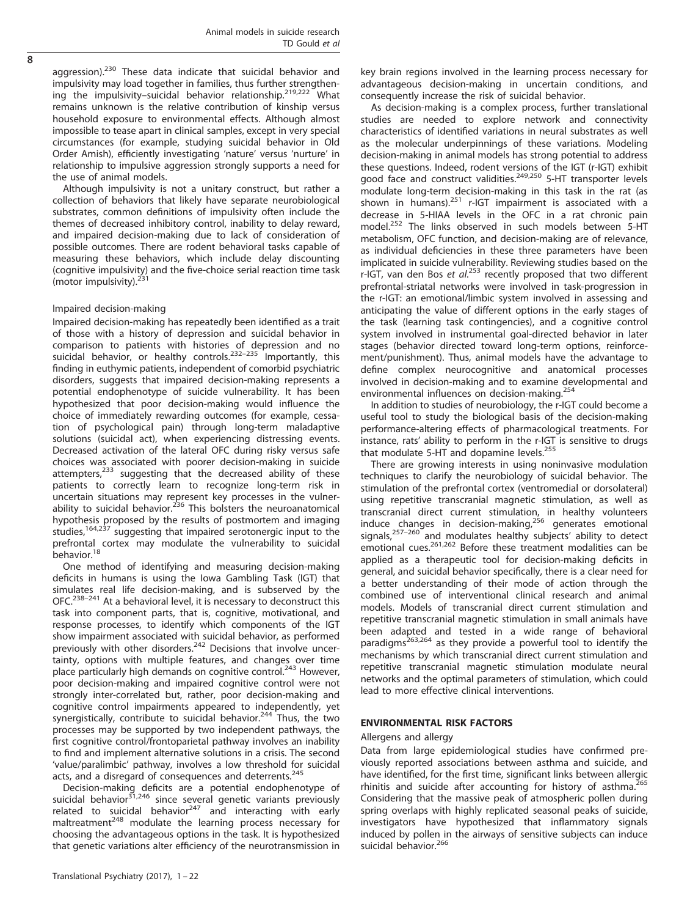aggression).[230] These data indicate that suicidal behavior and impulsivity may load together in families, thus further strengthening the impulsivity–suicidal behavior relationship.[219,222] What remains unknown is the relative contribution of kinship versus household exposure to environmental effects. Although almost impossible to tease apart in clinical samples, except in very special circumstances (for example, studying suicidal behavior in Old Order Amish), efficiently investigating 'nature' versus 'nurture' in relationship to impulsive aggression strongly supports a need for the use of animal models.

Although impulsivity is not a unitary construct, but rather a collection of behaviors that likely have separate neurobiological substrates, common definitions of impulsivity often include the themes of decreased inhibitory control, inability to delay reward, and impaired decision-making due to lack of consideration of possible outcomes. There are rodent behavioral tasks capable of measuring these behaviors, which include delay discounting (cognitive impulsivity) and the five-choice serial reaction time task (motor impulsivity).[231]

### Impaired decision-making

Impaired decision-making has repeatedly been identified as a trait of those with a history of depression and suicidal behavior in comparison to patients with histories of depression and no suicidal behavior, or healthy controls.[232–235] Importantly, this finding in euthymic patients, independent of comorbid psychiatric disorders, suggests that impaired decision-making represents a potential endophenotype of suicide vulnerability. It has been hypothesized that poor decision-making would influence the choice of immediately rewarding outcomes (for example, cessation of psychological pain) through long-term maladaptive solutions (suicidal act), when experiencing distressing events. Decreased activation of the lateral OFC during risky versus safe choices was associated with poorer decision-making in suicide attempters,[233] suggesting that the decreased ability of these patients to correctly learn to recognize long-term risk in uncertain situations may represent key processes in the vulnerability to suicidal behavior.[236] This bolsters the neuroanatomical hypothesis proposed by the results of postmortem and imaging studies,[164,237] suggesting that impaired serotonergic input to the prefrontal cortex may modulate the vulnerability to suicidal behavior.[18]

One method of identifying and measuring decision-making deficits in humans is using the Iowa Gambling Task (IGT) that simulates real life decision-making, and is subserved by the OFC.[238–241] At a behavioral level, it is necessary to deconstruct this task into component parts, that is, cognitive, motivational, and response processes, to identify which components of the IGT show impairment associated with suicidal behavior, as performed previously with other disorders.[242] Decisions that involve uncertainty, options with multiple features, and changes over time place particularly high demands on cognitive control.[243] However, poor decision-making and impaired cognitive control were not strongly inter-correlated but, rather, poor decision-making and cognitive control impairments appeared to independently, yet synergistically, contribute to suicidal behavior.[244] Thus, the two processes may be supported by two independent pathways, the first cognitive control/frontoparietal pathway involves an inability to find and implement alternative solutions in a crisis. The second 'value/paralimbic' pathway, involves a low threshold for suicidal acts, and a disregard of consequences and deterrents.[245]

Decision-making deficits are a potential endophenotype of suicidal behavior[31,246] since several genetic variants previously related to suicidal behavior[247] and interacting with early maltreatment[248] modulate the learning process necessary for choosing the advantageous options in the task. It is hypothesized that genetic variations alter efficiency of the neurotransmission in key brain regions involved in the learning process necessary for advantageous decision-making in uncertain conditions, and consequently increase the risk of suicidal behavior.

As decision-making is a complex process, further translational studies are needed to explore network and connectivity characteristics of identified variations in neural substrates as well as the molecular underpinnings of these variations. Modeling decision-making in animal models has strong potential to address these questions. Indeed, rodent versions of the IGT (r-IGT) exhibit good face and construct validities.[249,250] 5-HT transporter levels modulate long-term decision-making in this task in the rat (as shown in humans).[251] r-IGT impairment is associated with a decrease in 5-HIAA levels in the OFC in a rat chronic pain model.[252] The links observed in such models between 5-HT metabolism, OFC function, and decision-making are of relevance, as individual deficiencies in these three parameters have been implicated in suicide vulnerability. Reviewing studies based on the r-IGT, van den Bos *et al.*[253] recently proposed that two different prefrontal-striatal networks were involved in task-progression in the r-IGT: an emotional/limbic system involved in assessing and anticipating the value of different options in the early stages of the task (learning task contingencies), and a cognitive control system involved in instrumental goal-directed behavior in later stages (behavior directed toward long-term options, reinforcement/punishment). Thus, animal models have the advantage to define complex neurocognitive and anatomical processes involved in decision-making and to examine developmental and environmental influences on decision-making.[254]

In addition to studies of neurobiology, the r-IGT could become a useful tool to study the biological basis of the decision-making performance-altering effects of pharmacological treatments. For instance, rats' ability to perform in the r-IGT is sensitive to drugs that modulate 5-HT and dopamine levels.[255]

There are growing interests in using noninvasive modulation techniques to clarify the neurobiology of suicidal behavior. The stimulation of the prefrontal cortex (ventromedial or dorsolateral) using repetitive transcranial magnetic stimulation, as well as transcranial direct current stimulation, in healthy volunteers induce changes in decision-making,[256] generates emotional signals,[257–260] and modulates healthy subjects' ability to detect emotional cues.[261,262] Before these treatment modalities can be applied as a therapeutic tool for decision-making deficits in general, and suicidal behavior specifically, there is a clear need for a better understanding of their mode of action through the combined use of interventional clinical research and animal models. Models of transcranial direct current stimulation and repetitive transcranial magnetic stimulation in small animals have been adapted and tested in a wide range of behavioral paradigms[263,264] as they provide a powerful tool to identify the mechanisms by which transcranial direct current stimulation and repetitive transcranial magnetic stimulation modulate neural networks and the optimal parameters of stimulation, which could lead to more effective clinical interventions.

## ENVIRONMENTAL RISK FACTORS

### Allergens and allergy

Data from large epidemiological studies have confirmed previously reported associations between asthma and suicide, and have identified, for the first time, significant links between allergic rhinitis and suicide after accounting for history of asthma.[265] Considering that the massive peak of atmospheric pollen during spring overlaps with highly replicated seasonal peaks of suicide, investigators have hypothesized that inflammatory signals induced by pollen in the airways of sensitive subjects can induce suicidal behavior.[266]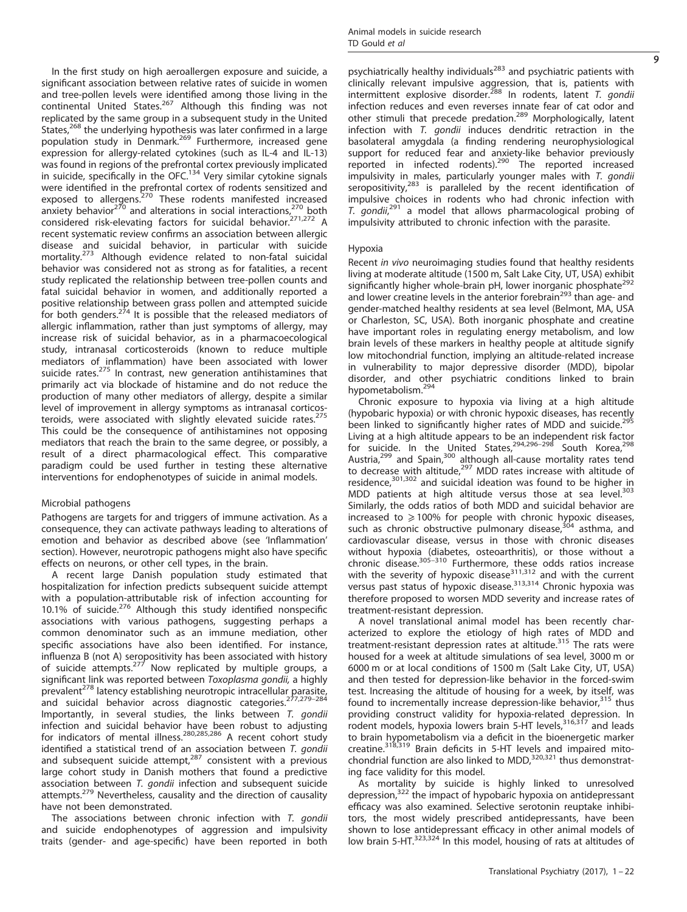In the first study on high aeroallergen exposure and suicide, a significant association between relative rates of suicide in women and tree-pollen levels were identified among those living in the continental United States.[267] Although this finding was not replicated by the same group in a subsequent study in the United States,[268] the underlying hypothesis was later confirmed in a large population study in Denmark.[269] Furthermore, increased gene expression for allergy-related cytokines (such as IL-4 and IL-13) was found in regions of the prefrontal cortex previously implicated in suicide, specifically in the OFC.[134] Very similar cytokine signals were identified in the prefrontal cortex of rodents sensitized and exposed to allergens.[270] These rodents manifested increased anxiety behavior[270] and alterations in social interactions,[270] both considered risk-elevating factors for suicidal behavior.[271,272] A recent systematic review confirms an association between allergic disease and suicidal behavior, in particular with suicide mortality.[273] Although evidence related to non-fatal suicidal behavior was considered not as strong as for fatalities, a recent study replicated the relationship between tree-pollen counts and fatal suicidal behavior in women, and additionally reported a positive relationship between grass pollen and attempted suicide for both genders.[274] It is possible that the released mediators of allergic inflammation, rather than just symptoms of allergy, may increase risk of suicidal behavior, as in a pharmacoecological study, intranasal corticosteroids (known to reduce multiple mediators of inflammation) have been associated with lower suicide rates.[275] In contrast, new generation antihistamines that primarily act via blockade of histamine and do not reduce the production of many other mediators of allergy, despite a similar level of improvement in allergy symptoms as intranasal corticosteroids, were associated with slightly elevated suicide rates.[275] This could be the consequence of antihistamines not opposing mediators that reach the brain to the same degree, or possibly, a result of a direct pharmacological effect. This comparative paradigm could be used further in testing these alternative interventions for endophenotypes of suicide in animal models.

### Microbial pathogens

Pathogens are targets for and triggers of immune activation. As a consequence, they can activate pathways leading to alterations of emotion and behavior as described above (see 'Inflammation' section). However, neurotropic pathogens might also have specific effects on neurons, or other cell types, in the brain.

A recent large Danish population study estimated that hospitalization for infection predicts subsequent suicide attempt with a population-attributable risk of infection accounting for 10.1% of suicide.[276] Although this study identified nonspecific associations with various pathogens, suggesting perhaps a common denominator such as an immune mediation, other specific associations have also been identified. For instance, influenza B (not A) seropositivity has been associated with history of suicide attempts.[277] Now replicated by multiple groups, a significant link was reported between *Toxoplasma gondii,* a highly prevalent[278] latency establishing neurotropic intracellular parasite, and suicidal behavior across diagnostic categories.[277,279–284] Importantly, in several studies, the links between *T. gondii* infection and suicidal behavior have been robust to adjusting for indicators of mental illness.[280,285,286] A recent cohort study identified a statistical trend of an association between *T. gondii* and subsequent suicide attempt,[287] consistent with a previous large cohort study in Danish mothers that found a predictive association between *T. gondii* infection and subsequent suicide attempts.[279] Nevertheless, causality and the direction of causality have not been demonstrated.

The associations between chronic infection with *T. gondii* and suicide endophenotypes of aggression and impulsivity traits (gender- and age-specific) have been reported in both psychiatrically healthy individuals[283] and psychiatric patients with clinically relevant impulsive aggression, that is, patients with intermittent explosive disorder.[288] In rodents, latent *T. gondii* infection reduces and even reverses innate fear of cat odor and other stimuli that precede predation.[289] Morphologically, latent infection with *T. gondii* induces dendritic retraction in the basolateral amygdala (a finding rendering neurophysiological support for reduced fear and anxiety-like behavior previously reported in infected rodents).[290] The reported increased impulsivity in males, particularly younger males with *T. gondii* seropositivity,[283] is paralleled by the recent identification of impulsive choices in rodents who had chronic infection with *T. gondii*,[291] a model that allows pharmacological probing of impulsivity attributed to chronic infection with the parasite.

### Hypoxia

Recent *in vivo* neuroimaging studies found that healthy residents living at moderate altitude (1500 m, Salt Lake City, UT, USA) exhibit significantly higher whole-brain pH, lower inorganic phosphate[292] and lower creatine levels in the anterior forebrain[293] than age- and gender-matched healthy residents at sea level (Belmont, MA, USA or Charleston, SC, USA). Both inorganic phosphate and creatine have important roles in regulating energy metabolism, and low brain levels of these markers in healthy people at altitude signify low mitochondrial function, implying an altitude-related increase in vulnerability to major depressive disorder (MDD), bipolar disorder, and other psychiatric conditions linked to brain hypometabolism.[294]

Chronic exposure to hypoxia via living at a high altitude (hypobaric hypoxia) or with chronic hypoxic diseases, has recently been linked to significantly higher rates of MDD and suicide.[295] Living at a high altitude appears to be an independent risk factor for suicide. In the United States,[294,296–298] South Korea,[298] Austria,[299] and Spain,[300] although all-cause mortality rates tend to decrease with altitude,[297] MDD rates increase with altitude of residence,[301,302] and suicidal ideation was found to be higher in MDD patients at high altitude versus those at sea level.[303] Similarly, the odds ratios of both MDD and suicidal behavior are increased to ⩾100% for people with chronic hypoxic diseases, such as chronic obstructive pulmonary disease,[304] asthma, and cardiovascular disease, versus in those with chronic diseases without hypoxia (diabetes, osteoarthritis), or those without a chronic disease.[305–310] Furthermore, these odds ratios increase with the severity of hypoxic disease[311,312] and with the current versus past status of hypoxic disease.[313,314] Chronic hypoxia was therefore proposed to worsen MDD severity and increase rates of treatment-resistant depression.

A novel translational animal model has been recently characterized to explore the etiology of high rates of MDD and treatment-resistant depression rates at altitude.[315] The rats were housed for a week at altitude simulations of sea level, 3000 m or 6000 m or at local conditions of 1500 m (Salt Lake City, UT, USA) and then tested for depression-like behavior in the forced-swim test. Increasing the altitude of housing for a week, by itself, was found to incrementally increase depression-like behavior,[315] thus providing construct validity for hypoxia-related depression. In rodent models, hypoxia lowers brain 5-HT levels,[316,317] and leads to brain hypometabolism via a deficit in the bioenergetic marker creatine.[318,319] Brain deficits in 5-HT levels and impaired mitochondrial function are also linked to MDD,[320,321] thus demonstrating face validity for this model.

As mortality by suicide is highly linked to unresolved depression,[322] the impact of hypobaric hypoxia on antidepressant efficacy was also examined. Selective serotonin reuptake inhibitors, the most widely prescribed antidepressants, have been shown to lose antidepressant efficacy in other animal models of low brain 5-HT.[323,324] In this model, housing of rats at altitudes of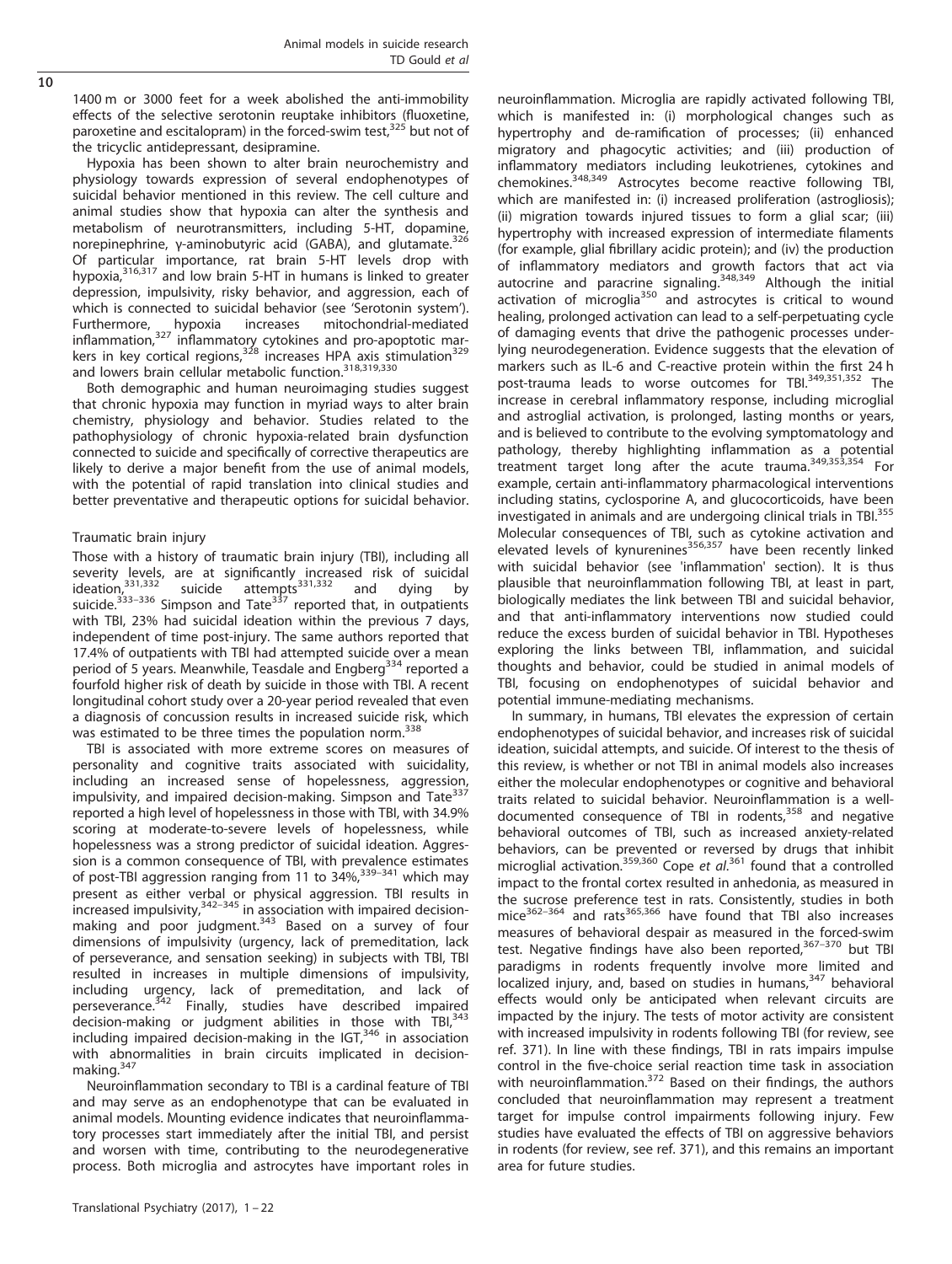1400 m or 3000 feet for a week abolished the anti-immobility effects of the selective serotonin reuptake inhibitors (fluoxetine, paroxetine and escitalopram) in the forced-swim test,[325] but not of the tricyclic antidepressant, desipramine.

Hypoxia has been shown to alter brain neurochemistry and physiology towards expression of several endophenotypes of suicidal behavior mentioned in this review. The cell culture and animal studies show that hypoxia can alter the synthesis and metabolism of neurotransmitters, including 5-HT, dopamine, norepinephrine, γ-aminobutyric acid (GABA), and glutamate.[326] Of particular importance, rat brain 5-HT levels drop with hypoxia,[316,317] and low brain 5-HT in humans is linked to greater depression, impulsivity, risky behavior, and aggression, each of which is connected to suicidal behavior (see 'Serotonin system'). Furthermore, hypoxia increases mitochondrial-mediated inflammation,[327] inflammatory cytokines and pro-apoptotic markers in key cortical regions,[328] increases HPA axis stimulation[329] and lowers brain cellular metabolic function.[318,319,330]

Both demographic and human neuroimaging studies suggest that chronic hypoxia may function in myriad ways to alter brain chemistry, physiology and behavior. Studies related to the pathophysiology of chronic hypoxia-related brain dysfunction connected to suicide and specifically of corrective therapeutics are likely to derive a major benefit from the use of animal models, with the potential of rapid translation into clinical studies and better preventative and therapeutic options for suicidal behavior.

### Traumatic brain injury

Those with a history of traumatic brain injury (TBI), including all severity levels, are at significantly increased risk of suicidal ideation,[331,332] suicide attempts[331,332] and dying by suicide.[333–336] Simpson and Tate[337] reported that, in outpatients with TBI, 23% had suicidal ideation within the previous 7 days, independent of time post-injury. The same authors reported that 17.4% of outpatients with TBI had attempted suicide over a mean period of 5 years. Meanwhile, Teasdale and Engberg[334] reported a fourfold higher risk of death by suicide in those with TBI. A recent longitudinal cohort study over a 20-year period revealed that even a diagnosis of concussion results in increased suicide risk, which was estimated to be three times the population norm.[338]

TBI is associated with more extreme scores on measures of personality and cognitive traits associated with suicidality, including an increased sense of hopelessness, aggression, impulsivity, and impaired decision-making. Simpson and Tate[337] reported a high level of hopelessness in those with TBI, with 34.9% scoring at moderate-to-severe levels of hopelessness, while hopelessness was a strong predictor of suicidal ideation. Aggression is a common consequence of TBI, with prevalence estimates of post-TBI aggression ranging from 11 to 34%,[339–341] which may present as either verbal or physical aggression. TBI results in increased impulsivity,[342–345] in association with impaired decision-making and poor judgment.[343] Based on a survey of four dimensions of impulsivity (urgency, lack of premeditation, lack of perseverance, and sensation seeking) in subjects with TBI, TBI resulted in increases in multiple dimensions of impulsivity, including urgency, lack of premeditation, and lack of perseverance.[342] Finally, studies have described impaired decision-making or judgment abilities in those with TBI,[343] including impaired decision-making in the IGT,[346] in association with abnormalities in brain circuits implicated in decision-making.[347]

Neuroinflammation secondary to TBI is a cardinal feature of TBI and may serve as an endophenotype that can be evaluated in animal models. Mounting evidence indicates that neuroinflammatory processes start immediately after the initial TBI, and persist and worsen with time, contributing to the neurodegenerative process. Both microglia and astrocytes have important roles in neuroinflammation. Microglia are rapidly activated following TBI, which is manifested in: (i) morphological changes such as hypertrophy and de-ramification of processes; (ii) enhanced migratory and phagocytic activities; and (iii) production of inflammatory mediators including leukotrienes, cytokines and chemokines.[348,349] Astrocytes become reactive following TBI, which are manifested in: (i) increased proliferation (astrogliosis); (ii) migration towards injured tissues to form a glial scar; (iii) hypertrophy with increased expression of intermediate filaments (for example, glial fibrillary acidic protein); and (iv) the production of inflammatory mediators and growth factors that act via autocrine and paracrine signaling.[348,349] Although the initial activation of microglia[350] and astrocytes is critical to wound healing, prolonged activation can lead to a self-perpetuating cycle of damaging events that drive the pathogenic processes underlying neurodegeneration. Evidence suggests that the elevation of markers such as IL-6 and C-reactive protein within the first 24 h post-trauma leads to worse outcomes for TBI.[349,351,352] The increase in cerebral inflammatory response, including microglial and astroglial activation, is prolonged, lasting months or years, and is believed to contribute to the evolving symptomatology and pathology, thereby highlighting inflammation as a potential treatment target long after the acute trauma.[349,353,354] For example, certain anti-inflammatory pharmacological interventions including statins, cyclosporine A, and glucocorticoids, have been investigated in animals and are undergoing clinical trials in TBI.[355] Molecular consequences of TBI, such as cytokine activation and elevated levels of kynurenines[356,357] have been recently linked with suicidal behavior (see 'inflammation' section). It is thus plausible that neuroinflammation following TBI, at least in part, biologically mediates the link between TBI and suicidal behavior, and that anti-inflammatory interventions now studied could reduce the excess burden of suicidal behavior in TBI. Hypotheses exploring the links between TBI, inflammation, and suicidal thoughts and behavior, could be studied in animal models of TBI, focusing on endophenotypes of suicidal behavior and potential immune-mediating mechanisms.

In summary, in humans, TBI elevates the expression of certain endophenotypes of suicidal behavior, and increases risk of suicidal ideation, suicidal attempts, and suicide. Of interest to the thesis of this review, is whether or not TBI in animal models also increases either the molecular endophenotypes or cognitive and behavioral traits related to suicidal behavior. Neuroinflammation is a well-documented consequence of TBI in rodents,[358] and negative behavioral outcomes of TBI, such as increased anxiety-related behaviors, can be prevented or reversed by drugs that inhibit microglial activation.[359,360] Cope *et al.*[361] found that a controlled impact to the frontal cortex resulted in anhedonia, as measured in the sucrose preference test in rats. Consistently, studies in both mice[362–364] and rats[365,366] have found that TBI also increases measures of behavioral despair as measured in the forced-swim test. Negative findings have also been reported,[367–370] but TBI paradigms in rodents frequently involve more limited and localized injury, and, based on studies in humans,[347] behavioral effects would only be anticipated when relevant circuits are impacted by the injury. The tests of motor activity are consistent with increased impulsivity in rodents following TBI (for review, see ref. 371). In line with these findings, TBI in rats impairs impulse control in the five-choice serial reaction time task in association with neuroinflammation.[372] Based on their findings, the authors concluded that neuroinflammation may represent a treatment target for impulse control impairments following injury. Few studies have evaluated the effects of TBI on aggressive behaviors in rodents (for review, see ref. 371), and this remains an important area for future studies.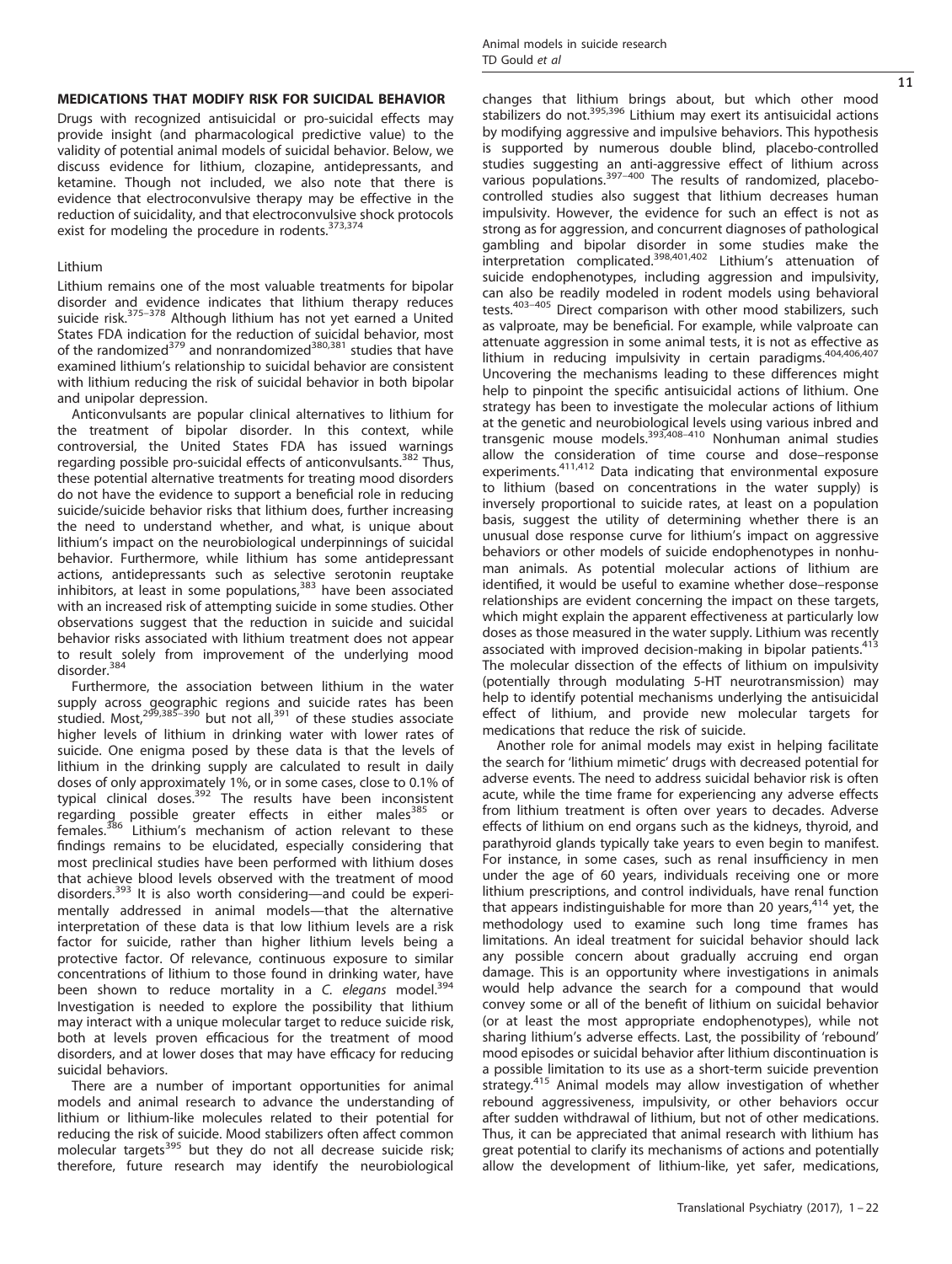## MEDICATIONS THAT MODIFY RISK FOR SUICIDAL BEHAVIOR

Drugs with recognized antisuicidal or pro-suicidal effects may provide insight (and pharmacological predictive value) to the validity of potential animal models of suicidal behavior. Below, we discuss evidence for lithium, clozapine, antidepressants, and ketamine. Though not included, we also note that there is evidence that electroconvulsive therapy may be effective in the reduction of suicidality, and that electroconvulsive shock protocols exist for modeling the procedure in rodents.[373,374]

### Lithium

Lithium remains one of the most valuable treatments for bipolar disorder and evidence indicates that lithium therapy reduces suicide risk.[375–378] Although lithium has not yet earned a United States FDA indication for the reduction of suicidal behavior, most of the randomized[379] and nonrandomized[380,381] studies that have examined lithium's relationship to suicidal behavior are consistent with lithium reducing the risk of suicidal behavior in both bipolar and unipolar depression.

Anticonvulsants are popular clinical alternatives to lithium for the treatment of bipolar disorder. In this context, while controversial, the United States FDA has issued warnings regarding possible pro-suicidal effects of anticonvulsants.[382] Thus, these potential alternative treatments for treating mood disorders do not have the evidence to support a beneficial role in reducing suicide/suicide behavior risks that lithium does, further increasing the need to understand whether, and what, is unique about lithium's impact on the neurobiological underpinnings of suicidal behavior. Furthermore, while lithium has some antidepressant actions, antidepressants such as selective serotonin reuptake inhibitors, at least in some populations,[383] have been associated with an increased risk of attempting suicide in some studies. Other observations suggest that the reduction in suicide and suicidal behavior risks associated with lithium treatment does not appear to result solely from improvement of the underlying mood disorder.[384]

Furthermore, the association between lithium in the water supply across geographic regions and suicide rates has been studied. Most,[299,385–390] but not all,[391] of these studies associate higher levels of lithium in drinking water with lower rates of suicide. One enigma posed by these data is that the levels of lithium in the drinking supply are calculated to result in daily doses of only approximately 1%, or in some cases, close to 0.1% of typical clinical doses.[392] The results have been inconsistent regarding possible greater effects in either males[385] or females.[386] Lithium's mechanism of action relevant to these findings remains to be elucidated, especially considering that most preclinical studies have been performed with lithium doses that achieve blood levels observed with the treatment of mood disorders.[393] It is also worth considering—and could be experimentally addressed in animal models—that the alternative interpretation of these data is that low lithium levels are a risk factor for suicide, rather than higher lithium levels being a protective factor. Of relevance, continuous exposure to similar concentrations of lithium to those found in drinking water, have been shown to reduce mortality in a *C. elegans* model.[394] Investigation is needed to explore the possibility that lithium may interact with a unique molecular target to reduce suicide risk, both at levels proven efficacious for the treatment of mood disorders, and at lower doses that may have efficacy for reducing suicidal behaviors.

There are a number of important opportunities for animal models and animal research to advance the understanding of lithium or lithium-like molecules related to their potential for reducing the risk of suicide. Mood stabilizers often affect common molecular targets[395] but they do not all decrease suicide risk; therefore, future research may identify the neurobiological changes that lithium brings about, but which other mood stabilizers do not.[395,396] Lithium may exert its antisuicidal actions by modifying aggressive and impulsive behaviors. This hypothesis is supported by numerous double blind, placebo-controlled studies suggesting an anti-aggressive effect of lithium across various populations.[397–400] The results of randomized, placebo-controlled studies also suggest that lithium decreases human impulsivity. However, the evidence for such an effect is not as strong as for aggression, and concurrent diagnoses of pathological gambling and bipolar disorder in some studies make the interpretation complicated.[398,401,402] Lithium's attenuation of suicide endophenotypes, including aggression and impulsivity, can also be readily modeled in rodent models using behavioral tests.[403–405] Direct comparison with other mood stabilizers, such as valproate, may be beneficial. For example, while valproate can attenuate aggression in some animal tests, it is not as effective as lithium in reducing impulsivity in certain paradigms.[404,406,407] Uncovering the mechanisms leading to these differences might help to pinpoint the specific antisuicidal actions of lithium. One strategy has been to investigate the molecular actions of lithium at the genetic and neurobiological levels using various inbred and transgenic mouse models.[393,408–410] Nonhuman animal studies allow the consideration of time course and dose–response experiments.[411,412] Data indicating that environmental exposure to lithium (based on concentrations in the water supply) is inversely proportional to suicide rates, at least on a population basis, suggest the utility of determining whether there is an unusual dose response curve for lithium's impact on aggressive behaviors or other models of suicide endophenotypes in nonhuman animals. As potential molecular actions of lithium are identified, it would be useful to examine whether dose–response relationships are evident concerning the impact on these targets, which might explain the apparent effectiveness at particularly low doses as those measured in the water supply. Lithium was recently associated with improved decision-making in bipolar patients.[413] The molecular dissection of the effects of lithium on impulsivity (potentially through modulating 5-HT neurotransmission) may help to identify potential mechanisms underlying the antisuicidal effect of lithium, and provide new molecular targets for medications that reduce the risk of suicide.

Another role for animal models may exist in helping facilitate the search for 'lithium mimetic' drugs with decreased potential for adverse events. The need to address suicidal behavior risk is often acute, while the time frame for experiencing any adverse effects from lithium treatment is often over years to decades. Adverse effects of lithium on end organs such as the kidneys, thyroid, and parathyroid glands typically take years to even begin to manifest. For instance, in some cases, such as renal insufficiency in men under the age of 60 years, individuals receiving one or more lithium prescriptions, and control individuals, have renal function that appears indistinguishable for more than 20 years,[414] yet, the methodology used to examine such long time frames has limitations. An ideal treatment for suicidal behavior should lack any possible concern about gradually accruing end organ damage. This is an opportunity where investigations in animals would help advance the search for a compound that would convey some or all of the benefit of lithium on suicidal behavior (or at least the most appropriate endophenotypes), while not sharing lithium's adverse effects. Last, the possibility of 'rebound' mood episodes or suicidal behavior after lithium discontinuation is a possible limitation to its use as a short-term suicide prevention strategy.[415] Animal models may allow investigation of whether rebound aggressiveness, impulsivity, or other behaviors occur after sudden withdrawal of lithium, but not of other medications. Thus, it can be appreciated that animal research with lithium has great potential to clarify its mechanisms of actions and potentially allow the development of lithium-like, yet safer, medications,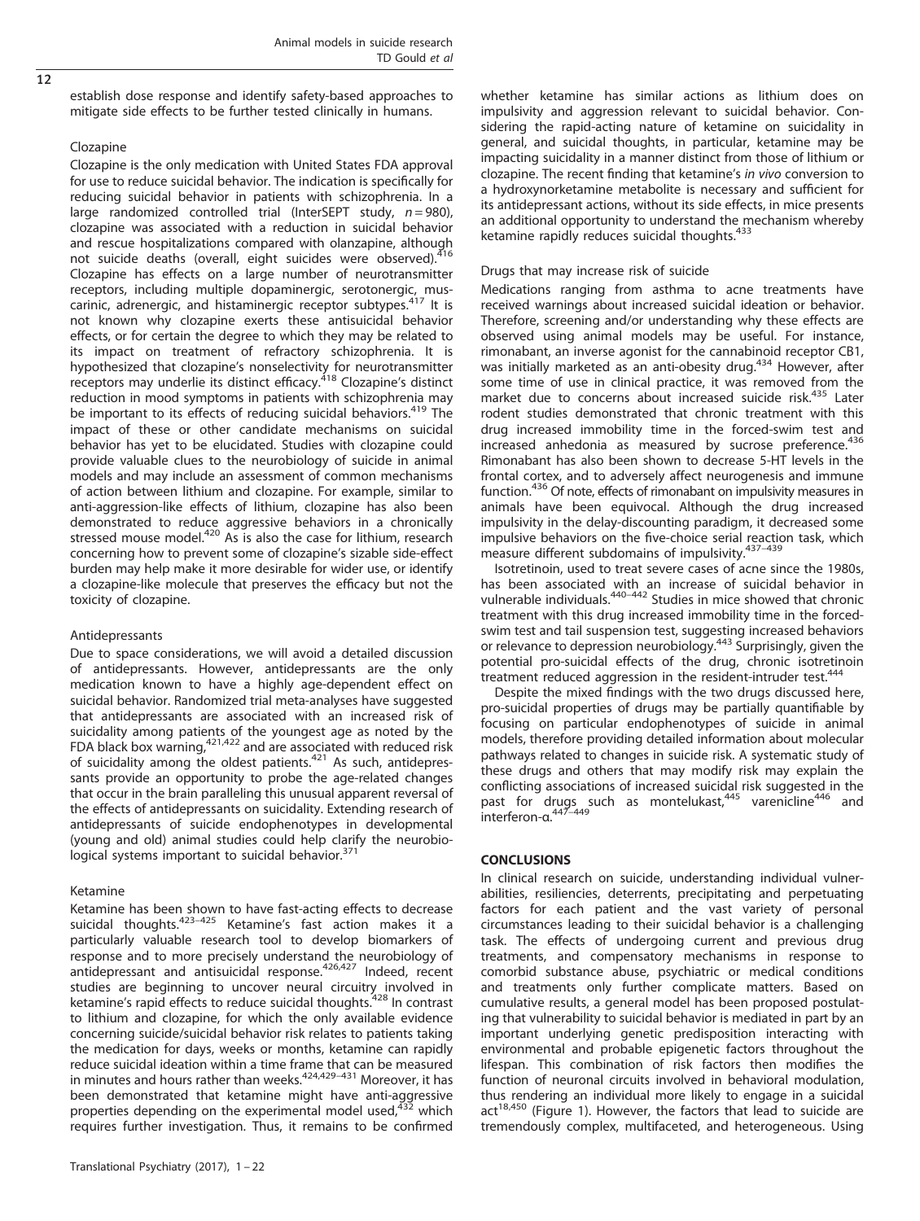establish dose response and identify safety-based approaches to mitigate side effects to be further tested clinically in humans.

### Clozapine

Clozapine is the only medication with United States FDA approval for use to reduce suicidal behavior. The indication is specifically for reducing suicidal behavior in patients with schizophrenia. In a large randomized controlled trial (InterSEPT study, $n = 980$), clozapine was associated with a reduction in suicidal behavior and rescue hospitalizations compared with olanzapine, although not suicide deaths (overall, eight suicides were observed).[416] Clozapine has effects on a large number of neurotransmitter receptors, including multiple dopaminergic, serotonergic, muscarinic, adrenergic, and histaminergic receptor subtypes.[417] It is not known why clozapine exerts these antisuicidal behavior effects, or for certain the degree to which they may be related to its impact on treatment of refractory schizophrenia. It is hypothesized that clozapine's nonselectivity for neurotransmitter receptors may underlie its distinct efficacy.[418] Clozapine's distinct reduction in mood symptoms in patients with schizophrenia may be important to its effects of reducing suicidal behaviors.[419] The impact of these or other candidate mechanisms on suicidal behavior has yet to be elucidated. Studies with clozapine could provide valuable clues to the neurobiology of suicide in animal models and may include an assessment of common mechanisms of action between lithium and clozapine. For example, similar to anti-aggression-like effects of lithium, clozapine has also been demonstrated to reduce aggressive behaviors in a chronically stressed mouse model.[420] As is also the case for lithium, research concerning how to prevent some of clozapine's sizable side-effect burden may help make it more desirable for wider use, or identify a clozapine-like molecule that preserves the efficacy but not the toxicity of clozapine.

### Antidepressants

Due to space considerations, we will avoid a detailed discussion of antidepressants. However, antidepressants are the only medication known to have a highly age-dependent effect on suicidal behavior. Randomized trial meta-analyses have suggested that antidepressants are associated with an increased risk of suicidality among patients of the youngest age as noted by the FDA black box warning,[421,422] and are associated with reduced risk of suicidality among the oldest patients.[421] As such, antidepressants provide an opportunity to probe the age-related changes that occur in the brain paralleling this unusual apparent reversal of the effects of antidepressants on suicidality. Extending research of antidepressants of suicide endophenotypes in developmental (young and old) animal studies could help clarify the neurobiological systems important to suicidal behavior.[371]

### Ketamine

Ketamine has been shown to have fast-acting effects to decrease suicidal thoughts.[423–425] Ketamine's fast action makes it a particularly valuable research tool to develop biomarkers of response and to more precisely understand the neurobiology of antidepressant and antisuicidal response.[426,427] Indeed, recent studies are beginning to uncover neural circuitry involved in ketamine's rapid effects to reduce suicidal thoughts.[428] In contrast to lithium and clozapine, for which the only available evidence concerning suicide/suicidal behavior risk relates to patients taking the medication for days, weeks or months, ketamine can rapidly reduce suicidal ideation within a time frame that can be measured in minutes and hours rather than weeks.[424,429–431] Moreover, it has been demonstrated that ketamine might have anti-aggressive properties depending on the experimental model used,[432] which requires further investigation. Thus, it remains to be confirmed whether ketamine has similar actions as lithium does on impulsivity and aggression relevant to suicidal behavior. Considering the rapid-acting nature of ketamine on suicidality in general, and suicidal thoughts, in particular, ketamine may be impacting suicidality in a manner distinct from those of lithium or clozapine. The recent finding that ketamine's *in vivo* conversion to a hydroxynorketamine metabolite is necessary and sufficient for its antidepressant actions, without its side effects, in mice presents an additional opportunity to understand the mechanism whereby ketamine rapidly reduces suicidal thoughts.[433]

### Drugs that may increase risk of suicide

Medications ranging from asthma to acne treatments have received warnings about increased suicidal ideation or behavior. Therefore, screening and/or understanding why these effects are observed using animal models may be useful. For instance, rimonabant, an inverse agonist for the cannabinoid receptor CB1, was initially marketed as an anti-obesity drug.[434] However, after some time of use in clinical practice, it was removed from the market due to concerns about increased suicide risk.[435] Later rodent studies demonstrated that chronic treatment with this drug increased immobility time in the forced-swim test and increased anhedonia as measured by sucrose preference.[436] Rimonabant has also been shown to decrease 5-HT levels in the frontal cortex, and to adversely affect neurogenesis and immune function.[436] Of note, effects of rimonabant on impulsivity measures in animals have been equivocal. Although the drug increased impulsivity in the delay-discounting paradigm, it decreased some impulsive behaviors on the five-choice serial reaction task, which measure different subdomains of impulsivity.[437–439]

Isotretinoin, used to treat severe cases of acne since the 1980s, has been associated with an increase of suicidal behavior in vulnerable individuals.[440–442] Studies in mice showed that chronic treatment with this drug increased immobility time in the forced-swim test and tail suspension test, suggesting increased behaviors or relevance to depression neurobiology.[443] Surprisingly, given the potential pro-suicidal effects of the drug, chronic isotretinoin treatment reduced aggression in the resident-intruder test.[444]

Despite the mixed findings with the two drugs discussed here, pro-suicidal properties of drugs may be partially quantifiable by focusing on particular endophenotypes of suicide in animal models, therefore providing detailed information about molecular pathways related to changes in suicide risk. A systematic study of these drugs and others that may modify risk may explain the conflicting associations of increased suicidal risk suggested in the past for drugs such as montelukast,[445] varenicline[446] and interferon-α.[447–449]

## CONCLUSIONS

In clinical research on suicide, understanding individual vulnerabilities, resiliencies, deterrents, precipitating and perpetuating factors for each patient and the vast variety of personal circumstances leading to their suicidal behavior is a challenging task. The effects of undergoing current and previous drug treatments, and compensatory mechanisms in response to comorbid substance abuse, psychiatric or medical conditions and treatments only further complicate matters. Based on cumulative results, a general model has been proposed postulating that vulnerability to suicidal behavior is mediated in part by an important underlying genetic predisposition interacting with environmental and probable epigenetic factors throughout the lifespan. This combination of risk factors then modifies the function of neuronal circuits involved in behavioral modulation, thus rendering an individual more likely to engage in a suicidal act[18,450] (Figure 1). However, the factors that lead to suicide are tremendously complex, multifaceted, and heterogeneous. Using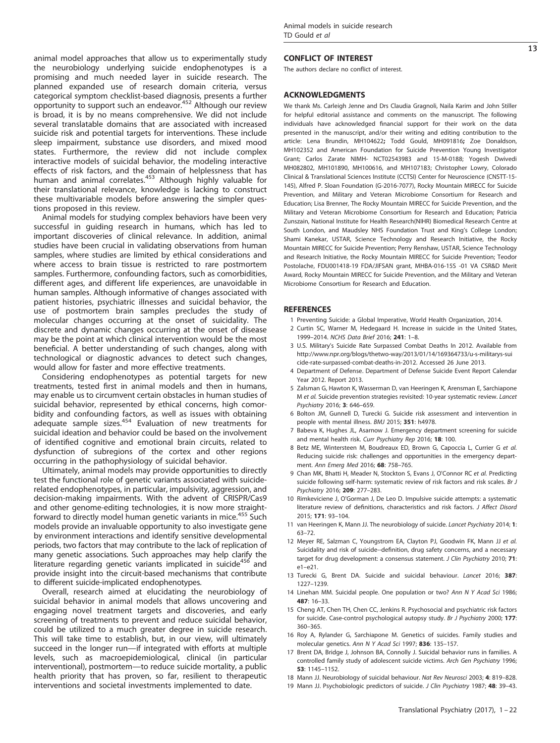animal model approaches that allow us to experimentally study the neurobiology underlying suicide endophenotypes is a promising and much needed layer in suicide research. The planned expanded use of research domain criteria, versus categorical symptom checklist-based diagnosis, presents a further opportunity to support such an endeavor.[452] Although our review is broad, it is by no means comprehensive. We did not include several translatable domains that are associated with increased suicide risk and potential targets for interventions. These include sleep impairment, substance use disorders, and mixed mood states. Furthermore, the review did not include complex interactive models of suicidal behavior, the modeling interactive effects of risk factors, and the domain of helplessness that has human and animal correlates.[453] Although highly valuable for their translational relevance, knowledge is lacking to construct these multivariable models before answering the simpler questions proposed in this review.

Animal models for studying complex behaviors have been very successful in guiding research in humans, which has led to important discoveries of clinical relevance. In addition, animal studies have been crucial in validating observations from human samples, where studies are limited by ethical considerations and where access to brain tissue is restricted to rare postmortem samples. Furthermore, confounding factors, such as comorbidities, different ages, and different life experiences, are unavoidable in human samples. Although informative of changes associated with patient histories, psychiatric illnesses and suicidal behavior, the use of postmortem brain samples precludes the study of molecular changes occurring at the onset of suicidality. The discrete and dynamic changes occurring at the onset of disease may be the point at which clinical intervention would be the most beneficial. A better understanding of such changes, along with technological or diagnostic advances to detect such changes, would allow for faster and more effective treatments.

Considering endophenotypes as potential targets for new treatments, tested first in animal models and then in humans, may enable us to circumvent certain obstacles in human studies of suicidal behavior, represented by ethical concerns, high comorbidity and confounding factors, as well as issues with obtaining adequate sample sizes.[454] Evaluation of new treatments for suicidal ideation and behavior could be based on the involvement of identified cognitive and emotional brain circuits, related to dysfunction of subregions of the cortex and other regions occurring in the pathophysiology of suicidal behavior.

Ultimately, animal models may provide opportunities to directly test the functional role of genetic variants associated with suicide-related endophenotypes, in particular, impulsivity, aggression, and decision-making impairments. With the advent of CRISPR/Cas9 and other genome-editing technologies, it is now more straightforward to directly model human genetic variants in mice.[455] Such models provide an invaluable opportunity to also investigate gene by environment interactions and identify sensitive developmental periods, two factors that may contribute to the lack of replication of many genetic associations. Such approaches may help clarify the literature regarding genetic variants implicated in suicide[456] and provide insight into the circuit-based mechanisms that contribute to different suicide-implicated endophenotypes.

Overall, research aimed at elucidating the neurobiology of suicidal behavior in animal models that allows uncovering and engaging novel treatment targets and discoveries, and early screening of treatments to prevent and reduce suicidal behavior, could be utilized to a much greater degree in suicide research. This will take time to establish, but, in our view, will ultimately succeed in the longer run—if integrated with efforts at multiple levels, such as macroepidemiological, clinical (in particular interventional), postmortem—to reduce suicide mortality, a public health priority that has proven, so far, resilient to therapeutic interventions and societal investments implemented to date.

## CONFLICT OF INTEREST

The authors declare no conflict of interest.

## ACKNOWLEDGMENTS

We thank Ms. Carleigh Jenne and Drs Claudia Gragnoli, Naila Karim and John Stiller for helpful editorial assistance and comments on the manuscript. The following individuals have acknowledged financial support for their work on the data presented in the manuscript, and/or their writing and editing contribution to the article: Lena Brundin, MH104622; Todd Gould, MH091816; Zoe Donaldson, MH102352 and American Foundation for Suicide Prevention Young Investigator Grant; Carlos Zarate NIMH- NCT02543983 and 15-M-0188; Yogesh Dwivedi MH082802, MH101890, MH100616, and MH107183; Christopher Lowry, Colorado Clinical & Translational Sciences Institute (CCTSI) Center for Neuroscience (CNSTT-15-145), Alfred P. Sloan Foundation (G-2016-7077), Rocky Mountain MIRECC for Suicide Prevention, and Military and Veteran Microbiome Consortium for Research and Education; Lisa Brenner, The Rocky Mountain MIRECC for Suicide Prevention, and the Military and Veteran Microbiome Consortium for Research and Education; Patricia Zunszain, National Institute for Health Research(NIHR) Biomedical Research Centre at South London, and Maudsley NHS Foundation Trust and King's College London; Shami Kanekar, USTAR, Science Technology and Research Initiative, the Rocky Mountain MIRECC for Suicide Prevention; Perry Renshaw, USTAR, Science Technology and Research Initiative, the Rocky Mountain MIRECC for Suicide Prevention; Teodor Postolache, FDU001418-19 FDA/JIFSAN grant, MHBA-016-15S -01 VA CSR&D Merit Award, Rocky Mountain MIRECC for Suicide Prevention, and the Military and Veteran Microbiome Consortium for Research and Education.

## REFERENCES

1 Preventing Suicide: a Global Imperative, World Health Organization, 2014.
2 Curtin SC, Warner M, Hedegaard H. Increase in suicide in the United States, 1999–2014. *NCHS Data Brief* 2016; **241**: 1–8.
3 U.S. Military's Suicide Rate Surpassed Combat Deaths In 2012. Available from http://www.npr.org/blogs/thetwo-way/2013/01/14/169364733/u-s-militarys-suicide-rate-surpassed-combat-deaths-in-2012. Accessed 26 June 2013.
4 Department of Defense. Department of Defense Suicide Event Report Calendar Year 2012. Report 2013.
5 Zalsman G, Hawton K, Wasserman D, van Heeringen K, Arensman E, Sarchiapone M *et al.* Suicide prevention strategies revisited: 10-year systematic review. *Lancet Psychiatry* 2016; **3**: 646–659.
6 Bolton JM, Gunnell D, Turecki G. Suicide risk assessment and intervention in people with mental illness. *BMJ* 2015; **351**: h4978.
7 Babeva K, Hughes JL, Asarnow J. Emergency department screening for suicide and mental health risk. *Curr Psychiatry Rep* 2016; **18**: 100.
8 Betz ME, Wintersteen M, Boudreaux ED, Brown G, Capoccia L, Currier G *et al.* Reducing suicide risk: challenges and opportunities in the emergency department. *Ann Emerg Med* 2016; **68**: 758–765.
9 Chan MK, Bhatti H, Meader N, Stockton S, Evans J, O'Connor RC *et al.* Predicting suicide following self-harm: systematic review of risk factors and risk scales. *Br J Psychiatry* 2016; **209**: 277–283.
10 Rimkeviciene J, O'Gorman J, De Leo D. Impulsive suicide attempts: a systematic literature review of definitions, characteristics and risk factors. *J Affect Disord* 2015; **171**: 93–104.
11 van Heeringen K, Mann JJ. The neurobiology of suicide. *Lancet Psychiatry* 2014; **1**: 63–72.
12 Meyer RE, Salzman C, Youngstrom EA, Clayton PJ, Goodwin FK, Mann JJ *et al.* Suicidality and risk of suicide--definition, drug safety concerns, and a necessary target for drug development: a consensus statement. *J Clin Psychiatry* 2010; **71**: e1–e21.
13 Turecki G, Brent DA. Suicide and suicidal behaviour. *Lancet* 2016; **387**: 1227–1239.
14 Linehan MM. Suicidal people. One population or two? *Ann N Y Acad Sci* 1986; **487**: 16–33.
15 Cheng AT, Chen TH, Chen CC, Jenkins R. Psychosocial and psychiatric risk factors for suicide. Case-control psychological autopsy study. *Br J Psychiatry* 2000; **177**: 360–365.
16 Roy A, Rylander G, Sarchiapone M. Genetics of suicides. Family studies and molecular genetics. *Ann N Y Acad Sci* 1997; **836**: 135–157.
17 Brent DA, Bridge J, Johnson BA, Connolly J. Suicidal behavior runs in families. A controlled family study of adolescent suicide victims. *Arch Gen Psychiatry* 1996; **53**: 1145–1152.
18 Mann JJ. Neurobiology of suicidal behaviour. *Nat Rev Neurosci* 2003; **4**: 819–828.
19 Mann JJ. Psychobiologic predictors of suicide. *J Clin Psychiatry* 1987; **48**: 39–43.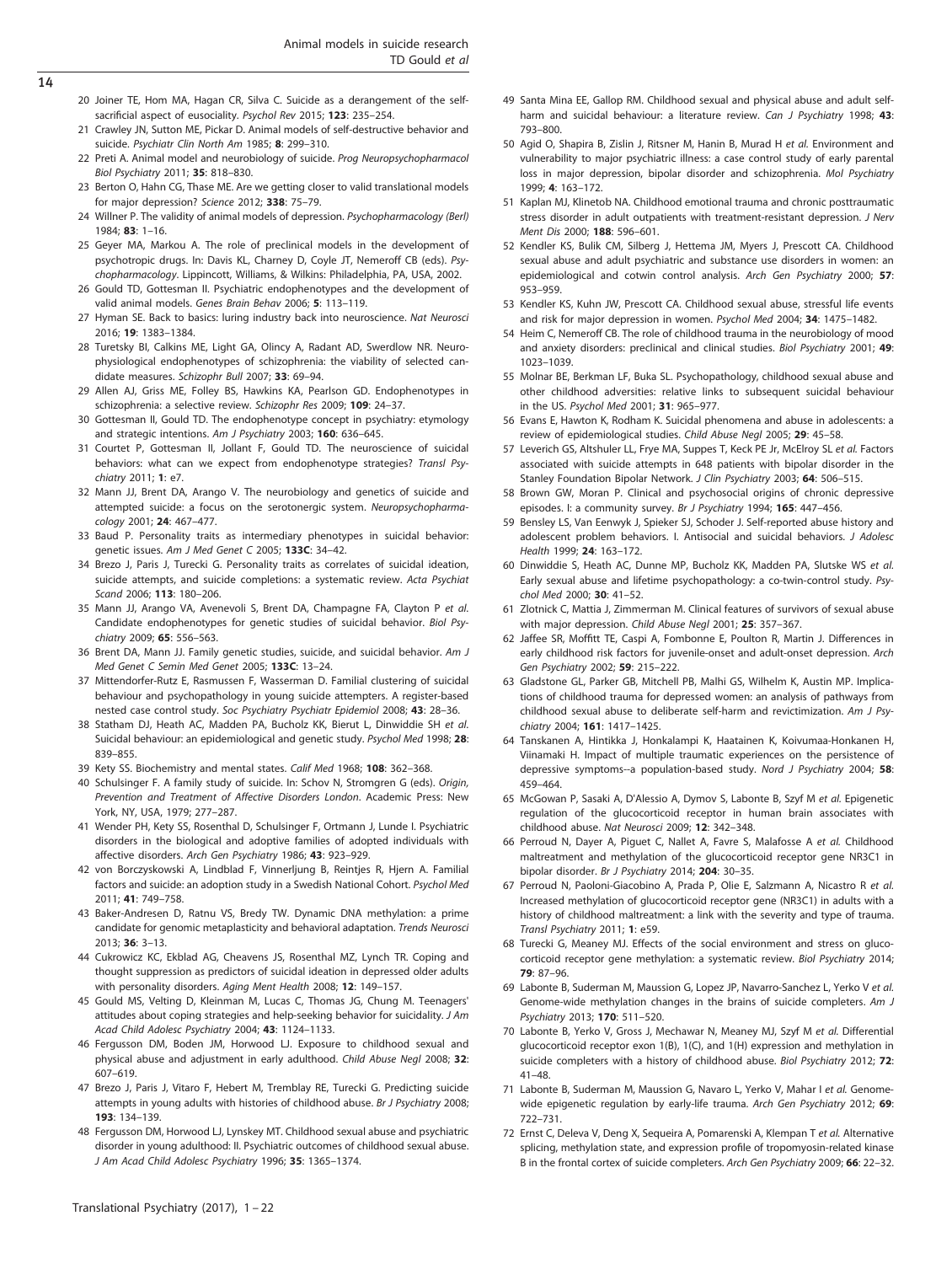20 Joiner TE, Hom MA, Hagan CR, Silva C. Suicide as a derangement of the self-sacrificial aspect of eusociality. *Psychol Rev* 2015; **123**: 235–254.

21 Crawley JN, Sutton ME, Pickar D. Animal models of self-destructive behavior and suicide. *Psychiatr Clin North Am* 1985; **8**: 299–310.

22 Preti A. Animal model and neurobiology of suicide. *Prog Neuropsychopharmacol Biol Psychiatry* 2011; **35**: 818–830.

23 Berton O, Hahn CG, Thase ME. Are we getting closer to valid translational models for major depression? *Science* 2012; **338**: 75–79.

24 Willner P. The validity of animal models of depression. *Psychopharmacology (Berl)* 1984; **83**: 1–16.

25 Geyer MA, Markou A. The role of preclinical models in the development of psychotropic drugs. In: Davis KL, Charney D, Coyle JT, Nemeroff CB (eds). *Psychopharmacology*. Lippincott, Williams, & Wilkins: Philadelphia, PA, USA, 2002.

26 Gould TD, Gottesman II. Psychiatric endophenotypes and the development of valid animal models. *Genes Brain Behav* 2006; **5**: 113–119.

27 Hyman SE. Back to basics: luring industry back into neuroscience. *Nat Neurosci* 2016; **19**: 1383–1384.

28 Turetsky BI, Calkins ME, Light GA, Olincy A, Radant AD, Swerdlow NR. Neurophysiological endophenotypes of schizophrenia: the viability of selected candidate measures. *Schizophr Bull* 2007; **33**: 69–94.

29 Allen AJ, Griss ME, Folley BS, Hawkins KA, Pearlson GD. Endophenotypes in schizophrenia: a selective review. *Schizophr Res* 2009; **109**: 24–37.

30 Gottesman II, Gould TD. The endophenotype concept in psychiatry: etymology and strategic intentions. *Am J Psychiatry* 2003; **160**: 636–645.

31 Courtet P, Gottesman II, Jollant F, Gould TD. The neuroscience of suicidal behaviors: what can we expect from endophenotype strategies? *Transl Psychiatry* 2011; **1**: e7.

32 Mann JJ, Brent DA, Arango V. The neurobiology and genetics of suicide and attempted suicide: a focus on the serotonergic system. *Neuropsychopharmacology* 2001; **24**: 467–477.

33 Baud P. Personality traits as intermediary phenotypes in suicidal behavior: genetic issues. *Am J Med Genet C* 2005; **133C**: 34–42.

34 Brezo J, Paris J, Turecki G. Personality traits as correlates of suicidal ideation, suicide attempts, and suicide completions: a systematic review. *Acta Psychiat Scand* 2006; **113**: 180–206.

35 Mann JJ, Arango VA, Avenevoli S, Brent DA, Champagne FA, Clayton P *et al.* Candidate endophenotypes for genetic studies of suicidal behavior. *Biol Psychiatry* 2009; **65**: 556–563.

36 Brent DA, Mann JJ. Family genetic studies, suicide, and suicidal behavior. *Am J Med Genet C Semin Med Genet* 2005; **133C**: 13–24.

37 Mittendorfer-Rutz E, Rasmussen F, Wasserman D. Familial clustering of suicidal behaviour and psychopathology in young suicide attempters. A register-based nested case control study. *Soc Psychiatry Psychiatr Epidemiol* 2008; **43**: 28–36.

38 Statham DJ, Heath AC, Madden PA, Bucholz KK, Bierut L, Dinwiddie SH *et al.* Suicidal behaviour: an epidemiological and genetic study. *Psychol Med* 1998; **28**: 839–855.

39 Kety SS. Biochemistry and mental states. *Calif Med* 1968; **108**: 362–368.

40 Schulsinger F. A family study of suicide. In: Schov N, Stromgren G (eds). *Origin, Prevention and Treatment of Affective Disorders London*. Academic Press: New York, NY, USA, 1979; 277–287.

41 Wender PH, Kety SS, Rosenthal D, Schulsinger F, Ortmann J, Lunde I. Psychiatric disorders in the biological and adoptive families of adopted individuals with affective disorders. *Arch Gen Psychiatry* 1986; **43**: 923–929.

42 von Borczyskowski A, Lindblad F, Vinnerljung B, Reintjes R, Hjern A. Familial factors and suicide: an adoption study in a Swedish National Cohort. *Psychol Med* 2011; **41**: 749–758.

43 Baker-Andresen D, Ratnu VS, Bredy TW. Dynamic DNA methylation: a prime candidate for genomic metaplasticity and behavioral adaptation. *Trends Neurosci* 2013; **36**: 3–13.

44 Cukrowicz KC, Ekblad AG, Cheavens JS, Rosenthal MZ, Lynch TR. Coping and thought suppression as predictors of suicidal ideation in depressed older adults with personality disorders. *Aging Ment Health* 2008; **12**: 149–157.

45 Gould MS, Velting D, Kleinman M, Lucas C, Thomas JG, Chung M. Teenagers' attitudes about coping strategies and help-seeking behavior for suicidality. *J Am Acad Child Adolesc Psychiatry* 2004; **43**: 1124–1133.

46 Fergusson DM, Boden JM, Horwood LJ. Exposure to childhood sexual and physical abuse and adjustment in early adulthood. *Child Abuse Negl* 2008; **32**: 607–619.

47 Brezo J, Paris J, Vitaro F, Hebert M, Tremblay RE, Turecki G. Predicting suicide attempts in young adults with histories of childhood abuse. *Br J Psychiatry* 2008; **193**: 134–139.

48 Fergusson DM, Horwood LJ, Lynskey MT. Childhood sexual abuse and psychiatric disorder in young adulthood: II. Psychiatric outcomes of childhood sexual abuse. *J Am Acad Child Adolesc Psychiatry* 1996; **35**: 1365–1374.

49 Santa Mina EE, Gallop RM. Childhood sexual and physical abuse and adult self-harm and suicidal behaviour: a literature review. *Can J Psychiatry* 1998; **43**: 793–800.

50 Agid O, Shapira B, Zislin J, Ritsner M, Hanin B, Murad H *et al.* Environment and vulnerability to major psychiatric illness: a case control study of early parental loss in major depression, bipolar disorder and schizophrenia. *Mol Psychiatry* 1999; **4**: 163–172.

51 Kaplan MJ, Klinetob NA. Childhood emotional trauma and chronic posttraumatic stress disorder in adult outpatients with treatment-resistant depression. *J Nerv Ment Dis* 2000; **188**: 596–601.

52 Kendler KS, Bulik CM, Silberg J, Hettema JM, Myers J, Prescott CA. Childhood sexual abuse and adult psychiatric and substance use disorders in women: an epidemiological and cotwin control analysis. *Arch Gen Psychiatry* 2000; **57**: 953–959.

53 Kendler KS, Kuhn JW, Prescott CA. Childhood sexual abuse, stressful life events and risk for major depression in women. *Psychol Med* 2004; **34**: 1475–1482.

54 Heim C, Nemeroff CB. The role of childhood trauma in the neurobiology of mood and anxiety disorders: preclinical and clinical studies. *Biol Psychiatry* 2001; **49**: 1023–1039.

55 Molnar BE, Berkman LF, Buka SL. Psychopathology, childhood sexual abuse and other childhood adversities: relative links to subsequent suicidal behaviour in the US. *Psychol Med* 2001; **31**: 965–977.

56 Evans E, Hawton K, Rodham K. Suicidal phenomena and abuse in adolescents: a review of epidemiological studies. *Child Abuse Negl* 2005; **29**: 45–58.

57 Leverich GS, Altshuler LL, Frye MA, Suppes T, Keck PE Jr, McElroy SL *et al.* Factors associated with suicide attempts in 648 patients with bipolar disorder in the Stanley Foundation Bipolar Network. *J Clin Psychiatry* 2003; **64**: 506–515.

58 Brown GW, Moran P. Clinical and psychosocial origins of chronic depressive episodes. I: a community survey. *Br J Psychiatry* 1994; **165**: 447–456.

59 Bensley LS, Van Eenwyk J, Spieker SJ, Schoder J. Self-reported abuse history and adolescent problem behaviors. I. Antisocial and suicidal behaviors. *J Adolesc Health* 1999; **24**: 163–172.

60 Dinwiddie S, Heath AC, Dunne MP, Bucholz KK, Madden PA, Slutske WS *et al.* Early sexual abuse and lifetime psychopathology: a co-twin-control study. *Psychol Med* 2000; **30**: 41–52.

61 Zlotnick C, Mattia J, Zimmerman M. Clinical features of survivors of sexual abuse with major depression. *Child Abuse Negl* 2001; **25**: 357–367.

62 Jaffee SR, Moffitt TE, Caspi A, Fombonne E, Poulton R, Martin J. Differences in early childhood risk factors for juvenile-onset and adult-onset depression. *Arch Gen Psychiatry* 2002; **59**: 215–222.

63 Gladstone GL, Parker GB, Mitchell PB, Malhi GS, Wilhelm K, Austin MP. Implications of childhood trauma for depressed women: an analysis of pathways from childhood sexual abuse to deliberate self-harm and revictimization. *Am J Psychiatry* 2004; **161**: 1417–1425.

64 Tanskanen A, Hintikka J, Honkalampi K, Haatainen K, Koivumaa-Honkanen H, Viinamaki H. Impact of multiple traumatic experiences on the persistence of depressive symptoms--a population-based study. *Nord J Psychiatry* 2004; **58**: 459–464.

65 McGowan P, Sasaki A, D'Alessio A, Dymov S, Labonte B, Szyf M *et al.* Epigenetic regulation of the glucocorticoid receptor in human brain associates with childhood abuse. *Nat Neurosci* 2009; **12**: 342–348.

66 Perroud N, Dayer A, Piguet C, Nallet A, Favre S, Malafosse A *et al.* Childhood maltreatment and methylation of the glucocorticoid receptor gene NR3C1 in bipolar disorder. *Br J Psychiatry* 2014; **204**: 30–35.

67 Perroud N, Paoloni-Giacobino A, Prada P, Olie E, Salzmann A, Nicastro R *et al.* Increased methylation of glucocorticoid receptor gene (NR3C1) in adults with a history of childhood maltreatment: a link with the severity and type of trauma. *Transl Psychiatry* 2011; **1**: e59.

68 Turecki G, Meaney MJ. Effects of the social environment and stress on glucocorticoid receptor gene methylation: a systematic review. *Biol Psychiatry* 2014; **79**: 87–96.

69 Labonte B, Suderman M, Maussion G, Lopez JP, Navarro-Sanchez L, Yerko V *et al.* Genome-wide methylation changes in the brains of suicide completers. *Am J Psychiatry* 2013; **170**: 511–520.

70 Labonte B, Yerko V, Gross J, Mechawar N, Meaney MJ, Szyf M *et al.* Differential glucocorticoid receptor exon 1(B), 1(C), and 1(H) expression and methylation in suicide completers with a history of childhood abuse. *Biol Psychiatry* 2012; **72**: 41–48.

71 Labonte B, Suderman M, Maussion G, Navaro L, Yerko V, Mahar I *et al.* Genome-wide epigenetic regulation by early-life trauma. *Arch Gen Psychiatry* 2012; **69**: 722–731.

72 Ernst C, Deleva V, Deng X, Sequeira A, Pomarenski A, Klempan T *et al.* Alternative splicing, methylation state, and expression profile of tropomyosin-related kinase B in the frontal cortex of suicide completers. *Arch Gen Psychiatry* 2009; **66**: 22–32.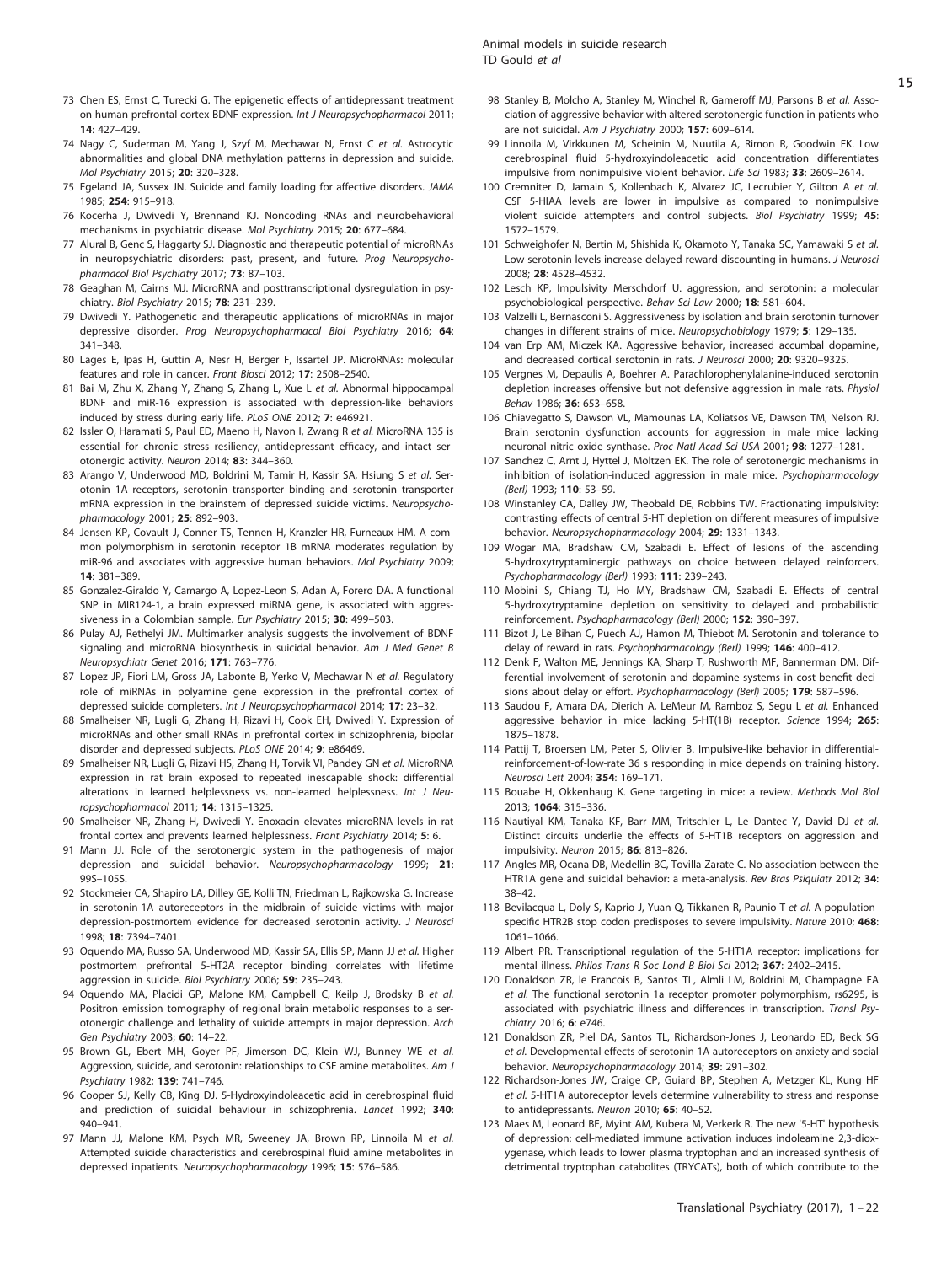73 Chen ES, Ernst C, Turecki G. The epigenetic effects of antidepressant treatment on human prefrontal cortex BDNF expression. *Int J Neuropsychopharmacol* 2011; **14**: 427–429.

74 Nagy C, Suderman M, Yang J, Szyf M, Mechawar N, Ernst C *et al.* Astrocytic abnormalities and global DNA methylation patterns in depression and suicide. *Mol Psychiatry* 2015; **20**: 320–328.

75 Egeland JA, Sussex JN. Suicide and family loading for affective disorders. *JAMA* 1985; **254**: 915–918.

76 Kocerha J, Dwivedi Y, Brennand KJ. Noncoding RNAs and neurobehavioral mechanisms in psychiatric disease. *Mol Psychiatry* 2015; **20**: 677–684.

77 Alural B, Genc S, Haggarty SJ. Diagnostic and therapeutic potential of microRNAs in neuropsychiatric disorders: past, present, and future. *Prog Neuropsychopharmacol Biol Psychiatry* 2017; **73**: 87–103.

78 Geaghan M, Cairns MJ. MicroRNA and posttranscriptional dysregulation in psychiatry. *Biol Psychiatry* 2015; **78**: 231–239.

79 Dwivedi Y. Pathogenetic and therapeutic applications of microRNAs in major depressive disorder. *Prog Neuropsychopharmacol Biol Psychiatry* 2016; **64**: 341–348.

80 Lages E, Ipas H, Guttin A, Nesr H, Berger F, Issartel JP. MicroRNAs: molecular features and role in cancer. *Front Biosci* 2012; **17**: 2508–2540.

81 Bai M, Zhu X, Zhang Y, Zhang S, Zhang L, Xue L *et al.* Abnormal hippocampal BDNF and miR-16 expression is associated with depression-like behaviors induced by stress during early life. *PLoS ONE* 2012; **7**: e46921.

82 Issler O, Haramati S, Paul ED, Maeno H, Navon I, Zwang R *et al.* MicroRNA 135 is essential for chronic stress resiliency, antidepressant efficacy, and intact serotonergic activity. *Neuron* 2014; **83**: 344–360.

83 Arango V, Underwood MD, Boldrini M, Tamir H, Kassir SA, Hsiung S *et al.* Serotonin 1A receptors, serotonin transporter binding and serotonin transporter mRNA expression in the brainstem of depressed suicide victims. *Neuropsychopharmacology* 2001; **25**: 892–903.

84 Jensen KP, Covault J, Conner TS, Tennen H, Kranzler HR, Furneaux HM. A common polymorphism in serotonin receptor 1B mRNA moderates regulation by miR-96 and associates with aggressive human behaviors. *Mol Psychiatry* 2009; **14**: 381–389.

85 Gonzalez-Giraldo Y, Camargo A, Lopez-Leon S, Adan A, Forero DA. A functional SNP in MIR124-1, a brain expressed miRNA gene, is associated with aggressiveness in a Colombian sample. *Eur Psychiatry* 2015; **30**: 499–503.

86 Pulay AJ, Rethelyi JM. Multimarker analysis suggests the involvement of BDNF signaling and microRNA biosynthesis in suicidal behavior. *Am J Med Genet B Neuropsychiatr Genet* 2016; **171**: 763–776.

87 Lopez JP, Fiori LM, Gross JA, Labonte B, Yerko V, Mechawar N *et al.* Regulatory role of miRNAs in polyamine gene expression in the prefrontal cortex of depressed suicide completers. *Int J Neuropsychopharmacol* 2014; **17**: 23–32.

88 Smalheiser NR, Lugli G, Zhang H, Rizavi H, Cook EH, Dwivedi Y. Expression of microRNAs and other small RNAs in prefrontal cortex in schizophrenia, bipolar disorder and depressed subjects. *PLoS ONE* 2014; **9**: e86469.

89 Smalheiser NR, Lugli G, Rizavi HS, Zhang H, Torvik VI, Pandey GN *et al.* MicroRNA expression in rat brain exposed to repeated inescapable shock: differential alterations in learned helplessness vs. non-learned helplessness. *Int J Neuropsychopharmacol* 2011; **14**: 1315–1325.

90 Smalheiser NR, Zhang H, Dwivedi Y. Enoxacin elevates microRNA levels in rat frontal cortex and prevents learned helplessness. *Front Psychiatry* 2014; **5**: 6.

91 Mann JJ. Role of the serotonergic system in the pathogenesis of major depression and suicidal behavior. *Neuropsychopharmacology* 1999; **21**: 99S–105S.

92 Stockmeier CA, Shapiro LA, Dilley GE, Kolli TN, Friedman L, Rajkowska G. Increase in serotonin-1A autoreceptors in the midbrain of suicide victims with major depression-postmortem evidence for decreased serotonin activity. *J Neurosci* 1998; **18**: 7394–7401.

93 Oquendo MA, Russo SA, Underwood MD, Kassir SA, Ellis SP, Mann JJ *et al.* Higher postmortem prefrontal 5-HT2A receptor binding correlates with lifetime aggression in suicide. *Biol Psychiatry* 2006; **59**: 235–243.

94 Oquendo MA, Placidi GP, Malone KM, Campbell C, Keilp J, Brodsky B *et al.* Positron emission tomography of regional brain metabolic responses to a serotonergic challenge and lethality of suicide attempts in major depression. *Arch Gen Psychiatry* 2003; **60**: 14–22.

95 Brown GL, Ebert MH, Goyer PF, Jimerson DC, Klein WJ, Bunney WE *et al.* Aggression, suicide, and serotonin: relationships to CSF amine metabolites. *Am J Psychiatry* 1982; **139**: 741–746.

96 Cooper SJ, Kelly CB, King DJ. 5-Hydroxyindoleacetic acid in cerebrospinal fluid and prediction of suicidal behaviour in schizophrenia. *Lancet* 1992; **340**: 940–941.

97 Mann JJ, Malone KM, Psych MR, Sweeney JA, Brown RP, Linnoila M *et al.* Attempted suicide characteristics and cerebrospinal fluid amine metabolites in depressed inpatients. *Neuropsychopharmacology* 1996; **15**: 576–586.

98 Stanley B, Molcho A, Stanley M, Winchel R, Gameroff MJ, Parsons B *et al.* Association of aggressive behavior with altered serotonergic function in patients who are not suicidal. *Am J Psychiatry* 2000; **157**: 609–614.

99 Linnoila M, Virkkunen M, Scheinin M, Nuutila A, Rimon R, Goodwin FK. Low cerebrospinal fluid 5-hydroxyindoleacetic acid concentration differentiates impulsive from nonimpulsive violent behavior. *Life Sci* 1983; **33**: 2609–2614.

100 Cremniter D, Jamain S, Kollenbach K, Alvarez JC, Lecrubier Y, Gilton A *et al.* CSF 5-HIAA levels are lower in impulsive as compared to nonimpulsive violent suicide attempters and control subjects. *Biol Psychiatry* 1999; **45**: 1572–1579.

101 Schweighofer N, Bertin M, Shishida K, Okamoto Y, Tanaka SC, Yamawaki S *et al.* Low-serotonin levels increase delayed reward discounting in humans. *J Neurosci* 2008; **28**: 4528–4532.

102 Lesch KP, Impulsivity Merschdorf U. aggression, and serotonin: a molecular psychobiological perspective. *Behav Sci Law* 2000; **18**: 581–604.

103 Valzelli L, Bernasconi S. Aggressiveness by isolation and brain serotonin turnover changes in different strains of mice. *Neuropsychobiology* 1979; **5**: 129–135.

104 van Erp AM, Miczek KA. Aggressive behavior, increased accumbal dopamine, and decreased cortical serotonin in rats. *J Neurosci* 2000; **20**: 9320–9325.

105 Vergnes M, Depaulis A, Boehrer A. Parachlorophenylalanine-induced serotonin depletion increases offensive but not defensive aggression in male rats. *Physiol Behav* 1986; **36**: 653–658.

106 Chiavegatto S, Dawson VL, Mamounas LA, Koliatsos VE, Dawson TM, Nelson RJ. Brain serotonin dysfunction accounts for aggression in male mice lacking neuronal nitric oxide synthase. *Proc Natl Acad Sci USA* 2001; **98**: 1277–1281.

107 Sanchez C, Arnt J, Hyttel J, Moltzen EK. The role of serotonergic mechanisms in inhibition of isolation-induced aggression in male mice. *Psychopharmacology (Berl)* 1993; **110**: 53–59.

108 Winstanley CA, Dalley JW, Theobald DE, Robbins TW. Fractionating impulsivity: contrasting effects of central 5-HT depletion on different measures of impulsive behavior. *Neuropsychopharmacology* 2004; **29**: 1331–1343.

109 Wogar MA, Bradshaw CM, Szabadi E. Effect of lesions of the ascending 5-hydroxytryptaminergic pathways on choice between delayed reinforcers. *Psychopharmacology (Berl)* 1993; **111**: 239–243.

110 Mobini S, Chiang TJ, Ho MY, Bradshaw CM, Szabadi E. Effects of central 5-hydroxytryptamine depletion on sensitivity to delayed and probabilistic reinforcement. *Psychopharmacology (Berl)* 2000; **152**: 390–397.

111 Bizot J, Le Bihan C, Puech AJ, Hamon M, Thiebot M. Serotonin and tolerance to delay of reward in rats. *Psychopharmacology (Berl)* 1999; **146**: 400–412.

112 Denk F, Walton ME, Jennings KA, Sharp T, Rushworth MF, Bannerman DM. Differential involvement of serotonin and dopamine systems in cost-benefit decisions about delay or effort. *Psychopharmacology (Berl)* 2005; **179**: 587–596.

113 Saudou F, Amara DA, Dierich A, LeMeur M, Ramboz S, Segu L *et al.* Enhanced aggressive behavior in mice lacking 5-HT(1B) receptor. *Science* 1994; **265**: 1875–1878.

114 Pattij T, Broersen LM, Peter S, Olivier B. Impulsive-like behavior in differential-reinforcement-of-low-rate 36 s responding in mice depends on training history. *Neurosci Lett* 2004; **354**: 169–171.

115 Bouabe H, Okkenhaug K. Gene targeting in mice: a review. *Methods Mol Biol* 2013; **1064**: 315–336.

116 Nautiyal KM, Tanaka KF, Barr MM, Tritschler L, Le Dantec Y, David DJ *et al.* Distinct circuits underlie the effects of 5-HT1B receptors on aggression and impulsivity. *Neuron* 2015; **86**: 813–826.

117 Angles MR, Ocana DB, Medellin BC, Tovilla-Zarate C. No association between the HTR1A gene and suicidal behavior: a meta-analysis. *Rev Bras Psiquiatr* 2012; **34**: 38–42.

118 Bevilacqua L, Doly S, Kaprio J, Yuan Q, Tikkanen R, Paunio T *et al.* A population-specific HTR2B stop codon predisposes to severe impulsivity. *Nature* 2010; **468**: 1061–1066.

119 Albert PR. Transcriptional regulation of the 5-HT1A receptor: implications for mental illness. *Philos Trans R Soc Lond B Biol Sci* 2012; **367**: 2402–2415.

120 Donaldson ZR, le Francois B, Santos TL, Almli LM, Boldrini M, Champagne FA *et al.* The functional serotonin 1a receptor promoter polymorphism, rs6295, is associated with psychiatric illness and differences in transcription. *Transl Psychiatry* 2016; **6**: e746.

121 Donaldson ZR, Piel DA, Santos TL, Richardson-Jones J, Leonardo ED, Beck SG *et al.* Developmental effects of serotonin 1A autoreceptors on anxiety and social behavior. *Neuropsychopharmacology* 2014; **39**: 291–302.

122 Richardson-Jones JW, Craige CP, Guiard BP, Stephen A, Metzger KL, Kung HF *et al.* 5-HT1A autoreceptor levels determine vulnerability to stress and response to antidepressants. *Neuron* 2010; **65**: 40–52.

123 Maes M, Leonard BE, Myint AM, Kubera M, Verkerk R. The new '5-HT' hypothesis of depression: cell-mediated immune activation induces indoleamine 2,3-dioxygenase, which leads to lower plasma tryptophan and an increased synthesis of detrimental tryptophan catabolites (TRYCATs), both of which contribute to the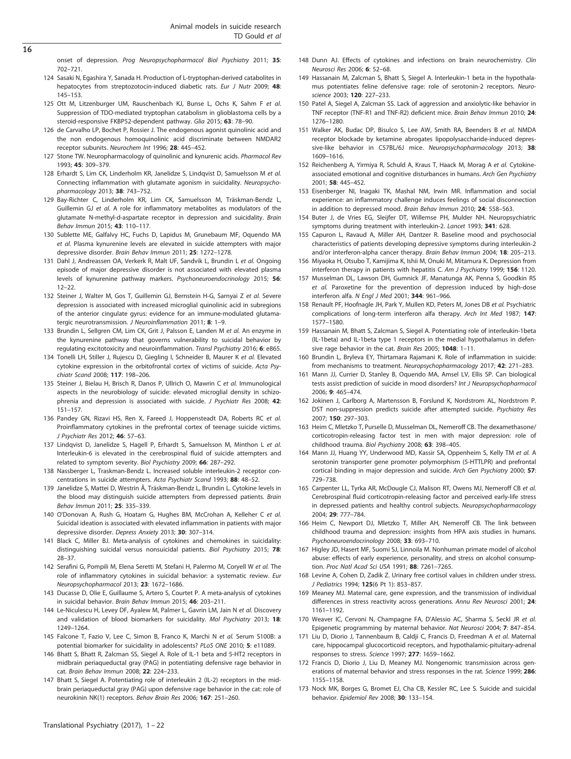onset of depression. *Prog Neuropsychopharmacol Biol Psychiatry* 2011; **35**: 702–721.

124 Sasaki N, Egashira Y, Sanada H. Production of L-tryptophan-derived catabolites in hepatocytes from streptozotocin-induced diabetic rats. *Eur J Nutr* 2009; **48**: 145–153.

125 Ott M, Litzenburger UM, Rauschenbach KJ, Bunse L, Ochs K, Sahm F *et al.* Suppression of TDO-mediated tryptophan catabolism in glioblastoma cells by a steroid-responsive FKBP52-dependent pathway. *Glia* 2015; **63**: 78–90.

126 de Carvalho LP, Bochet P, Rossier J. The endogenous agonist quinolinic acid and the non endogenous homoquinolinic acid discriminate between NMDAR2 receptor subunits. *Neurochem Int* 1996; **28**: 445–452.

127 Stone TW. Neuropharmacology of quinolinic and kynurenic acids. *Pharmacol Rev* 1993; **45**: 309–379.

128 Erhardt S, Lim CK, Linderholm KR, Janelidze S, Lindqvist D, Samuelsson M *et al.* Connecting inflammation with glutamate agonism in suicidality. *Neuropsychopharmacology* 2013; **38**: 743–752.

129 Bay-Richter C, Linderholm KR, Lim CK, Samuelsson M, Träskman-Bendz L, Guillemin GJ *et al.* A role for inflammatory metabolites as modulators of the glutamate N-methyl-d-aspartate receptor in depression and suicidality. *Brain Behav Immun* 2015; **43**: 110–117.

130 Sublette ME, Galfalvy HC, Fuchs D, Lapidus M, Grunebaum MF, Oquendo MA *et al.* Plasma kynurenine levels are elevated in suicide attempters with major depressive disorder. *Brain Behav Immun* 2011; **25**: 1272–1278.

131 Dahl J, Andreassen OA, Verkerk R, Malt UF, Sandvik L, Brundin L *et al.* Ongoing episode of major depressive disorder is not associated with elevated plasma levels of kynurenine pathway markers. *Psychoneuroendocrinology* 2015; **56**: 12–22.

132 Steiner J, Walter M, Gos T, Guillemin GJ, Bernstein H-G, Sarnyai Z *et al.* Severe depression is associated with increased microglial quinolinic acid in subregions of the anterior cingulate gyrus: evidence for an immune-modulated glutamatergic neurotransmission. *J Neuroinflammation* 2011; **8**: 1–9.

133 Brundin L, Sellgren CM, Lim CK, Grit J, Palsson E, Landen M *et al.* An enzyme in the kynurenine pathway that governs vulnerability to suicidal behavior by regulating excitotoxicity and neuroinflammation. *Transl Psychiatry* 2016; **6**: e865.

134 Tonelli LH, Stiller J, Rujescu D, Giegling I, Schneider B, Maurer K *et al.* Elevated cytokine expression in the orbitofrontal cortex of victims of suicide. *Acta Psychiatr Scand* 2008; **117**: 198–206.

135 Steiner J, Bielau H, Brisch R, Danos P, Ullrich O, Mawrin C *et al.* Immunological aspects in the neurobiology of suicide: elevated microglial density in schizophrenia and depression is associated with suicide. *J Psychiatr Res* 2008; **42**: 151–157.

136 Pandey GN, Rizavi HS, Ren X, Fareed J, Hoppensteadt DA, Roberts RC *et al.* Proinflammatory cytokines in the prefrontal cortex of teenage suicide victims. *J Psychiatr Res* 2012; **46**: 57–63.

137 Lindqvist D, Janelidze S, Hagell P, Erhardt S, Samuelsson M, Minthon L *et al.* Interleukin-6 is elevated in the cerebrospinal fluid of suicide attempters and related to symptom severity. *Biol Psychiatry* 2009; **66**: 287–292.

138 Nassberger L, Traskman-Bendz L. Increased soluble interleukin-2 receptor concentrations in suicide attempters. *Acta Psychiatr Scand* 1993; **88**: 48–52.

139 Janelidze S, Mattei D, Westrin Å, Träskman-Bendz L, Brundin L. Cytokine levels in the blood may distinguish suicide attempters from depressed patients. *Brain Behav Immun* 2011; **25**: 335–339.

140 O'Donovan A, Rush G, Hoatam G, Hughes BM, McCrohan A, Kelleher C *et al.* Suicidal ideation is associated with elevated inflammation in patients with major depressive disorder. *Depress Anxiety* 2013; **30**: 307–314.

141 Black C, Miller BJ. Meta-analysis of cytokines and chemokines in suicidality: distinguishing suicidal versus nonsuicidal patients. *Biol Psychiatry* 2015; **78**: 28–37.

142 Serafini G, Pompili M, Elena Seretti M, Stefani H, Palermo M, Coryell W *et al.* The role of inflammatory cytokines in suicidal behavior: a systematic review. *Eur Neuropsychopharmacol* 2013; **23**: 1672–1686.

143 Ducasse D, Olie E, Guillaume S, Artero S, Courtet P. A meta-analysis of cytokines in suicidal behavior. *Brain Behav Immun* 2015; **46**: 203–211.

144 Le-Niculescu H, Levey DF, Ayalew M, Palmer L, Gavrin LM, Jain N *et al.* Discovery and validation of blood biomarkers for suicidality. *Mol Psychiatry* 2013; **18**: 1249–1264.

145 Falcone T, Fazio V, Lee C, Simon B, Franco K, Marchi N *et al.* Serum S100B: a potential biomarker for suicidality in adolescents? *PLoS ONE* 2010; **5**: e11089.

146 Bhatt S, Bhatt R, Zalcman SS, Siegel A. Role of IL-1 beta and 5-HT2 receptors in midbrain periaqueductal gray (PAG) in potentiating defensive rage behavior in cat. *Brain Behav Immun* 2008; **22**: 224–233.

147 Bhatt S, Siegel A. Potentiating role of interleukin 2 (IL-2) receptors in the midbrain periaqueductal gray (PAG) upon defensive rage behavior in the cat: role of neurokinin NK(1) receptors. *Behav Brain Res* 2006; **167**: 251–260.

148 Dunn AJ. Effects of cytokines and infections on brain neurochemistry. *Clin Neurosci Res* 2006; **6**: 52–68.

149 Hassanain M, Zalcman S, Bhatt S, Siegel A. Interleukin-1 beta in the hypothalamus potentiates feline defensive rage: role of serotonin-2 receptors. *Neuroscience* 2003; **120**: 227–233.

150 Patel A, Siegel A, Zalcman SS. Lack of aggression and anxiolytic-like behavior in TNF receptor (TNF-R1 and TNF-R2) deficient mice. *Brain Behav Immun* 2010; **24**: 1276–1280.

151 Walker AK, Budac DP, Bisulco S, Lee AW, Smith RA, Beenders B *et al.* NMDA receptor blockade by ketamine abrogates lipopolysaccharide-induced depressive-like behavior in C57BL/6J mice. *Neuropsychopharmacology* 2013; **38**: 1609–1616.

152 Reichenberg A, Yirmiya R, Schuld A, Kraus T, Haack M, Morag A *et al.* Cytokine-associated emotional and cognitive disturbances in humans. *Arch Gen Psychiatry* 2001; **58**: 445–452.

153 Eisenberger NI, Inagaki TK, Mashal NM, Irwin MR. Inflammation and social experience: an inflammatory challenge induces feelings of social disconnection in addition to depressed mood. *Brain Behav Immun* 2010; **24**: 558–563.

154 Buter J, de Vries EG, Sleijfer DT, Willemse PH, Mulder NH. Neuropsychiatric symptoms during treatment with interleukin-2. *Lancet* 1993; **341**: 628.

155 Capuron L, Ravaud A, Miller AH, Dantzer R. Baseline mood and psychosocial characteristics of patients developing depressive symptoms during interleukin-2 and/or interferon-alpha cancer therapy. *Brain Behav Immun* 2004; **18**: 205–213.

156 Miyaoka H, Otsubo T, Kamijima K, Ishii M, Onuki M, Mitamura K. Depression from interferon therapy in patients with hepatitis C. *Am J Psychiatry* 1999; **156**: 1120.

157 Musselman DL, Lawson DH, Gumnick JF, Manatunga AK, Penna S, Goodkin RS *et al.* Paroxetine for the prevention of depression induced by high-dose interferon alfa. *N Engl J Med* 2001; **344**: 961–966.

158 Renault PF, Hoofnagle JH, Park Y, Mullen KD, Peters M, Jones DB *et al.* Psychiatric complications of long-term interferon alfa therapy. *Arch Int Med* 1987; **147**: 1577–1580.

159 Hassanain M, Bhatt S, Zalcman S, Siegel A. Potentiating role of interleukin-1beta (IL-1beta) and IL-1beta type 1 receptors in the medial hypothalamus in defensive rage behavior in the cat. *Brain Res* 2005; **1048**: 1–11.

160 Brundin L, Bryleva EY, Thirtamara Rajamani K. Role of inflammation in suicide: from mechanisms to treatment. *Neuropsychopharmacology* 2017; **42**: 271–283.

161 Mann JJ, Currier D, Stanley B, Oquendo MA, Amsel LV, Ellis SP. Can biological tests assist prediction of suicide in mood disorders? *Int J Neuropsychopharmacol* 2006; **9**: 465–474.

162 Jokinen J, Carlborg A, Martensson B, Forslund K, Nordstrom AL, Nordstrom P. DST non-suppression predicts suicide after attempted suicide. *Psychiatry Res* 2007; **150**: 297–303.

163 Heim C, Mletzko T, Purselle D, Musselman DL, Nemeroff CB. The dexamethasone/corticotropin-releasing factor test in men with major depression: role of childhood trauma. *Biol Psychiatry* 2008; **63**: 398–405.

164 Mann JJ, Huang YY, Underwood MD, Kassir SA, Oppenheim S, Kelly TM *et al.* A serotonin transporter gene promoter polymorphism (5-HTTLPR) and prefrontal cortical binding in major depression and suicide. *Arch Gen Psychiatry* 2000; **57**: 729–738.

165 Carpenter LL, Tyrka AR, McDougle CJ, Malison RT, Owens MJ, Nemeroff CB *et al.* Cerebrospinal fluid corticotropin-releasing factor and perceived early-life stress in depressed patients and healthy control subjects. *Neuropsychopharmacology* 2004; **29**: 777–784.

166 Heim C, Newport DJ, Mletzko T, Miller AH, Nemeroff CB. The link between childhood trauma and depression: insights from HPA axis studies in humans. *Psychoneuroendocrinology* 2008; **33**: 693–710.

167 Higley JD, Hasert MF, Suomi SJ, Linnoila M. Nonhuman primate model of alcohol abuse: effects of early experience, personality, and stress on alcohol consumption. *Proc Natl Acad Sci USA* 1991; **88**: 7261–7265.

168 Levine A, Cohen D, Zadik Z. Urinary free cortisol values in children under stress. *J Pediatrics* 1994; **125**(6 Pt 1): 853–857.

169 Meaney MJ. Maternal care, gene expression, and the transmission of individual differences in stress reactivity across generations. *Annu Rev Neurosci* 2001; **24**: 1161–1192.

170 Weaver IC, Cervoni N, Champagne FA, D'Alessio AC, Sharma S, Seckl JR *et al.* Epigenetic programming by maternal behavior. *Nat Neurosci* 2004; **7**: 847–854.

171 Liu D, Diorio J, Tannenbaum B, Caldji C, Francis D, Freedman A *et al.* Maternal care, hippocampal glucocorticoid receptors, and hypothalamic-pituitary-adrenal responses to stress. *Science* 1997; **277**: 1659–1662.

172 Francis D, Diorio J, Liu D, Meaney MJ. Nongenomic transmission across generations of maternal behavior and stress responses in the rat. *Science* 1999; **286**: 1155–1158.

173 Nock MK, Borges G, Bromet EJ, Cha CB, Kessler RC, Lee S. Suicide and suicidal behavior. *Epidemiol Rev* 2008; **30**: 133–154.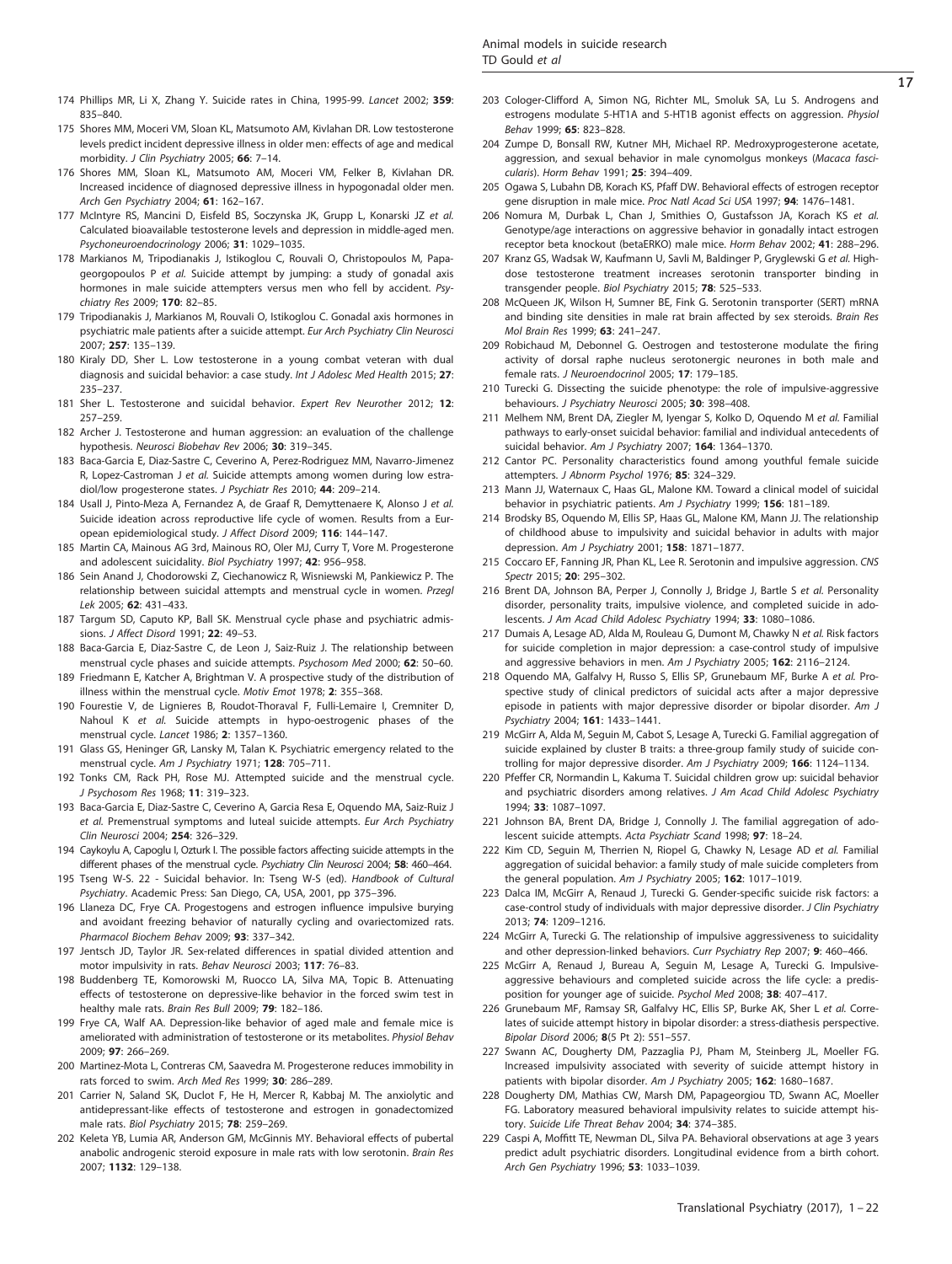174 Phillips MR, Li X, Zhang Y. Suicide rates in China, 1995-99. *Lancet* 2002; **359**: 835–840.

175 Shores MM, Moceri VM, Sloan KL, Matsumoto AM, Kivlahan DR. Low testosterone levels predict incident depressive illness in older men: effects of age and medical morbidity. *J Clin Psychiatry* 2005; **66**: 7–14.

176 Shores MM, Sloan KL, Matsumoto AM, Moceri VM, Felker B, Kivlahan DR. Increased incidence of diagnosed depressive illness in hypogonadal older men. *Arch Gen Psychiatry* 2004; **61**: 162–167.

177 McIntyre RS, Mancini D, Eisfeld BS, Soczynska JK, Grupp L, Konarski JZ *et al.* Calculated bioavailable testosterone levels and depression in middle-aged men. *Psychoneuroendocrinology* 2006; **31**: 1029–1035.

178 Markianos M, Tripodianakis J, Istikoglou C, Rouvali O, Christopoulos M, Papageorgopoulos P *et al.* Suicide attempt by jumping: a study of gonadal axis hormones in male suicide attempters versus men who fell by accident. *Psychiatry Res* 2009; **170**: 82–85.

179 Tripodianakis J, Markianos M, Rouvali O, Istikoglou C. Gonadal axis hormones in psychiatric male patients after a suicide attempt. *Eur Arch Psychiatry Clin Neurosci* 2007; **257**: 135–139.

180 Kiraly DD, Sher L. Low testosterone in a young combat veteran with dual diagnosis and suicidal behavior: a case study. *Int J Adolesc Med Health* 2015; **27**: 235–237.

181 Sher L. Testosterone and suicidal behavior. *Expert Rev Neurother* 2012; **12**: 257–259.

182 Archer J. Testosterone and human aggression: an evaluation of the challenge hypothesis. *Neurosci Biobehav Rev* 2006; **30**: 319–345.

183 Baca-Garcia E, Diaz-Sastre C, Ceverino A, Perez-Rodriguez MM, Navarro-Jimenez R, Lopez-Castroman J *et al.* Suicide attempts among women during low estradiol/low progesterone states. *J Psychiatr Res* 2010; **44**: 209–214.

184 Usall J, Pinto-Meza A, Fernandez A, de Graaf R, Demyttenaere K, Alonso J *et al.* Suicide ideation across reproductive life cycle of women. Results from a European epidemiological study. *J Affect Disord* 2009; **116**: 144–147.

185 Martin CA, Mainous AG 3rd, Mainous RO, Oler MJ, Curry T, Vore M. Progesterone and adolescent suicidality. *Biol Psychiatry* 1997; **42**: 956–958.

186 Sein Anand J, Chodorowski Z, Ciechanowicz R, Wisniewski M, Pankiewicz P. The relationship between suicidal attempts and menstrual cycle in women. *Przegl Lek* 2005; **62**: 431–433.

187 Targum SD, Caputo KP, Ball SK. Menstrual cycle phase and psychiatric admissions. *J Affect Disord* 1991; **22**: 49–53.

188 Baca-Garcia E, Diaz-Sastre C, de Leon J, Saiz-Ruiz J. The relationship between menstrual cycle phases and suicide attempts. *Psychosom Med* 2000; **62**: 50–60.

189 Friedmann E, Katcher A, Brightman V. A prospective study of the distribution of illness within the menstrual cycle. *Motiv Emot* 1978; **2**: 355–368.

190 Fourestie V, de Lignieres B, Roudot-Thoraval F, Fulli-Lemaire I, Cremniter D, Nahoul K *et al.* Suicide attempts in hypo-oestrogenic phases of the menstrual cycle. *Lancet* 1986; **2**: 1357–1360.

191 Glass GS, Heninger GR, Lansky M, Talan K. Psychiatric emergency related to the menstrual cycle. *Am J Psychiatry* 1971; **128**: 705–711.

192 Tonks CM, Rack PH, Rose MJ. Attempted suicide and the menstrual cycle. *J Psychosom Res* 1968; **11**: 319–323.

193 Baca-Garcia E, Diaz-Sastre C, Ceverino A, Garcia Resa E, Oquendo MA, Saiz-Ruiz J *et al.* Premenstrual symptoms and luteal suicide attempts. *Eur Arch Psychiatry Clin Neurosci* 2004; **254**: 326–329.

194 Caykoylu A, Capoglu I, Ozturk I. The possible factors affecting suicide attempts in the different phases of the menstrual cycle. *Psychiatry Clin Neurosci* 2004; **58**: 460–464.

195 Tseng W-S. 22 - Suicidal behavior. In: Tseng W-S (ed). *Handbook of Cultural Psychiatry*. Academic Press: San Diego, CA, USA, 2001, pp 375–396.

196 Llaneza DC, Frye CA. Progestogens and estrogen influence impulsive burying and avoidant freezing behavior of naturally cycling and ovariectomized rats. *Pharmacol Biochem Behav* 2009; **93**: 337–342.

197 Jentsch JD, Taylor JR. Sex-related differences in spatial divided attention and motor impulsivity in rats. *Behav Neurosci* 2003; **117**: 76–83.

198 Buddenberg TE, Komorowski M, Ruocco LA, Silva MA, Topic B. Attenuating effects of testosterone on depressive-like behavior in the forced swim test in healthy male rats. *Brain Res Bull* 2009; **79**: 182–186.

199 Frye CA, Walf AA. Depression-like behavior of aged male and female mice is ameliorated with administration of testosterone or its metabolites. *Physiol Behav* 2009; **97**: 266–269.

200 Martinez-Mota L, Contreras CM, Saavedra M. Progesterone reduces immobility in rats forced to swim. *Arch Med Res* 1999; **30**: 286–289.

201 Carrier N, Saland SK, Duclot F, He H, Mercer R, Kabbaj M. The anxiolytic and antidepressant-like effects of testosterone and estrogen in gonadectomized male rats. *Biol Psychiatry* 2015; **78**: 259–269.

202 Keleta YB, Lumia AR, Anderson GM, McGinnis MY. Behavioral effects of pubertal anabolic androgenic steroid exposure in male rats with low serotonin. *Brain Res* 2007; **1132**: 129–138.

203 Cologer-Clifford A, Simon NG, Richter ML, Smoluk SA, Lu S. Androgens and estrogens modulate 5-HT1A and 5-HT1B agonist effects on aggression. *Physiol Behav* 1999; **65**: 823–828.

204 Zumpe D, Bonsall RW, Kutner MH, Michael RP. Medroxyprogesterone acetate, aggression, and sexual behavior in male cynomolgus monkeys (*Macaca fascicularis*). *Horm Behav* 1991; **25**: 394–409.

205 Ogawa S, Lubahn DB, Korach KS, Pfaff DW. Behavioral effects of estrogen receptor gene disruption in male mice. *Proc Natl Acad Sci USA* 1997; **94**: 1476–1481.

206 Nomura M, Durbak L, Chan J, Smithies O, Gustafsson JA, Korach KS *et al.* Genotype/age interactions on aggressive behavior in gonadally intact estrogen receptor beta knockout (betaERKO) male mice. *Horm Behav* 2002; **41**: 288–296.

207 Kranz GS, Wadsak W, Kaufmann U, Savli M, Baldinger P, Gryglewski G *et al.* High-dose testosterone treatment increases serotonin transporter binding in transgender people. *Biol Psychiatry* 2015; **78**: 525–533.

208 McQueen JK, Wilson H, Sumner BE, Fink G. Serotonin transporter (SERT) mRNA and binding site densities in male rat brain affected by sex steroids. *Brain Res Mol Brain Res* 1999; **63**: 241–247.

209 Robichaud M, Debonnel G. Oestrogen and testosterone modulate the firing activity of dorsal raphe nucleus serotonergic neurones in both male and female rats. *J Neuroendocrinol* 2005; **17**: 179–185.

210 Turecki G. Dissecting the suicide phenotype: the role of impulsive-aggressive behaviours. *J Psychiatry Neurosci* 2005; **30**: 398–408.

211 Melhem NM, Brent DA, Ziegler M, Iyengar S, Kolko D, Oquendo M *et al.* Familial pathways to early-onset suicidal behavior: familial and individual antecedents of suicidal behavior. *Am J Psychiatry* 2007; **164**: 1364–1370.

212 Cantor PC. Personality characteristics found among youthful female suicide attempters. *J Abnorm Psychol* 1976; **85**: 324–329.

213 Mann JJ, Waternaux C, Haas GL, Malone KM. Toward a clinical model of suicidal behavior in psychiatric patients. *Am J Psychiatry* 1999; **156**: 181–189.

214 Brodsky BS, Oquendo M, Ellis SP, Haas GL, Malone KM, Mann JJ. The relationship of childhood abuse to impulsivity and suicidal behavior in adults with major depression. *Am J Psychiatry* 2001; **158**: 1871–1877.

215 Coccaro EF, Fanning JR, Phan KL, Lee R. Serotonin and impulsive aggression. *CNS Spectr* 2015; **20**: 295–302.

216 Brent DA, Johnson BA, Perper J, Connolly J, Bridge J, Bartle S *et al.* Personality disorder, personality traits, impulsive violence, and completed suicide in adolescents. *J Am Acad Child Adolesc Psychiatry* 1994; **33**: 1080–1086.

217 Dumais A, Lesage AD, Alda M, Rouleau G, Dumont M, Chawky N *et al.* Risk factors for suicide completion in major depression: a case-control study of impulsive and aggressive behaviors in men. *Am J Psychiatry* 2005; **162**: 2116–2124.

218 Oquendo MA, Galfalvy H, Russo S, Ellis SP, Grunebaum MF, Burke A *et al.* Prospective study of clinical predictors of suicidal acts after a major depressive episode in patients with major depressive disorder or bipolar disorder. *Am J Psychiatry* 2004; **161**: 1433–1441.

219 McGirr A, Alda M, Seguin M, Cabot S, Lesage A, Turecki G. Familial aggregation of suicide explained by cluster B traits: a three-group family study of suicide controlling for major depressive disorder. *Am J Psychiatry* 2009; **166**: 1124–1134.

220 Pfeffer CR, Normandin L, Kakuma T. Suicidal children grow up: suicidal behavior and psychiatric disorders among relatives. *J Am Acad Child Adolesc Psychiatry* 1994; **33**: 1087–1097.

221 Johnson BA, Brent DA, Bridge J, Connolly J. The familial aggregation of adolescent suicide attempts. *Acta Psychiatr Scand* 1998; **97**: 18–24.

222 Kim CD, Seguin M, Therrien N, Riopel G, Chawky N, Lesage AD *et al.* Familial aggregation of suicidal behavior: a family study of male suicide completers from the general population. *Am J Psychiatry* 2005; **162**: 1017–1019.

223 Dalca IM, McGirr A, Renaud J, Turecki G. Gender-specific suicide risk factors: a case-control study of individuals with major depressive disorder. *J Clin Psychiatry* 2013; **74**: 1209–1216.

224 McGirr A, Turecki G. The relationship of impulsive aggressiveness to suicidality and other depression-linked behaviors. *Curr Psychiatry Rep* 2007; **9**: 460–466.

225 McGirr A, Renaud J, Bureau A, Seguin M, Lesage A, Turecki G. Impulsive-aggressive behaviours and completed suicide across the life cycle: a predisposition for younger age of suicide. *Psychol Med* 2008; **38**: 407–417.

226 Grunebaum MF, Ramsay SR, Galfalvy HC, Ellis SP, Burke AK, Sher L *et al.* Correlates of suicide attempt history in bipolar disorder: a stress-diathesis perspective. *Bipolar Disord* 2006; **8**(5 Pt 2): 551–557.

227 Swann AC, Dougherty DM, Pazzaglia PJ, Pham M, Steinberg JL, Moeller FG. Increased impulsivity associated with severity of suicide attempt history in patients with bipolar disorder. *Am J Psychiatry* 2005; **162**: 1680–1687.

228 Dougherty DM, Mathias CW, Marsh DM, Papageorgiou TD, Swann AC, Moeller FG. Laboratory measured behavioral impulsivity relates to suicide attempt history. *Suicide Life Threat Behav* 2004; **34**: 374–385.

229 Caspi A, Moffitt TE, Newman DL, Silva PA. Behavioral observations at age 3 years predict adult psychiatric disorders. Longitudinal evidence from a birth cohort. *Arch Gen Psychiatry* 1996; **53**: 1033–1039.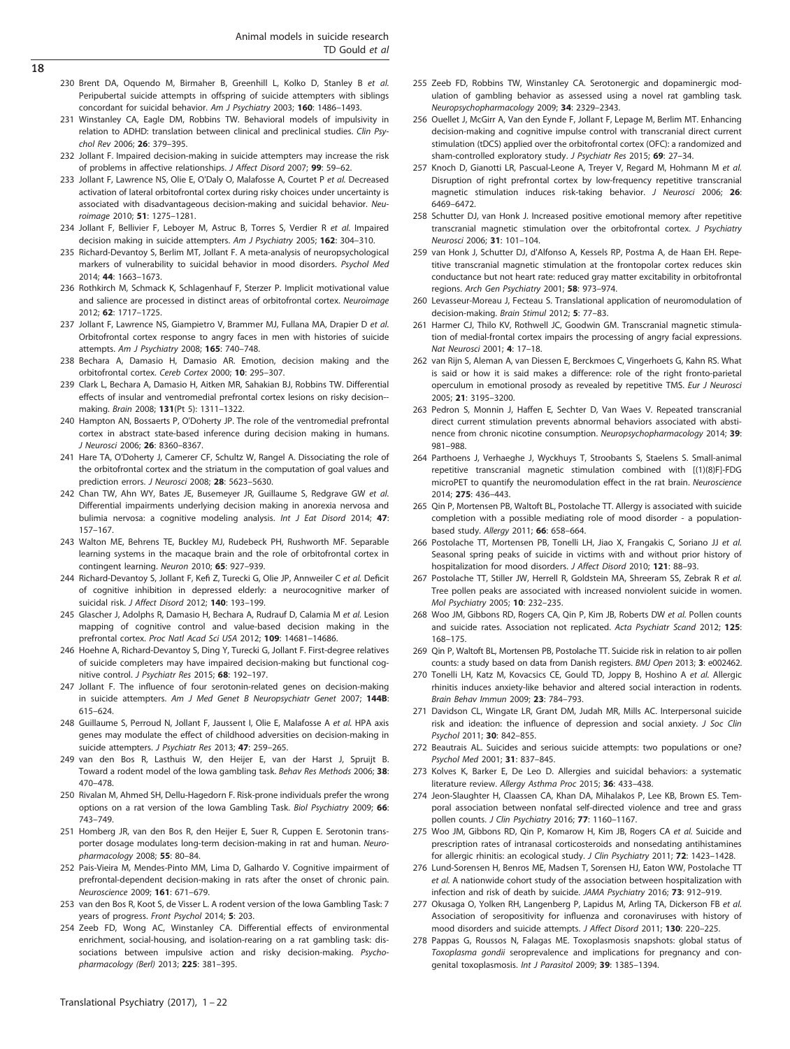230 Brent DA, Oquendo M, Birmaher B, Greenhill L, Kolko D, Stanley B *et al.* Peripubertal suicide attempts in offspring of suicide attempters with siblings concordant for suicidal behavior. *Am J Psychiatry* 2003; **160**: 1486–1493.

231 Winstanley CA, Eagle DM, Robbins TW. Behavioral models of impulsivity in relation to ADHD: translation between clinical and preclinical studies. *Clin Psychol Rev* 2006; **26**: 379–395.

232 Jollant F. Impaired decision-making in suicide attempters may increase the risk of problems in affective relationships. *J Affect Disord* 2007; **99**: 59–62.

233 Jollant F, Lawrence NS, Olie E, O'Daly O, Malafosse A, Courtet P *et al.* Decreased activation of lateral orbitofrontal cortex during risky choices under uncertainty is associated with disadvantageous decision-making and suicidal behavior. *Neuroimage* 2010; **51**: 1275–1281.

234 Jollant F, Bellivier F, Leboyer M, Astruc B, Torres S, Verdier R *et al.* Impaired decision making in suicide attempters. *Am J Psychiatry* 2005; **162**: 304–310.

235 Richard-Devantoy S, Berlim MT, Jollant F. A meta-analysis of neuropsychological markers of vulnerability to suicidal behavior in mood disorders. *Psychol Med* 2014; **44**: 1663–1673.

236 Rothkirch M, Schmack K, Schlagenhauf F, Sterzer P. Implicit motivational value and salience are processed in distinct areas of orbitofrontal cortex. *Neuroimage* 2012; **62**: 1717–1725.

237 Jollant F, Lawrence NS, Giampietro V, Brammer MJ, Fullana MA, Drapier D *et al.* Orbitofrontal cortex response to angry faces in men with histories of suicide attempts. *Am J Psychiatry* 2008; **165**: 740–748.

238 Bechara A, Damasio H, Damasio AR. Emotion, decision making and the orbitofrontal cortex. *Cereb Cortex* 2000; **10**: 295–307.

239 Clark L, Bechara A, Damasio H, Aitken MR, Sahakian BJ, Robbins TW. Differential effects of insular and ventromedial prefrontal cortex lesions on risky decision-making. *Brain* 2008; **131**(Pt 5): 1311–1322.

240 Hampton AN, Bossaerts P, O'Doherty JP. The role of the ventromedial prefrontal cortex in abstract state-based inference during decision making in humans. *J Neurosci* 2006; **26**: 8360–8367.

241 Hare TA, O'Doherty J, Camerer CF, Schultz W, Rangel A. Dissociating the role of the orbitofrontal cortex and the striatum in the computation of goal values and prediction errors. *J Neurosci* 2008; **28**: 5623–5630.

242 Chan TW, Ahn WY, Bates JE, Busemeyer JR, Guillaume S, Redgrave GW *et al.* Differential impairments underlying decision making in anorexia nervosa and bulimia nervosa: a cognitive modeling analysis. *Int J Eat Disord* 2014; **47**: 157–167.

243 Walton ME, Behrens TE, Buckley MJ, Rudebeck PH, Rushworth MF. Separable learning systems in the macaque brain and the role of orbitofrontal cortex in contingent learning. *Neuron* 2010; **65**: 927–939.

244 Richard-Devantoy S, Jollant F, Kefi Z, Turecki G, Olie JP, Annweiler C *et al.* Deficit of cognitive inhibition in depressed elderly: a neurocognitive marker of suicidal risk. *J Affect Disord* 2012; **140**: 193–199.

245 Glascher J, Adolphs R, Damasio H, Bechara A, Rudrauf D, Calamia M *et al.* Lesion mapping of cognitive control and value-based decision making in the prefrontal cortex. *Proc Natl Acad Sci USA* 2012; **109**: 14681–14686.

246 Hoehne A, Richard-Devantoy S, Ding Y, Turecki G, Jollant F. First-degree relatives of suicide completers may have impaired decision-making but functional cognitive control. *J Psychiatr Res* 2015; **68**: 192–197.

247 Jollant F. The influence of four serotonin-related genes on decision-making in suicide attempters. *Am J Med Genet B Neuropsychiatr Genet* 2007; **144B**: 615–624.

248 Guillaume S, Perroud N, Jollant F, Jaussent I, Olie E, Malafosse A *et al.* HPA axis genes may modulate the effect of childhood adversities on decision-making in suicide attempters. *J Psychiatr Res* 2013; **47**: 259–265.

249 van den Bos R, Lasthuis W, den Heijer E, van der Harst J, Spruijt B. Toward a rodent model of the Iowa gambling task. *Behav Res Methods* 2006; **38**: 470–478.

250 Rivalan M, Ahmed SH, Dellu-Hagedorn F. Risk-prone individuals prefer the wrong options on a rat version of the Iowa Gambling Task. *Biol Psychiatry* 2009; **66**: 743–749.

251 Homberg JR, van den Bos R, den Heijer E, Suer R, Cuppen E. Serotonin transporter dosage modulates long-term decision-making in rat and human. *Neuropharmacology* 2008; **55**: 80–84.

252 Pais-Vieira M, Mendes-Pinto MM, Lima D, Galhardo V. Cognitive impairment of prefrontal-dependent decision-making in rats after the onset of chronic pain. *Neuroscience* 2009; **161**: 671–679.

253 van den Bos R, Koot S, de Visser L. A rodent version of the Iowa Gambling Task: 7 years of progress. *Front Psychol* 2014; **5**: 203.

254 Zeeb FD, Wong AC, Winstanley CA. Differential effects of environmental enrichment, social-housing, and isolation-rearing on a rat gambling task: dissociations between impulsive action and risky decision-making. *Psychopharmacology (Berl)* 2013; **225**: 381–395.

255 Zeeb FD, Robbins TW, Winstanley CA. Serotonergic and dopaminergic modulation of gambling behavior as assessed using a novel rat gambling task. *Neuropsychopharmacology* 2009; **34**: 2329–2343.

256 Ouellet J, McGirr A, Van den Eynde F, Jollant F, Lepage M, Berlim MT. Enhancing decision-making and cognitive impulse control with transcranial direct current stimulation (tDCS) applied over the orbitofrontal cortex (OFC): a randomized and sham-controlled exploratory study. *J Psychiatr Res* 2015; **69**: 27–34.

257 Knoch D, Gianotti LR, Pascual-Leone A, Treyer V, Regard M, Hohmann M *et al.* Disruption of right prefrontal cortex by low-frequency repetitive transcranial magnetic stimulation induces risk-taking behavior. *J Neurosci* 2006; **26**: 6469–6472.

258 Schutter DJ, van Honk J. Increased positive emotional memory after repetitive transcranial magnetic stimulation over the orbitofrontal cortex. *J Psychiatry Neurosci* 2006; **31**: 101–104.

259 van Honk J, Schutter DJ, d'Alfonso A, Kessels RP, Postma A, de Haan EH. Repetitive transcranial magnetic stimulation at the frontopolar cortex reduces skin conductance but not heart rate: reduced gray matter excitability in orbitofrontal regions. *Arch Gen Psychiatry* 2001; **58**: 973–974.

260 Levasseur-Moreau J, Fecteau S. Translational application of neuromodulation of decision-making. *Brain Stimul* 2012; **5**: 77–83.

261 Harmer CJ, Thilo KV, Rothwell JC, Goodwin GM. Transcranial magnetic stimulation of medial-frontal cortex impairs the processing of angry facial expressions. *Nat Neurosci* 2001; **4**: 17–18.

262 van Rijn S, Aleman A, van Diessen E, Berckmoes C, Vingerhoets G, Kahn RS. What is said or how it is said makes a difference: role of the right fronto-parietal operculum in emotional prosody as revealed by repetitive TMS. *Eur J Neurosci* 2005; **21**: 3195–3200.

263 Pedron S, Monnin J, Haffen E, Sechter D, Van Waes V. Repeated transcranial direct current stimulation prevents abnormal behaviors associated with abstinence from chronic nicotine consumption. *Neuropsychopharmacology* 2014; **39**: 981–988.

264 Parthoens J, Verhaeghe J, Wyckhuys T, Stroobants S, Staelens S. Small-animal repetitive transcranial magnetic stimulation combined with [(1)(8)F]-FDG microPET to quantify the neuromodulation effect in the rat brain. *Neuroscience* 2014; **275**: 436–443.

265 Qin P, Mortensen PB, Waltoft BL, Postolache TT. Allergy is associated with suicide completion with a possible mediating role of mood disorder - a population-based study. *Allergy* 2011; **66**: 658–664.

266 Postolache TT, Mortensen PB, Tonelli LH, Jiao X, Frangakis C, Soriano JJ *et al.* Seasonal spring peaks of suicide in victims with and without prior history of hospitalization for mood disorders. *J Affect Disord* 2010; **121**: 88–93.

267 Postolache TT, Stiller JW, Herrell R, Goldstein MA, Shreeram SS, Zebrak R *et al.* Tree pollen peaks are associated with increased nonviolent suicide in women. *Mol Psychiatry* 2005; **10**: 232–235.

268 Woo JM, Gibbons RD, Rogers CA, Qin P, Kim JB, Roberts DW *et al.* Pollen counts and suicide rates. Association not replicated. *Acta Psychiatr Scand* 2012; **125**: 168–175.

269 Qin P, Waltoft BL, Mortensen PB, Postolache TT. Suicide risk in relation to air pollen counts: a study based on data from Danish registers. *BMJ Open* 2013; **3**: e002462.

270 Tonelli LH, Katz M, Kovacsics CE, Gould TD, Joppy B, Hoshino A *et al.* Allergic rhinitis induces anxiety-like behavior and altered social interaction in rodents. *Brain Behav Immun* 2009; **23**: 784–793.

271 Davidson CL, Wingate LR, Grant DM, Judah MR, Mills AC. Interpersonal suicide risk and ideation: the influence of depression and social anxiety. *J Soc Clin Psychol* 2011; **30**: 842–855.

272 Beautrais AL. Suicides and serious suicide attempts: two populations or one? *Psychol Med* 2001; **31**: 837–845.

273 Kolves K, Barker E, De Leo D. Allergies and suicidal behaviors: a systematic literature review. *Allergy Asthma Proc* 2015; **36**: 433–438.

274 Jeon-Slaughter H, Claassen CA, Khan DA, Mihalakos P, Lee KB, Brown ES. Temporal association between nonfatal self-directed violence and tree and grass pollen counts. *J Clin Psychiatry* 2016; **77**: 1160–1167.

275 Woo JM, Gibbons RD, Qin P, Komarow H, Kim JB, Rogers CA *et al.* Suicide and prescription rates of intranasal corticosteroids and nonsedating antihistamines for allergic rhinitis: an ecological study. *J Clin Psychiatry* 2011; **72**: 1423–1428.

276 Lund-Sorensen H, Benros ME, Madsen T, Sorensen HJ, Eaton WW, Postolache TT *et al.* A nationwide cohort study of the association between hospitalization with infection and risk of death by suicide. *JAMA Psychiatry* 2016; **73**: 912–919.

277 Okusaga O, Yolken RH, Langenberg P, Lapidus M, Arling TA, Dickerson FB *et al.* Association of seropositivity for influenza and coronaviruses with history of mood disorders and suicide attempts. *J Affect Disord* 2011; **130**: 220–225.

278 Pappas G, Roussos N, Falagas ME. Toxoplasmosis snapshots: global status of *Toxoplasma gondii* seroprevalence and implications for pregnancy and congenital toxoplasmosis. *Int J Parasitol* 2009; **39**: 1385–1394.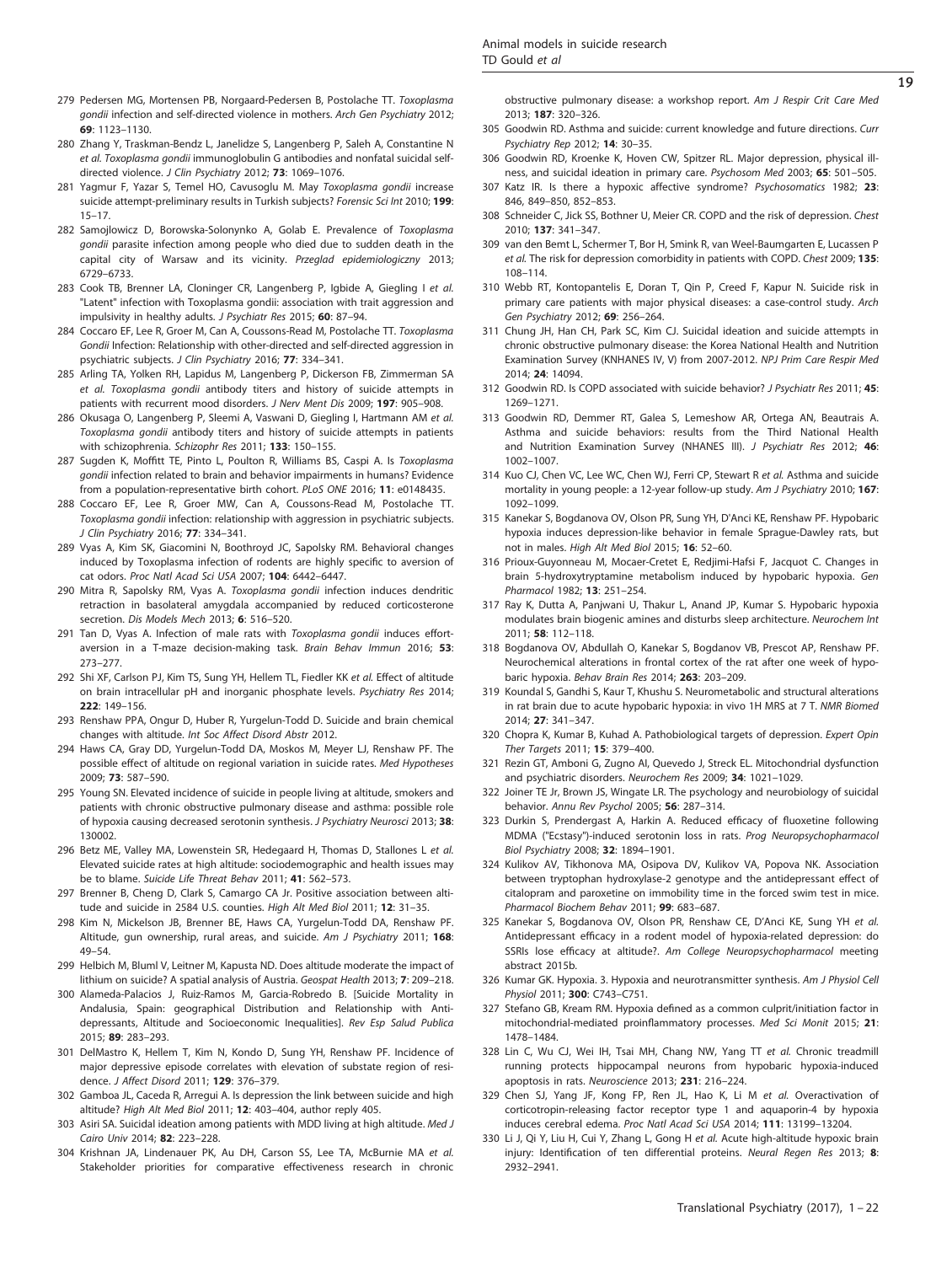279 Pedersen MG, Mortensen PB, Norgaard-Pedersen B, Postolache TT. *Toxoplasma gondii* infection and self-directed violence in mothers. *Arch Gen Psychiatry* 2012; **69**: 1123–1130.

280 Zhang Y, Traskman-Bendz L, Janelidze S, Langenberg P, Saleh A, Constantine N *et al.* *Toxoplasma gondii* immunoglobulin G antibodies and nonfatal suicidal self-directed violence. *J Clin Psychiatry* 2012; **73**: 1069–1076.

281 Yagmur F, Yazar S, Temel HO, Cavusoglu M. May *Toxoplasma gondii* increase suicide attempt-preliminary results in Turkish subjects? *Forensic Sci Int* 2010; **199**: 15–17.

282 Samojlowicz D, Borowska-Solonynko A, Golab E. Prevalence of *Toxoplasma gondii* parasite infection among people who died due to sudden death in the capital city of Warsaw and its vicinity. *Przeglad epidemiologiczny* 2013; 6729–6733.

283 Cook TB, Brenner LA, Cloninger CR, Langenberg P, Igbide A, Giegling I *et al.* "Latent" infection with Toxoplasma gondii: association with trait aggression and impulsivity in healthy adults. *J Psychiatr Res* 2015; **60**: 87–94.

284 Coccaro EF, Lee R, Groer M, Can A, Coussons-Read M, Postolache TT. *Toxoplasma Gondii* Infection: Relationship with other-directed and self-directed aggression in psychiatric subjects. *J Clin Psychiatry* 2016; **77**: 334–341.

285 Arling TA, Yolken RH, Lapidus M, Langenberg P, Dickerson FB, Zimmerman SA *et al.* *Toxoplasma gondii* antibody titers and history of suicide attempts in patients with recurrent mood disorders. *J Nerv Ment Dis* 2009; **197**: 905–908.

286 Okusaga O, Langenberg P, Sleemi A, Vaswani D, Giegling I, Hartmann AM *et al.* *Toxoplasma gondii* antibody titers and history of suicide attempts in patients with schizophrenia. *Schizophr Res* 2011; **133**: 150–155.

287 Sugden K, Moffitt TE, Pinto L, Poulton R, Williams BS, Caspi A. Is *Toxoplasma gondii* infection related to brain and behavior impairments in humans? Evidence from a population-representative birth cohort. *PLoS ONE* 2016; **11**: e0148435.

288 Coccaro EF, Lee R, Groer MW, Can A, Coussons-Read M, Postolache TT. *Toxoplasma gondii* infection: relationship with aggression in psychiatric subjects. *J Clin Psychiatry* 2016; **77**: 334–341.

289 Vyas A, Kim SK, Giacomini N, Boothroyd JC, Sapolsky RM. Behavioral changes induced by Toxoplasma infection of rodents are highly specific to aversion of cat odors. *Proc Natl Acad Sci USA* 2007; **104**: 6442–6447.

290 Mitra R, Sapolsky RM, Vyas A. *Toxoplasma gondii* infection induces dendritic retraction in basolateral amygdala accompanied by reduced corticosterone secretion. *Dis Models Mech* 2013; **6**: 516–520.

291 Tan D, Vyas A. Infection of male rats with *Toxoplasma gondii* induces effort-aversion in a T-maze decision-making task. *Brain Behav Immun* 2016; **53**: 273–277.

292 Shi XF, Carlson PJ, Kim TS, Sung YH, Hellem TL, Fiedler KK *et al.* Effect of altitude on brain intracellular pH and inorganic phosphate levels. *Psychiatry Res* 2014; **222**: 149–156.

293 Renshaw PPA, Ongur D, Huber R, Yurgelun-Todd D. Suicide and brain chemical changes with altitude. *Int Soc Affect Disord Abstr* 2012.

294 Haws CA, Gray DD, Yurgelun-Todd DA, Moskos M, Meyer LJ, Renshaw PF. The possible effect of altitude on regional variation in suicide rates. *Med Hypotheses* 2009; **73**: 587–590.

295 Young SN. Elevated incidence of suicide in people living at altitude, smokers and patients with chronic obstructive pulmonary disease and asthma: possible role of hypoxia causing decreased serotonin synthesis. *J Psychiatry Neurosci* 2013; **38**: 130002.

296 Betz ME, Valley MA, Lowenstein SR, Hedegaard H, Thomas D, Stallones L *et al.* Elevated suicide rates at high altitude: sociodemographic and health issues may be to blame. *Suicide Life Threat Behav* 2011; **41**: 562–573.

297 Brenner B, Cheng D, Clark S, Camargo CA Jr. Positive association between altitude and suicide in 2584 U.S. counties. *High Alt Med Biol* 2011; **12**: 31–35.

298 Kim N, Mickelson JB, Brenner BE, Haws CA, Yurgelun-Todd DA, Renshaw PF. Altitude, gun ownership, rural areas, and suicide. *Am J Psychiatry* 2011; **168**: 49–54.

299 Helbich M, Bluml V, Leitner M, Kapusta ND. Does altitude moderate the impact of lithium on suicide? A spatial analysis of Austria. *Geospat Health* 2013; **7**: 209–218.

300 Alameda-Palacios J, Ruiz-Ramos M, Garcia-Robredo B. [Suicide Mortality in Andalusia, Spain: geographical Distribution and Relationship with Antidepressants, Altitude and Socioeconomic Inequalities]. *Rev Esp Salud Publica* 2015; **89**: 283–293.

301 DelMastro K, Hellem T, Kim N, Kondo D, Sung YH, Renshaw PF. Incidence of major depressive episode correlates with elevation of substate region of residence. *J Affect Disord* 2011; **129**: 376–379.

302 Gamboa JL, Caceda R, Arregui A. Is depression the link between suicide and high altitude? *High Alt Med Biol* 2011; **12**: 403–404, author reply 405.

303 Asiri SA. Suicidal ideation among patients with MDD living at high altitude. *Med J Cairo Univ* 2014; **82**: 223–228.

304 Krishnan JA, Lindenauer PK, Au DH, Carson SS, Lee TA, McBurnie MA *et al.* Stakeholder priorities for comparative effectiveness research in chronic obstructive pulmonary disease: a workshop report. *Am J Respir Crit Care Med* 2013; **187**: 320–326.

305 Goodwin RD. Asthma and suicide: current knowledge and future directions. *Curr Psychiatry Rep* 2012; **14**: 30–35.

306 Goodwin RD, Kroenke K, Hoven CW, Spitzer RL. Major depression, physical illness, and suicidal ideation in primary care. *Psychosom Med* 2003; **65**: 501–505.

307 Katz IR. Is there a hypoxic affective syndrome? *Psychosomatics* 1982; **23**: 846, 849–850, 852–853.

308 Schneider C, Jick SS, Bothner U, Meier CR. COPD and the risk of depression. *Chest* 2010; **137**: 341–347.

309 van den Bemt L, Schermer T, Bor H, Smink R, van Weel-Baumgarten E, Lucassen P *et al.* The risk for depression comorbidity in patients with COPD. *Chest* 2009; **135**: 108–114.

310 Webb RT, Kontopantelis E, Doran T, Qin P, Creed F, Kapur N. Suicide risk in primary care patients with major physical diseases: a case-control study. *Arch Gen Psychiatry* 2012; **69**: 256–264.

311 Chung JH, Han CH, Park SC, Kim CJ. Suicidal ideation and suicide attempts in chronic obstructive pulmonary disease: the Korea National Health and Nutrition Examination Survey (KNHANES IV, V) from 2007-2012. *NPJ Prim Care Respir Med* 2014; **24**: 14094.

312 Goodwin RD. Is COPD associated with suicide behavior? *J Psychiatr Res* 2011; **45**: 1269–1271.

313 Goodwin RD, Demmer RT, Galea S, Lemeshow AR, Ortega AN, Beautrais A. Asthma and suicide behaviors: results from the Third National Health and Nutrition Examination Survey (NHANES III). *J Psychiatr Res* 2012; **46**: 1002–1007.

314 Kuo CJ, Chen VC, Lee WC, Chen WJ, Ferri CP, Stewart R *et al.* Asthma and suicide mortality in young people: a 12-year follow-up study. *Am J Psychiatry* 2010; **167**: 1092–1099.

315 Kanekar S, Bogdanova OV, Olson PR, Sung YH, D'Anci KE, Renshaw PF. Hypobaric hypoxia induces depression-like behavior in female Sprague-Dawley rats, but not in males. *High Alt Med Biol* 2015; **16**: 52–60.

316 Prioux-Guyonneau M, Mocaer-Cretet E, Redjimi-Hafsi F, Jacquot C. Changes in brain 5-hydroxytryptamine metabolism induced by hypobaric hypoxia. *Gen Pharmacol* 1982; **13**: 251–254.

317 Ray K, Dutta A, Panjwani U, Thakur L, Anand JP, Kumar S. Hypobaric hypoxia modulates brain biogenic amines and disturbs sleep architecture. *Neurochem Int* 2011; **58**: 112–118.

318 Bogdanova OV, Abdullah O, Kanekar S, Bogdanov VB, Prescot AP, Renshaw PF. Neurochemical alterations in frontal cortex of the rat after one week of hypobaric hypoxia. *Behav Brain Res* 2014; **263**: 203–209.

319 Koundal S, Gandhi S, Kaur T, Khushu S. Neurometabolic and structural alterations in rat brain due to acute hypobaric hypoxia: in vivo 1H MRS at 7 T. *NMR Biomed* 2014; **27**: 341–347.

320 Chopra K, Kumar B, Kuhad A. Pathobiological targets of depression. *Expert Opin Ther Targets* 2011; **15**: 379–400.

321 Rezin GT, Amboni G, Zugno AI, Quevedo J, Streck EL. Mitochondrial dysfunction and psychiatric disorders. *Neurochem Res* 2009; **34**: 1021–1029.

322 Joiner TE Jr, Brown JS, Wingate LR. The psychology and neurobiology of suicidal behavior. *Annu Rev Psychol* 2005; **56**: 287–314.

323 Durkin S, Prendergast A, Harkin A. Reduced efficacy of fluoxetine following MDMA ("Ecstasy")-induced serotonin loss in rats. *Prog Neuropsychopharmacol Biol Psychiatry* 2008; **32**: 1894–1901.

324 Kulikov AV, Tikhonova MA, Osipova DV, Kulikov VA, Popova NK. Association between tryptophan hydroxylase-2 genotype and the antidepressant effect of citalopram and paroxetine on immobility time in the forced swim test in mice. *Pharmacol Biochem Behav* 2011; **99**: 683–687.

325 Kanekar S, Bogdanova OV, Olson PR, Renshaw CE, D'Anci KE, Sung YH *et al.* Antidepressant efficacy in a rodent model of hypoxia-related depression: do SSRIs lose efficacy at altitude?. *Am College Neuropsychopharmacol* meeting abstract 2015b.

326 Kumar GK. Hypoxia. 3. Hypoxia and neurotransmitter synthesis. *Am J Physiol Cell Physiol* 2011; **300**: C743–C751.

327 Stefano GB, Kream RM. Hypoxia defined as a common culprit/initiation factor in mitochondrial-mediated proinflammatory processes. *Med Sci Monit* 2015; **21**: 1478–1484.

328 Lin C, Wu CJ, Wei IH, Tsai MH, Chang NW, Yang TT *et al.* Chronic treadmill running protects hippocampal neurons from hypobaric hypoxia-induced apoptosis in rats. *Neuroscience* 2013; **231**: 216–224.

329 Chen SJ, Yang JF, Kong FP, Ren JL, Hao K, Li M *et al.* Overactivation of corticotropin-releasing factor receptor type 1 and aquaporin-4 by hypoxia induces cerebral edema. *Proc Natl Acad Sci USA* 2014; **111**: 13199–13204.

330 Li J, Qi Y, Liu H, Cui Y, Zhang L, Gong H *et al.* Acute high-altitude hypoxic brain injury: Identification of ten differential proteins. *Neural Regen Res* 2013; **8**: 2932–2941.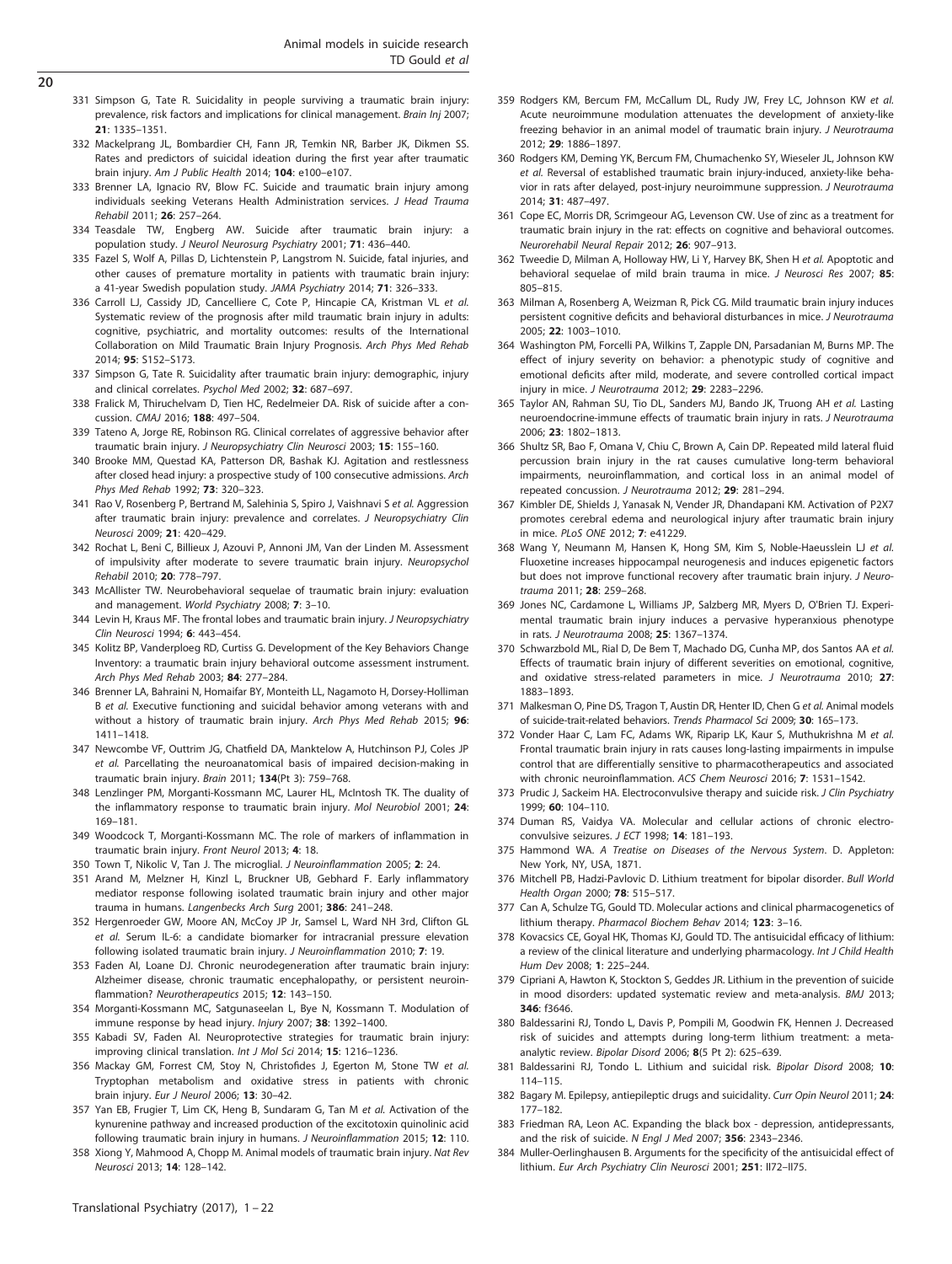331 Simpson G, Tate R. Suicidality in people surviving a traumatic brain injury: prevalence, risk factors and implications for clinical management. *Brain Inj* 2007; **21**: 1335–1351.

332 Mackelprang JL, Bombardier CH, Fann JR, Temkin NR, Barber JK, Dikmen SS. Rates and predictors of suicidal ideation during the first year after traumatic brain injury. *Am J Public Health* 2014; **104**: e100–e107.

333 Brenner LA, Ignacio RV, Blow FC. Suicide and traumatic brain injury among individuals seeking Veterans Health Administration services. *J Head Trauma Rehabil* 2011; **26**: 257–264.

334 Teasdale TW, Engberg AW. Suicide after traumatic brain injury: a population study. *J Neurol Neurosurg Psychiatry* 2001; **71**: 436–440.

335 Fazel S, Wolf A, Pillas D, Lichtenstein P, Langstrom N. Suicide, fatal injuries, and other causes of premature mortality in patients with traumatic brain injury: a 41-year Swedish population study. *JAMA Psychiatry* 2014; **71**: 326–333.

336 Carroll LJ, Cassidy JD, Cancelliere C, Cote P, Hincapie CA, Kristman VL *et al.* Systematic review of the prognosis after mild traumatic brain injury in adults: cognitive, psychiatric, and mortality outcomes: results of the International Collaboration on Mild Traumatic Brain Injury Prognosis. *Arch Phys Med Rehab* 2014; **95**: S152–S173.

337 Simpson G, Tate R. Suicidality after traumatic brain injury: demographic, injury and clinical correlates. *Psychol Med* 2002; **32**: 687–697.

338 Fralick M, Thiruchelvam D, Tien HC, Redelmeier DA. Risk of suicide after a concussion. *CMAJ* 2016; **188**: 497–504.

339 Tateno A, Jorge RE, Robinson RG. Clinical correlates of aggressive behavior after traumatic brain injury. *J Neuropsychiatry Clin Neurosci* 2003; **15**: 155–160.

340 Brooke MM, Questad KA, Patterson DR, Bashak KJ. Agitation and restlessness after closed head injury: a prospective study of 100 consecutive admissions. *Arch Phys Med Rehab* 1992; **73**: 320–323.

341 Rao V, Rosenberg P, Bertrand M, Salehinia S, Spiro J, Vaishnavi S *et al.* Aggression after traumatic brain injury: prevalence and correlates. *J Neuropsychiatry Clin Neurosci* 2009; **21**: 420–429.

342 Rochat L, Beni C, Billieux J, Azouvi P, Annoni JM, Van der Linden M. Assessment of impulsivity after moderate to severe traumatic brain injury. *Neuropsychol Rehabil* 2010; **20**: 778–797.

343 McAllister TW. Neurobehavioral sequelae of traumatic brain injury: evaluation and management. *World Psychiatry* 2008; **7**: 3–10.

344 Levin H, Kraus MF. The frontal lobes and traumatic brain injury. *J Neuropsychiatry Clin Neurosci* 1994; **6**: 443–454.

345 Kolitz BP, Vanderploeg RD, Curtiss G. Development of the Key Behaviors Change Inventory: a traumatic brain injury behavioral outcome assessment instrument. *Arch Phys Med Rehab* 2003; **84**: 277–284.

346 Brenner LA, Bahraini N, Homaifar BY, Monteith LL, Nagamoto H, Dorsey-Holliman B *et al.* Executive functioning and suicidal behavior among veterans with and without a history of traumatic brain injury. *Arch Phys Med Rehab* 2015; **96**: 1411–1418.

347 Newcombe VF, Outtrim JG, Chatfield DA, Manktelow A, Hutchinson PJ, Coles JP *et al.* Parcellating the neuroanatomical basis of impaired decision-making in traumatic brain injury. *Brain* 2011; **134**(Pt 3): 759–768.

348 Lenzlinger PM, Morganti-Kossmann MC, Laurer HL, McIntosh TK. The duality of the inflammatory response to traumatic brain injury. *Mol Neurobiol* 2001; **24**: 169–181.

349 Woodcock T, Morganti-Kossmann MC. The role of markers of inflammation in traumatic brain injury. *Front Neurol* 2013; **4**: 18.

350 Town T, Nikolic V, Tan J. The microglial. *J Neuroinflammation* 2005; **2**: 24.

351 Arand M, Melzner H, Kinzl L, Bruckner UB, Gebhard F. Early inflammatory mediator response following isolated traumatic brain injury and other major trauma in humans. *Langenbecks Arch Surg* 2001; **386**: 241–248.

352 Hergenroeder GW, Moore AN, McCoy JP Jr, Samsel L, Ward NH 3rd, Clifton GL *et al.* Serum IL-6: a candidate biomarker for intracranial pressure elevation following isolated traumatic brain injury. *J Neuroinflammation* 2010; **7**: 19.

353 Faden AI, Loane DJ. Chronic neurodegeneration after traumatic brain injury: Alzheimer disease, chronic traumatic encephalopathy, or persistent neuroinflammation? *Neurotherapeutics* 2015; **12**: 143–150.

354 Morganti-Kossmann MC, Satgunaseelan L, Bye N, Kossmann T. Modulation of immune response by head injury. *Injury* 2007; **38**: 1392–1400.

355 Kabadi SV, Faden AI. Neuroprotective strategies for traumatic brain injury: improving clinical translation. *Int J Mol Sci* 2014; **15**: 1216–1236.

356 Mackay GM, Forrest CM, Stoy N, Christofides J, Egerton M, Stone TW *et al.* Tryptophan metabolism and oxidative stress in patients with chronic brain injury. *Eur J Neurol* 2006; **13**: 30–42.

357 Yan EB, Frugier T, Lim CK, Heng B, Sundaram G, Tan M *et al.* Activation of the kynurenine pathway and increased production of the excitotoxin quinolinic acid following traumatic brain injury in humans. *J Neuroinflammation* 2015; **12**: 110.

358 Xiong Y, Mahmood A, Chopp M. Animal models of traumatic brain injury. *Nat Rev Neurosci* 2013; **14**: 128–142.

359 Rodgers KM, Bercum FM, McCallum DL, Rudy JW, Frey LC, Johnson KW *et al.* Acute neuroimmune modulation attenuates the development of anxiety-like freezing behavior in an animal model of traumatic brain injury. *J Neurotrauma* 2012; **29**: 1886–1897.

360 Rodgers KM, Deming YK, Bercum FM, Chumachenko SY, Wieseler JL, Johnson KW *et al.* Reversal of established traumatic brain injury-induced, anxiety-like behavior in rats after delayed, post-injury neuroimmune suppression. *J Neurotrauma* 2014; **31**: 487–497.

361 Cope EC, Morris DR, Scrimgeour AG, Levenson CW. Use of zinc as a treatment for traumatic brain injury in the rat: effects on cognitive and behavioral outcomes. *Neurorehabil Neural Repair* 2012; **26**: 907–913.

362 Tweedie D, Milman A, Holloway HW, Li Y, Harvey BK, Shen H *et al.* Apoptotic and behavioral sequelae of mild brain trauma in mice. *J Neurosci Res* 2007; **85**: 805–815.

363 Milman A, Rosenberg A, Weizman R, Pick CG. Mild traumatic brain injury induces persistent cognitive deficits and behavioral disturbances in mice. *J Neurotrauma* 2005; **22**: 1003–1010.

364 Washington PM, Forcelli PA, Wilkins T, Zapple DN, Parsadanian M, Burns MP. The effect of injury severity on behavior: a phenotypic study of cognitive and emotional deficits after mild, moderate, and severe controlled cortical impact injury in mice. *J Neurotrauma* 2012; **29**: 2283–2296.

365 Taylor AN, Rahman SU, Tio DL, Sanders MJ, Bando JK, Truong AH *et al.* Lasting neuroendocrine-immune effects of traumatic brain injury in rats. *J Neurotrauma* 2006; **23**: 1802–1813.

366 Shultz SR, Bao F, Omana V, Chiu C, Brown A, Cain DP. Repeated mild lateral fluid percussion brain injury in the rat causes cumulative long-term behavioral impairments, neuroinflammation, and cortical loss in an animal model of repeated concussion. *J Neurotrauma* 2012; **29**: 281–294.

367 Kimbler DE, Shields J, Yanasak N, Vender JR, Dhandapani KM. Activation of P2X7 promotes cerebral edema and neurological injury after traumatic brain injury in mice. *PLoS ONE* 2012; **7**: e41229.

368 Wang Y, Neumann M, Hansen K, Hong SM, Kim S, Noble-Haeusslein LJ *et al.* Fluoxetine increases hippocampal neurogenesis and induces epigenetic factors but does not improve functional recovery after traumatic brain injury. *J Neurotrauma* 2011; **28**: 259–268.

369 Jones NC, Cardamone L, Williams JP, Salzberg MR, Myers D, O'Brien TJ. Experimental traumatic brain injury induces a pervasive hyperanxious phenotype in rats. *J Neurotrauma* 2008; **25**: 1367–1374.

370 Schwarzbold ML, Rial D, De Bem T, Machado DG, Cunha MP, dos Santos AA *et al.* Effects of traumatic brain injury of different severities on emotional, cognitive, and oxidative stress-related parameters in mice. *J Neurotrauma* 2010; **27**: 1883–1893.

371 Malkesman O, Pine DS, Tragon T, Austin DR, Henter ID, Chen G *et al.* Animal models of suicide-trait-related behaviors. *Trends Pharmacol Sci* 2009; **30**: 165–173.

372 Vonder Haar C, Lam FC, Adams WK, Riparip LK, Kaur S, Muthukrishna M *et al.* Frontal traumatic brain injury in rats causes long-lasting impairments in impulse control that are differentially sensitive to pharmacotherapeutics and associated with chronic neuroinflammation. *ACS Chem Neurosci* 2016; **7**: 1531–1542.

373 Prudic J, Sackeim HA. Electroconvulsive therapy and suicide risk. *J Clin Psychiatry* 1999; **60**: 104–110.

374 Duman RS, Vaidya VA. Molecular and cellular actions of chronic electroconvulsive seizures. *J ECT* 1998; **14**: 181–193.

375 Hammond WA. *A Treatise on Diseases of the Nervous System*. D. Appleton: New York, NY, USA, 1871.

376 Mitchell PB, Hadzi-Pavlovic D. Lithium treatment for bipolar disorder. *Bull World Health Organ* 2000; **78**: 515–517.

377 Can A, Schulze TG, Gould TD. Molecular actions and clinical pharmacogenetics of lithium therapy. *Pharmacol Biochem Behav* 2014; **123**: 3–16.

378 Kovacsics CE, Goyal HK, Thomas KJ, Gould TD. The antisuicidal efficacy of lithium: a review of the clinical literature and underlying pharmacology. *Int J Child Health Hum Dev* 2008; **1**: 225–244.

379 Cipriani A, Hawton K, Stockton S, Geddes JR. Lithium in the prevention of suicide in mood disorders: updated systematic review and meta-analysis. *BMJ* 2013; **346**: f3646.

380 Baldessarini RJ, Tondo L, Davis P, Pompili M, Goodwin FK, Hennen J. Decreased risk of suicides and attempts during long-term lithium treatment: a meta-analytic review. *Bipolar Disord* 2006; **8**(5 Pt 2): 625–639.

381 Baldessarini RJ, Tondo L. Lithium and suicidal risk. *Bipolar Disord* 2008; **10**: 114–115.

382 Bagary M. Epilepsy, antiepileptic drugs and suicidality. *Curr Opin Neurol* 2011; **24**: 177–182.

383 Friedman RA, Leon AC. Expanding the black box - depression, antidepressants, and the risk of suicide. *N Engl J Med* 2007; **356**: 2343–2346.

384 Muller-Oerlinghausen B. Arguments for the specificity of the antisuicidal effect of lithium. *Eur Arch Psychiatry Clin Neurosci* 2001; **251**: II72–II75.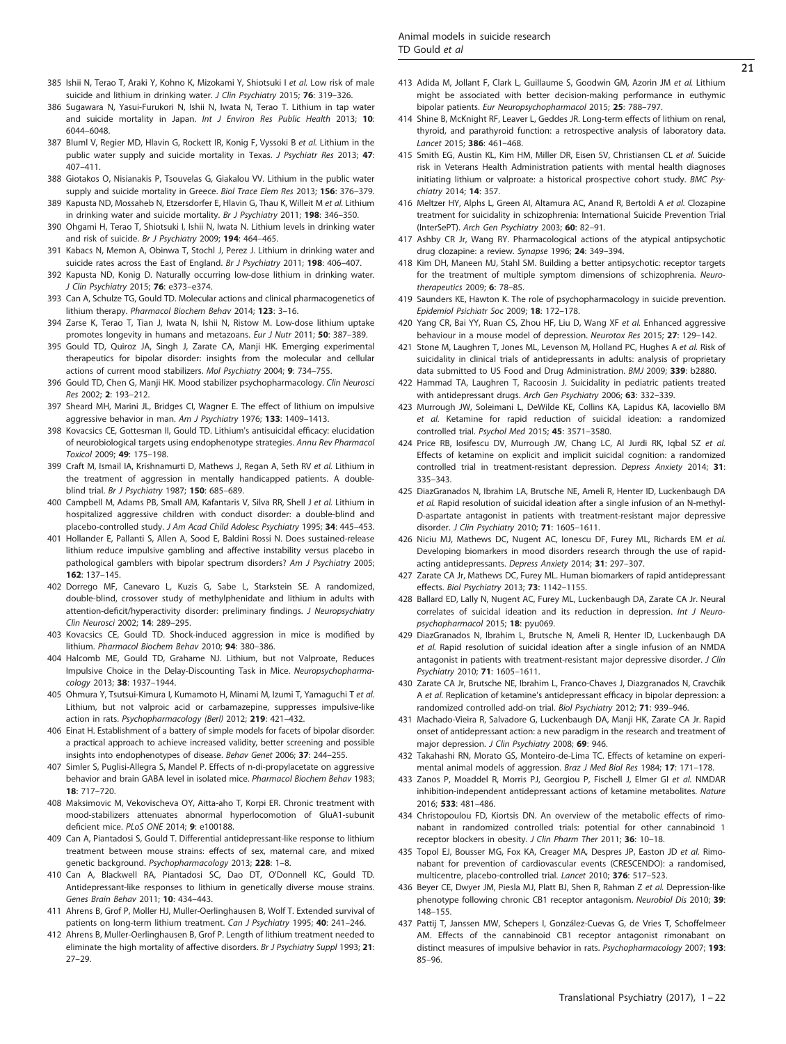385 Ishii N, Terao T, Araki Y, Kohno K, Mizokami Y, Shiotsuki I *et al.* Low risk of male suicide and lithium in drinking water. *J Clin Psychiatry* 2015; **76**: 319–326.

386 Sugawara N, Yasui-Furukori N, Ishii N, Iwata N, Terao T. Lithium in tap water and suicide mortality in Japan. *Int J Environ Res Public Health* 2013; **10**: 6044–6048.

387 Bluml V, Regier MD, Hlavin G, Rockett IR, Konig F, Vyssoki B *et al.* Lithium in the public water supply and suicide mortality in Texas. *J Psychiatr Res* 2013; **47**: 407–411.

388 Giotakos O, Nisianakis P, Tsouvelas G, Giakalou VV. Lithium in the public water supply and suicide mortality in Greece. *Biol Trace Elem Res* 2013; **156**: 376–379.

389 Kapusta ND, Mossaheb N, Etzersdorfer E, Hlavin G, Thau K, Willeit M *et al.* Lithium in drinking water and suicide mortality. *Br J Psychiatry* 2011; **198**: 346–350.

390 Ohgami H, Terao T, Shiotsuki I, Ishii N, Iwata N. Lithium levels in drinking water and risk of suicide. *Br J Psychiatry* 2009; **194**: 464–465.

391 Kabacs N, Memon A, Obinwa T, Stochl J, Perez J. Lithium in drinking water and suicide rates across the East of England. *Br J Psychiatry* 2011; **198**: 406–407.

392 Kapusta ND, Konig D. Naturally occurring low-dose lithium in drinking water. *J Clin Psychiatry* 2015; **76**: e373–e374.

393 Can A, Schulze TG, Gould TD. Molecular actions and clinical pharmacogenetics of lithium therapy. *Pharmacol Biochem Behav* 2014; **123**: 3–16.

394 Zarse K, Terao T, Tian J, Iwata N, Ishii N, Ristow M. Low-dose lithium uptake promotes longevity in humans and metazoans. *Eur J Nutr* 2011; **50**: 387–389.

395 Gould TD, Quiroz JA, Singh J, Zarate CA, Manji HK. Emerging experimental therapeutics for bipolar disorder: insights from the molecular and cellular actions of current mood stabilizers. *Mol Psychiatry* 2004; **9**: 734–755.

396 Gould TD, Chen G, Manji HK. Mood stabilizer psychopharmacology. *Clin Neurosci Res* 2002; **2**: 193–212.

397 Sheard MH, Marini JL, Bridges CI, Wagner E. The effect of lithium on impulsive aggressive behavior in man. *Am J Psychiatry* 1976; **133**: 1409–1413.

398 Kovacsics CE, Gottesman II, Gould TD. Lithium's antisuicidal efficacy: elucidation of neurobiological targets using endophenotype strategies. *Annu Rev Pharmacol Toxicol* 2009; **49**: 175–198.

399 Craft M, Ismail IA, Krishnamurti D, Mathews J, Regan A, Seth RV *et al.* Lithium in the treatment of aggression in mentally handicapped patients. A double-blind trial. *Br J Psychiatry* 1987; **150**: 685–689.

400 Campbell M, Adams PB, Small AM, Kafantaris V, Silva RR, Shell J *et al.* Lithium in hospitalized aggressive children with conduct disorder: a double-blind and placebo-controlled study. *J Am Acad Child Adolesc Psychiatry* 1995; **34**: 445–453.

401 Hollander E, Pallanti S, Allen A, Sood E, Baldini Rossi N. Does sustained-release lithium reduce impulsive gambling and affective instability versus placebo in pathological gamblers with bipolar spectrum disorders? *Am J Psychiatry* 2005; **162**: 137–145.

402 Dorrego MF, Canevaro L, Kuzis G, Sabe L, Starkstein SE. A randomized, double-blind, crossover study of methylphenidate and lithium in adults with attention-deficit/hyperactivity disorder: preliminary findings. *J Neuropsychiatry Clin Neurosci* 2002; **14**: 289–295.

403 Kovacsics CE, Gould TD. Shock-induced aggression in mice is modified by lithium. *Pharmacol Biochem Behav* 2010; **94**: 380–386.

404 Halcomb ME, Gould TD, Grahame NJ. Lithium, but not Valproate, Reduces Impulsive Choice in the Delay-Discounting Task in Mice. *Neuropsychopharmacology* 2013; **38**: 1937–1944.

405 Ohmura Y, Tsutsui-Kimura I, Kumamoto H, Minami M, Izumi T, Yamaguchi T *et al.* Lithium, but not valproic acid or carbamazepine, suppresses impulsive-like action in rats. *Psychopharmacology (Berl)* 2012; **219**: 421–432.

406 Einat H. Establishment of a battery of simple models for facets of bipolar disorder: a practical approach to achieve increased validity, better screening and possible insights into endophenotypes of disease. *Behav Genet* 2006; **37**: 244–255.

407 Simler S, Puglisi-Allegra S, Mandel P. Effects of n-di-propylacetate on aggressive behavior and brain GABA level in isolated mice. *Pharmacol Biochem Behav* 1983; **18**: 717–720.

408 Maksimovic M, Vekovischeva OY, Aitta-aho T, Korpi ER. Chronic treatment with mood-stabilizers attenuates abnormal hyperlocomotion of GluA1-subunit deficient mice. *PLoS ONE* 2014; **9**: e100188.

409 Can A, Piantadosi S, Gould T. Differential antidepressant-like response to lithium treatment between mouse strains: effects of sex, maternal care, and mixed genetic background. *Psychopharmacology* 2013; **228**: 1–8.

410 Can A, Blackwell RA, Piantadosi SC, Dao DT, O'Donnell KC, Gould TD. Antidepressant-like responses to lithium in genetically diverse mouse strains. *Genes Brain Behav* 2011; **10**: 434–443.

411 Ahrens B, Grof P, Moller HJ, Muller-Oerlinghausen B, Wolf T. Extended survival of patients on long-term lithium treatment. *Can J Psychiatry* 1995; **40**: 241–246.

412 Ahrens B, Muller-Oerlinghausen B, Grof P. Length of lithium treatment needed to eliminate the high mortality of affective disorders. *Br J Psychiatry Suppl* 1993; **21**: 27–29.

413 Adida M, Jollant F, Clark L, Guillaume S, Goodwin GM, Azorin JM *et al.* Lithium might be associated with better decision-making performance in euthymic bipolar patients. *Eur Neuropsychopharmacol* 2015; **25**: 788–797.

414 Shine B, McKnight RF, Leaver L, Geddes JR. Long-term effects of lithium on renal, thyroid, and parathyroid function: a retrospective analysis of laboratory data. *Lancet* 2015; **386**: 461–468.

415 Smith EG, Austin KL, Kim HM, Miller DR, Eisen SV, Christiansen CL *et al.* Suicide risk in Veterans Health Administration patients with mental health diagnoses initiating lithium or valproate: a historical prospective cohort study. *BMC Psychiatry* 2014; **14**: 357.

416 Meltzer HY, Alphs L, Green AI, Altamura AC, Anand R, Bertoldi A *et al.* Clozapine treatment for suicidality in schizophrenia: International Suicide Prevention Trial (InterSePT). *Arch Gen Psychiatry* 2003; **60**: 82–91.

417 Ashby CR Jr, Wang RY. Pharmacological actions of the atypical antipsychotic drug clozapine: a review. *Synapse* 1996; **24**: 349–394.

418 Kim DH, Maneen MJ, Stahl SM. Building a better antipsychotic: receptor targets for the treatment of multiple symptom dimensions of schizophrenia. *Neurotherapeutics* 2009; **6**: 78–85.

419 Saunders KE, Hawton K. The role of psychopharmacology in suicide prevention. *Epidemiol Psichiatr Soc* 2009; **18**: 172–178.

420 Yang CR, Bai YY, Ruan CS, Zhou HF, Liu D, Wang XF *et al.* Enhanced aggressive behaviour in a mouse model of depression. *Neurotox Res* 2015; **27**: 129–142.

421 Stone M, Laughren T, Jones ML, Levenson M, Holland PC, Hughes A *et al.* Risk of suicidality in clinical trials of antidepressants in adults: analysis of proprietary data submitted to US Food and Drug Administration. *BMJ* 2009; **339**: b2880.

422 Hammad TA, Laughren T, Racoosin J. Suicidality in pediatric patients treated with antidepressant drugs. *Arch Gen Psychiatry* 2006; **63**: 332–339.

423 Murrough JW, Soleimani L, DeWilde KE, Collins KA, Lapidus KA, Iacoviello BM *et al.* Ketamine for rapid reduction of suicidal ideation: a randomized controlled trial. *Psychol Med* 2015; **45**: 3571–3580.

424 Price RB, Iosifescu DV, Murrough JW, Chang LC, Al Jurdi RK, Iqbal SZ *et al.* Effects of ketamine on explicit and implicit suicidal cognition: a randomized controlled trial in treatment-resistant depression. *Depress Anxiety* 2014; **31**: 335–343.

425 DiazGranados N, Ibrahim LA, Brutsche NE, Ameli R, Henter ID, Luckenbaugh DA *et al.* Rapid resolution of suicidal ideation after a single infusion of an N-methyl-D-aspartate antagonist in patients with treatment-resistant major depressive disorder. *J Clin Psychiatry* 2010; **71**: 1605–1611.

426 Niciu MJ, Mathews DC, Nugent AC, Ionescu DF, Furey ML, Richards EM *et al.* Developing biomarkers in mood disorders research through the use of rapid-acting antidepressants. *Depress Anxiety* 2014; **31**: 297–307.

427 Zarate CA Jr, Mathews DC, Furey ML. Human biomarkers of rapid antidepressant effects. *Biol Psychiatry* 2013; **73**: 1142–1155.

428 Ballard ED, Lally N, Nugent AC, Furey ML, Luckenbaugh DA, Zarate CA Jr. Neural correlates of suicidal ideation and its reduction in depression. *Int J Neuropsychopharmacol* 2015; **18**: pyu069.

429 DiazGranados N, Ibrahim L, Brutsche N, Ameli R, Henter ID, Luckenbaugh DA *et al.* Rapid resolution of suicidal ideation after a single infusion of an NMDA antagonist in patients with treatment-resistant major depressive disorder. *J Clin Psychiatry* 2010; **71**: 1605–1611.

430 Zarate CA Jr, Brutsche NE, Ibrahim L, Franco-Chaves J, Diazgranados N, Cravchik A *et al.* Replication of ketamine's antidepressant efficacy in bipolar depression: a randomized controlled add-on trial. *Biol Psychiatry* 2012; **71**: 939–946.

431 Machado-Vieira R, Salvadore G, Luckenbaugh DA, Manji HK, Zarate CA Jr. Rapid onset of antidepressant action: a new paradigm in the research and treatment of major depression. *J Clin Psychiatry* 2008; **69**: 946.

432 Takahashi RN, Morato GS, Monteiro-de-Lima TC. Effects of ketamine on experimental animal models of aggression. *Braz J Med Biol Res* 1984; **17**: 171–178.

433 Zanos P, Moaddel R, Morris PJ, Georgiou P, Fischell J, Elmer GI *et al.* NMDAR inhibition-independent antidepressant actions of ketamine metabolites. *Nature* 2016; **533**: 481–486.

434 Christopoulou FD, Kiortsis DN. An overview of the metabolic effects of rimonabant in randomized controlled trials: potential for other cannabinoid 1 receptor blockers in obesity. *J Clin Pharm Ther* 2011; **36**: 10–18.

435 Topol EJ, Bousser MG, Fox KA, Creager MA, Despres JP, Easton JD *et al.* Rimonabant for prevention of cardiovascular events (CRESCENDO): a randomised, multicentre, placebo-controlled trial. *Lancet* 2010; **376**: 517–523.

436 Beyer CE, Dwyer JM, Piesla MJ, Platt BJ, Shen R, Rahman Z *et al.* Depression-like phenotype following chronic CB1 receptor antagonism. *Neurobiol Dis* 2010; **39**: 148–155.

437 Pattij T, Janssen MW, Schepers I, González-Cuevas G, de Vries T, Schoffelmeer AM. Effects of the cannabinoid CB1 receptor antagonist rimonabant on distinct measures of impulsive behavior in rats. *Psychopharmacology* 2007; **193**: 85–96.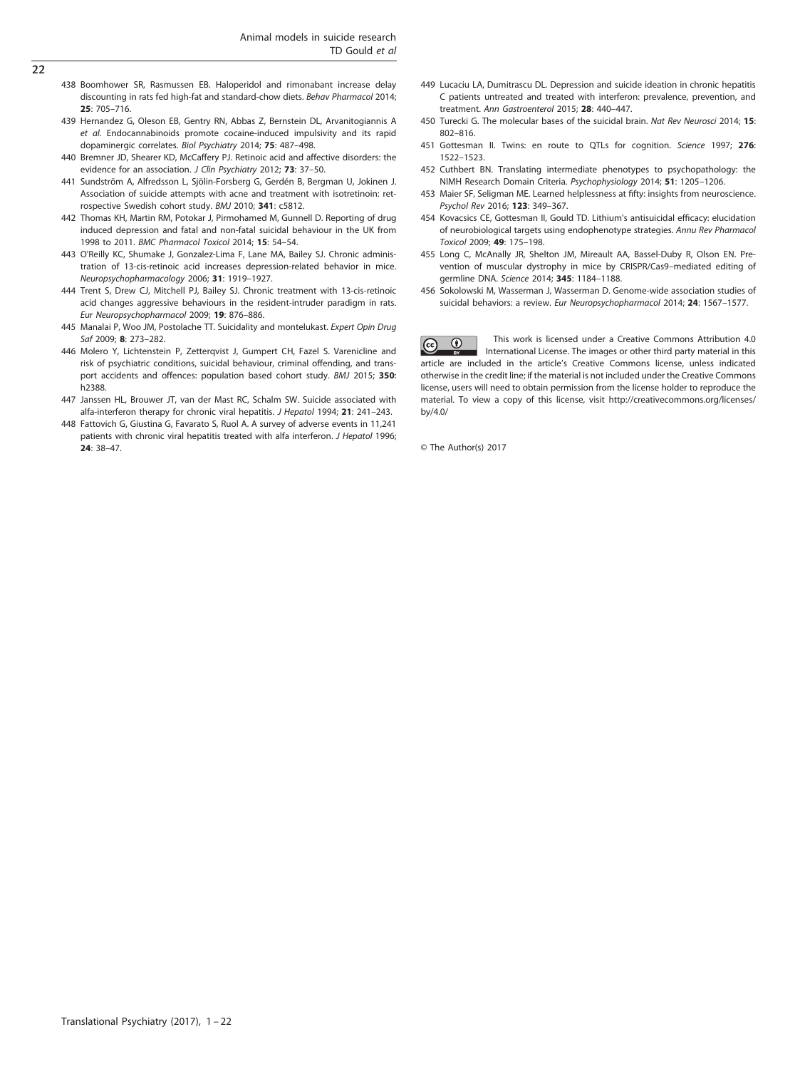438 Boomhower SR, Rasmussen EB. Haloperidol and rimonabant increase delay discounting in rats fed high-fat and standard-chow diets. *Behav Pharmacol* 2014; **25**: 705–716.

439 Hernandez G, Oleson EB, Gentry RN, Abbas Z, Bernstein DL, Arvanitogiannis A *et al.* Endocannabinoids promote cocaine-induced impulsivity and its rapid dopaminergic correlates. *Biol Psychiatry* 2014; **75**: 487–498.

440 Bremner JD, Shearer KD, McCaffery PJ. Retinoic acid and affective disorders: the evidence for an association. *J Clin Psychiatry* 2012; **73**: 37–50.

441 Sundström A, Alfredsson L, Sjölin-Forsberg G, Gerdén B, Bergman U, Jokinen J. Association of suicide attempts with acne and treatment with isotretinoin: retrospective Swedish cohort study. *BMJ* 2010; **341**: c5812.

442 Thomas KH, Martin RM, Potokar J, Pirmohamed M, Gunnell D. Reporting of drug induced depression and fatal and non-fatal suicidal behaviour in the UK from 1998 to 2011. *BMC Pharmacol Toxicol* 2014; **15**: 54–54.

443 O'Reilly KC, Shumake J, Gonzalez-Lima F, Lane MA, Bailey SJ. Chronic administration of 13-cis-retinoic acid increases depression-related behavior in mice. *Neuropsychopharmacology* 2006; **31**: 1919–1927.

444 Trent S, Drew CJ, Mitchell PJ, Bailey SJ. Chronic treatment with 13-cis-retinoic acid changes aggressive behaviours in the resident-intruder paradigm in rats. *Eur Neuropsychopharmacol* 2009; **19**: 876–886.

445 Manalai P, Woo JM, Postolache TT. Suicidality and montelukast. *Expert Opin Drug Saf* 2009; **8**: 273–282.

446 Molero Y, Lichtenstein P, Zetterqvist J, Gumpert CH, Fazel S. Varenicline and risk of psychiatric conditions, suicidal behaviour, criminal offending, and transport accidents and offences: population based cohort study. *BMJ* 2015; **350**: h2388.

447 Janssen HL, Brouwer JT, van der Mast RC, Schalm SW. Suicide associated with alfa-interferon therapy for chronic viral hepatitis. *J Hepatol* 1994; **21**: 241–243.

448 Fattovich G, Giustina G, Favarato S, Ruol A. A survey of adverse events in 11,241 patients with chronic viral hepatitis treated with alfa interferon. *J Hepatol* 1996; **24**: 38–47.

449 Lucaciu LA, Dumitrascu DL. Depression and suicide ideation in chronic hepatitis C patients untreated and treated with interferon: prevalence, prevention, and treatment. *Ann Gastroenterol* 2015; **28**: 440–447.

450 Turecki G. The molecular bases of the suicidal brain. *Nat Rev Neurosci* 2014; **15**: 802–816.

451 Gottesman II. Twins: en route to QTLs for cognition. *Science* 1997; **276**: 1522–1523.

452 Cuthbert BN. Translating intermediate phenotypes to psychopathology: the NIMH Research Domain Criteria. *Psychophysiology* 2014; **51**: 1205–1206.

453 Maier SF, Seligman ME. Learned helplessness at fifty: insights from neuroscience. *Psychol Rev* 2016; **123**: 349–367.

454 Kovacsics CE, Gottesman II, Gould TD. Lithium's antisuicidal efficacy: elucidation of neurobiological targets using endophenotype strategies. *Annu Rev Pharmacol Toxicol* 2009; **49**: 175–198.

455 Long C, McAnally JR, Shelton JM, Mireault AA, Bassel-Duby R, Olson EN. Prevention of muscular dystrophy in mice by CRISPR/Cas9–mediated editing of germline DNA. *Science* 2014; **345**: 1184–1188.

456 Sokolowski M, Wasserman J, Wasserman D. Genome-wide association studies of suicidal behaviors: a review. *Eur Neuropsychopharmacol* 2014; **24**: 1567–1577.

This work is licensed under a Creative Commons Attribution 4.0 International License. The images or other third party material in this article are included in the article's Creative Commons license, unless indicated otherwise in the credit line; if the material is not included under the Creative Commons license, users will need to obtain permission from the license holder to reproduce the material. To view a copy of this license, visit http://creativecommons.org/licenses/by/4.0/

© The Author(s) 2017